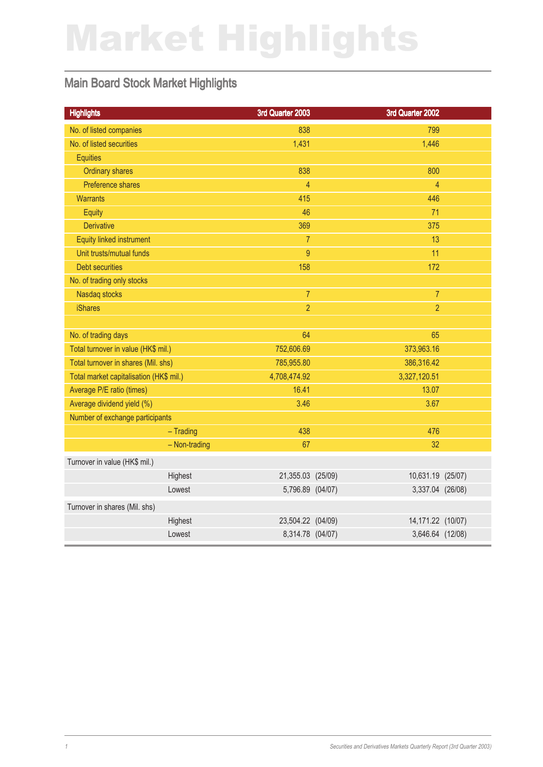# Market Highlights

## Main Board Stock Market Highlights

| Highlights | 3rd Quarter 2003 | 3rd Quarter 2002 |
|---|---|---|
| No. of listed companies | 838 | 799 |
| No. of listed securities | 1,431 | 1,446 |
| Equities | | |
| Ordinary shares | 838 | 800 |
| Preference shares | 4 | 4 |
| Warrants | 415 | 446 |
| Equity | 46 | 71 |
| Derivative | 369 | 375 |
| Equity linked instrument | 7 | 13 |
| Unit trusts/mutual funds | 9 | 11 |
| Debt securities | 158 | 172 |
| No. of trading only stocks | | |
| Nasdaq stocks | 7 | 7 |
| iShares | 2 | 2 |
| | | |
| No. of trading days | 64 | 65 |
| Total turnover in value (HK$ mil.) | 752,606.69 | 373,963.16 |
| Total turnover in shares (Mil. shs) | 785,955.80 | 386,316.42 |
| Total market capitalisation (HK$ mil.) | 4,708,474.92 | 3,327,120.51 |
| Average P/E ratio (times) | 16.41 | 13.07 |
| Average dividend yield (%) | 3.46 | 3.67 |
| Number of exchange participants | | |
| – Trading | 438 | 476 |
| – Non-trading | 67 | 32 |
| Turnover in value (HK$ mil.) | | |
| Highest | 21,355.03 (25/09) | 10,631.19 (25/07) |
| Lowest | 5,796.89 (04/07) | 3,337.04 (26/08) |
| Turnover in shares (Mil. shs) | | |
| Highest | 23,504.22 (04/09) | 14,171.22 (10/07) |
| Lowest | 8,314.78 (04/07) | 3,646.64 (12/08) |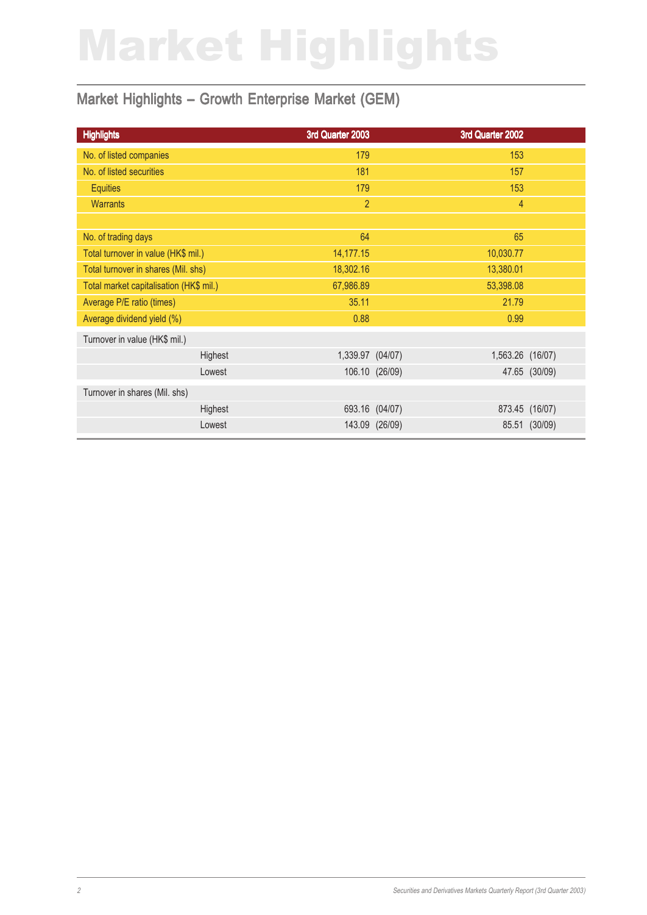# Market Highlights

## Market Highlights – Growth Enterprise Market (GEM)

| Highlights | | 3rd Quarter 2003 | 3rd Quarter 2002 |
|---|---|---|---|
| No. of listed companies | | 179 | 153 |
| No. of listed securities | | 181 | 157 |
| Equities | | 179 | 153 |
| Warrants | | 2 | 4 |
| | | | |
| No. of trading days | | 64 | 65 |
| Total turnover in value (HK$ mil.) | | 14,177.15 | 10,030.77 |
| Total turnover in shares (Mil. shs) | | 18,302.16 | 13,380.01 |
| Total market capitalisation (HK$ mil.) | | 67,986.89 | 53,398.08 |
| Average P/E ratio (times) | | 35.11 | 21.79 |
| Average dividend yield (%) | | 0.88 | 0.99 |
| Turnover in value (HK$ mil.) | | | |
| | Highest | 1,339.97 (04/07) | 1,563.26 (16/07) |
| | Lowest | 106.10 (26/09) | 47.65 (30/09) |
| Turnover in shares (Mil. shs) | | | |
| | Highest | 693.16 (04/07) | 873.45 (16/07) |
| | Lowest | 143.09 (26/09) | 85.51 (30/09) |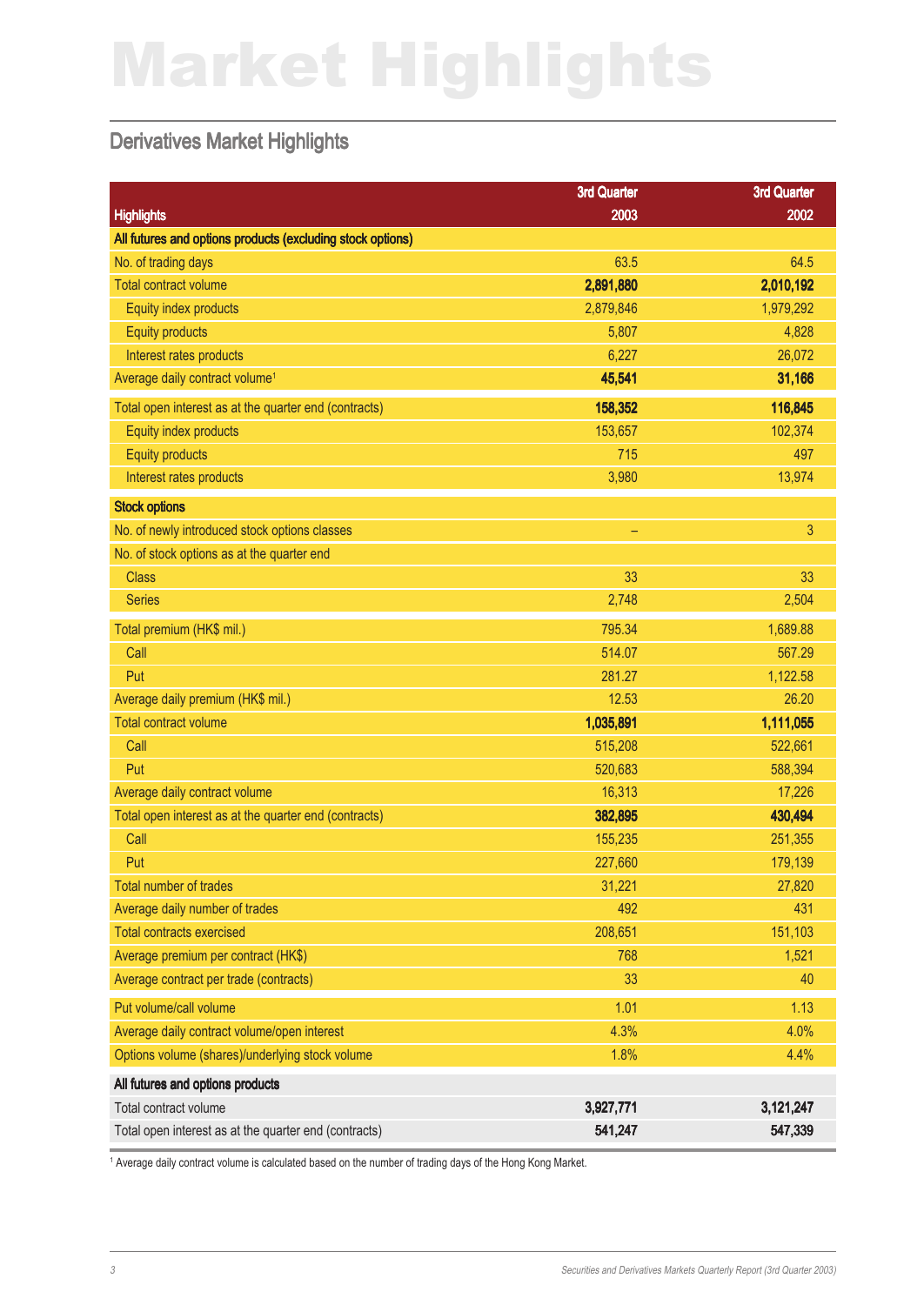# Market Highlights

## Derivatives Market Highlights

| Highlights | 3rd Quarter 2003 | 3rd Quarter 2002 |
|---|---|---|
| **All futures and options products (excluding stock options)** | | |
| No. of trading days | 63.5 | 64.5 |
| Total contract volume | **2,891,880** | **2,010,192** |
| Equity index products | 2,879,846 | 1,979,292 |
| Equity products | 5,807 | 4,828 |
| Interest rates products | 6,227 | 26,072 |
| Average daily contract volume[1] | **45,541** | **31,166** |
| Total open interest as at the quarter end (contracts) | **158,352** | **116,845** |
| Equity index products | 153,657 | 102,374 |
| Equity products | 715 | 497 |
| Interest rates products | 3,980 | 13,974 |
| **Stock options** | | |
| No. of newly introduced stock options classes | – | 3 |
| No. of stock options as at the quarter end | | |
| Class | 33 | 33 |
| Series | 2,748 | 2,504 |
| Total premium (HK$ mil.) | 795.34 | 1,689.88 |
| Call | 514.07 | 567.29 |
| Put | 281.27 | 1,122.58 |
| Average daily premium (HK$ mil.) | 12.53 | 26.20 |
| Total contract volume | **1,035,891** | **1,111,055** |
| Call | 515,208 | 522,661 |
| Put | 520,683 | 588,394 |
| Average daily contract volume | 16,313 | 17,226 |
| Total open interest as at the quarter end (contracts) | **382,895** | **430,494** |
| Call | 155,235 | 251,355 |
| Put | 227,660 | 179,139 |
| Total number of trades | 31,221 | 27,820 |
| Average daily number of trades | 492 | 431 |
| Total contracts exercised | 208,651 | 151,103 |
| Average premium per contract (HK$) | 768 | 1,521 |
| Average contract per trade (contracts) | 33 | 40 |
| Put volume/call volume | 1.01 | 1.13 |
| Average daily contract volume/open interest | 4.3% | 4.0% |
| Options volume (shares)/underlying stock volume | 1.8% | 4.4% |
| **All futures and options products** | | |
| Total contract volume | **3,927,771** | **3,121,247** |
| Total open interest as at the quarter end (contracts) | **541,247** | **547,339** |

[1] Average daily contract volume is calculated based on the number of trading days of the Hong Kong Market.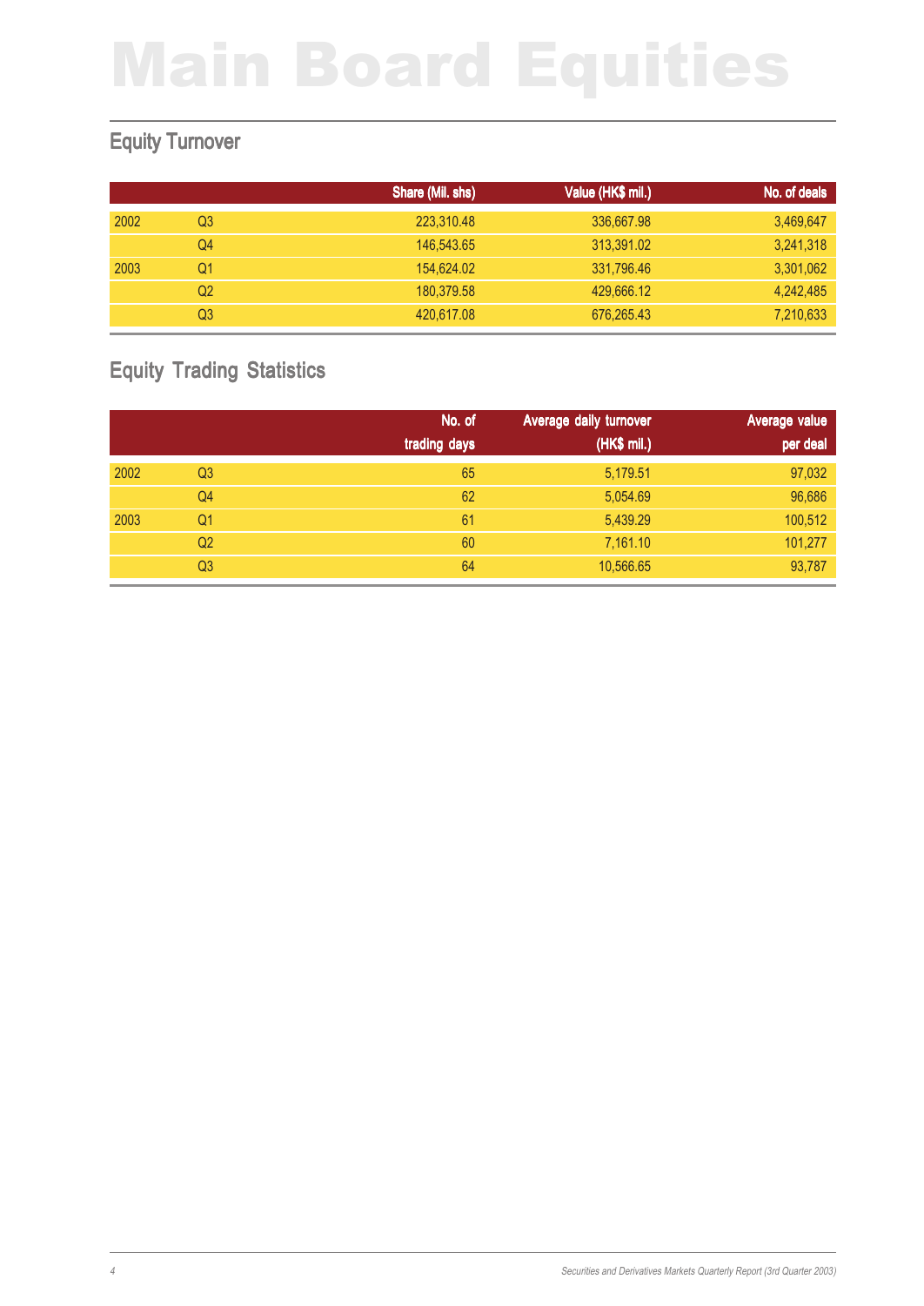# Main Board Equities

## Equity Turnover

| | | Share (Mil. shs) | Value (HK$ mil.) | No. of deals |
|---|---|---|---|---|
| 2002 | Q3 | 223,310.48 | 336,667.98 | 3,469,647 |
| | Q4 | 146,543.65 | 313,391.02 | 3,241,318 |
| 2003 | Q1 | 154,624.02 | 331,796.46 | 3,301,062 |
| | Q2 | 180,379.58 | 429,666.12 | 4,242,485 |
| | Q3 | 420,617.08 | 676,265.43 | 7,210,633 |

## Equity Trading Statistics

| | | No. of trading days | Average daily turnover (HK$ mil.) | Average value per deal |
|---|---|---|---|---|
| 2002 | Q3 | 65 | 5,179.51 | 97,032 |
| | Q4 | 62 | 5,054.69 | 96,686 |
| 2003 | Q1 | 61 | 5,439.29 | 100,512 |
| | Q2 | 60 | 7,161.10 | 101,277 |
| | Q3 | 64 | 10,566.65 | 93,787 |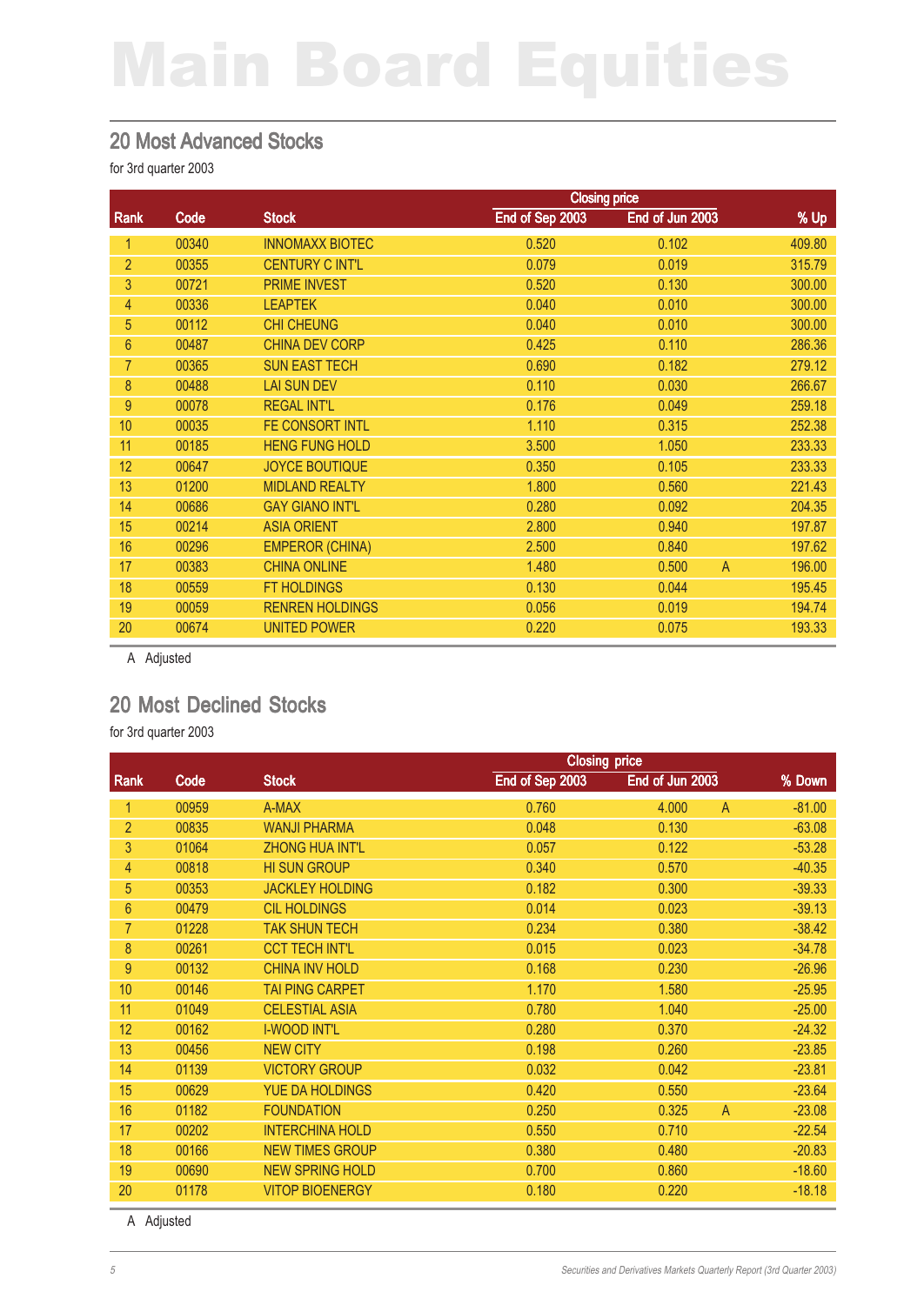# Main Board Equities

## 20 Most Advanced Stocks

for 3rd quarter 2003

| Rank | Code | Stock | Closing price | | | % Up |
|---|---|---|---|---|---|---|
| | | | End of Sep 2003 | End of Jun 2003 | | |
| 1 | 00340 | INNOMAXX BIOTEC | 0.520 | 0.102 | | 409.80 |
| 2 | 00355 | CENTURY C INT'L | 0.079 | 0.019 | | 315.79 |
| 3 | 00721 | PRIME INVEST | 0.520 | 0.130 | | 300.00 |
| 4 | 00336 | LEAPTEK | 0.040 | 0.010 | | 300.00 |
| 5 | 00112 | CHI CHEUNG | 0.040 | 0.010 | | 300.00 |
| 6 | 00487 | CHINA DEV CORP | 0.425 | 0.110 | | 286.36 |
| 7 | 00365 | SUN EAST TECH | 0.690 | 0.182 | | 279.12 |
| 8 | 00488 | LAI SUN DEV | 0.110 | 0.030 | | 266.67 |
| 9 | 00078 | REGAL INT'L | 0.176 | 0.049 | | 259.18 |
| 10 | 00035 | FE CONSORT INTL | 1.110 | 0.315 | | 252.38 |
| 11 | 00185 | HENG FUNG HOLD | 3.500 | 1.050 | | 233.33 |
| 12 | 00647 | JOYCE BOUTIQUE | 0.350 | 0.105 | | 233.33 |
| 13 | 01200 | MIDLAND REALTY | 1.800 | 0.560 | | 221.43 |
| 14 | 00686 | GAY GIANO INT'L | 0.280 | 0.092 | | 204.35 |
| 15 | 00214 | ASIA ORIENT | 2.800 | 0.940 | | 197.87 |
| 16 | 00296 | EMPEROR (CHINA) | 2.500 | 0.840 | | 197.62 |
| 17 | 00383 | CHINA ONLINE | 1.480 | 0.500 | A | 196.00 |
| 18 | 00559 | FT HOLDINGS | 0.130 | 0.044 | | 195.45 |
| 19 | 00059 | RENREN HOLDINGS | 0.056 | 0.019 | | 194.74 |
| 20 | 00674 | UNITED POWER | 0.220 | 0.075 | | 193.33 |

A Adjusted

## 20 Most Declined Stocks

for 3rd quarter 2003

| Rank | Code | Stock | Closing price | | | % Down |
|---|---|---|---|---|---|---|
| | | | End of Sep 2003 | End of Jun 2003 | | |
| 1 | 00959 | A-MAX | 0.760 | 4.000 | A | -81.00 |
| 2 | 00835 | WANJI PHARMA | 0.048 | 0.130 | | -63.08 |
| 3 | 01064 | ZHONG HUA INT'L | 0.057 | 0.122 | | -53.28 |
| 4 | 00818 | HI SUN GROUP | 0.340 | 0.570 | | -40.35 |
| 5 | 00353 | JACKLEY HOLDING | 0.182 | 0.300 | | -39.33 |
| 6 | 00479 | CIL HOLDINGS | 0.014 | 0.023 | | -39.13 |
| 7 | 01228 | TAK SHUN TECH | 0.234 | 0.380 | | -38.42 |
| 8 | 00261 | CCT TECH INT'L | 0.015 | 0.023 | | -34.78 |
| 9 | 00132 | CHINA INV HOLD | 0.168 | 0.230 | | -26.96 |
| 10 | 00146 | TAI PING CARPET | 1.170 | 1.580 | | -25.95 |
| 11 | 01049 | CELESTIAL ASIA | 0.780 | 1.040 | | -25.00 |
| 12 | 00162 | I-WOOD INT'L | 0.280 | 0.370 | | -24.32 |
| 13 | 00456 | NEW CITY | 0.198 | 0.260 | | -23.85 |
| 14 | 01139 | VICTORY GROUP | 0.032 | 0.042 | | -23.81 |
| 15 | 00629 | YUE DA HOLDINGS | 0.420 | 0.550 | | -23.64 |
| 16 | 01182 | FOUNDATION | 0.250 | 0.325 | A | -23.08 |
| 17 | 00202 | INTERCHINA HOLD | 0.550 | 0.710 | | -22.54 |
| 18 | 00166 | NEW TIMES GROUP | 0.380 | 0.480 | | -20.83 |
| 19 | 00690 | NEW SPRING HOLD | 0.700 | 0.860 | | -18.60 |
| 20 | 01178 | VITOP BIOENERGY | 0.180 | 0.220 | | -18.18 |

A Adjusted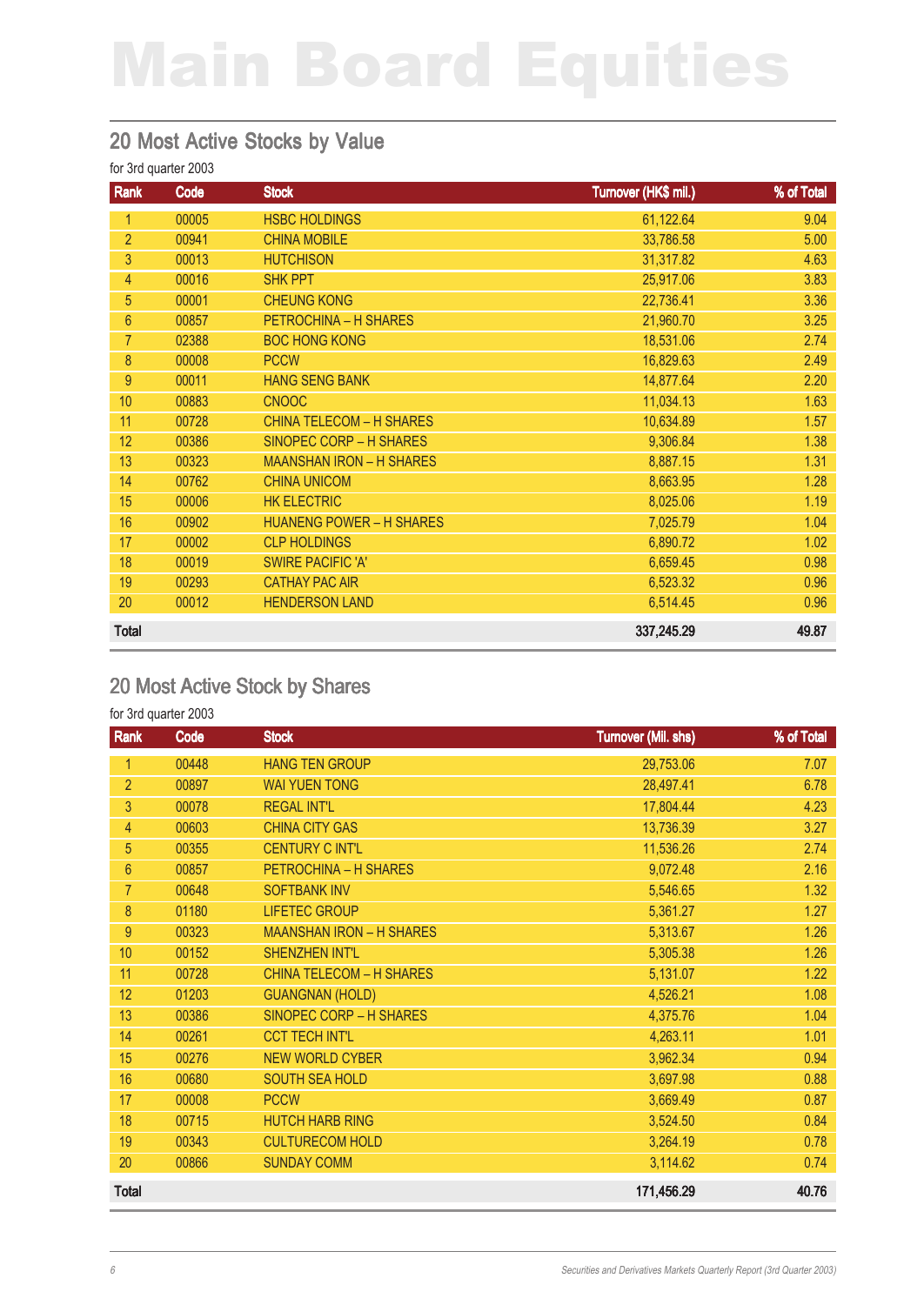# Main Board Equities

## 20 Most Active Stocks by Value

for 3rd quarter 2003

| Rank | Code | Stock | Turnover (HK$ mil.) | % of Total |
|---|---|---|---|---|
| 1 | 00005 | HSBC HOLDINGS | 61,122.64 | 9.04 |
| 2 | 00941 | CHINA MOBILE | 33,786.58 | 5.00 |
| 3 | 00013 | HUTCHISON | 31,317.82 | 4.63 |
| 4 | 00016 | SHK PPT | 25,917.06 | 3.83 |
| 5 | 00001 | CHEUNG KONG | 22,736.41 | 3.36 |
| 6 | 00857 | PETROCHINA – H SHARES | 21,960.70 | 3.25 |
| 7 | 02388 | BOC HONG KONG | 18,531.06 | 2.74 |
| 8 | 00008 | PCCW | 16,829.63 | 2.49 |
| 9 | 00011 | HANG SENG BANK | 14,877.64 | 2.20 |
| 10 | 00883 | CNOOC | 11,034.13 | 1.63 |
| 11 | 00728 | CHINA TELECOM – H SHARES | 10,634.89 | 1.57 |
| 12 | 00386 | SINOPEC CORP – H SHARES | 9,306.84 | 1.38 |
| 13 | 00323 | MAANSHAN IRON – H SHARES | 8,887.15 | 1.31 |
| 14 | 00762 | CHINA UNICOM | 8,663.95 | 1.28 |
| 15 | 00006 | HK ELECTRIC | 8,025.06 | 1.19 |
| 16 | 00902 | HUANENG POWER – H SHARES | 7,025.79 | 1.04 |
| 17 | 00002 | CLP HOLDINGS | 6,890.72 | 1.02 |
| 18 | 00019 | SWIRE PACIFIC 'A' | 6,659.45 | 0.98 |
| 19 | 00293 | CATHAY PAC AIR | 6,523.32 | 0.96 |
| 20 | 00012 | HENDERSON LAND | 6,514.45 | 0.96 |
| **Total** | | | **337,245.29** | **49.87** |

## 20 Most Active Stock by Shares

for 3rd quarter 2003

| Rank | Code | Stock | Turnover (Mil. shs) | % of Total |
|---|---|---|---|---|
| 1 | 00448 | HANG TEN GROUP | 29,753.06 | 7.07 |
| 2 | 00897 | WAI YUEN TONG | 28,497.41 | 6.78 |
| 3 | 00078 | REGAL INT'L | 17,804.44 | 4.23 |
| 4 | 00603 | CHINA CITY GAS | 13,736.39 | 3.27 |
| 5 | 00355 | CENTURY C INT'L | 11,536.26 | 2.74 |
| 6 | 00857 | PETROCHINA – H SHARES | 9,072.48 | 2.16 |
| 7 | 00648 | SOFTBANK INV | 5,546.65 | 1.32 |
| 8 | 01180 | LIFETEC GROUP | 5,361.27 | 1.27 |
| 9 | 00323 | MAANSHAN IRON – H SHARES | 5,313.67 | 1.26 |
| 10 | 00152 | SHENZHEN INT'L | 5,305.38 | 1.26 |
| 11 | 00728 | CHINA TELECOM – H SHARES | 5,131.07 | 1.22 |
| 12 | 01203 | GUANGNAN (HOLD) | 4,526.21 | 1.08 |
| 13 | 00386 | SINOPEC CORP – H SHARES | 4,375.76 | 1.04 |
| 14 | 00261 | CCT TECH INT'L | 4,263.11 | 1.01 |
| 15 | 00276 | NEW WORLD CYBER | 3,962.34 | 0.94 |
| 16 | 00680 | SOUTH SEA HOLD | 3,697.98 | 0.88 |
| 17 | 00008 | PCCW | 3,669.49 | 0.87 |
| 18 | 00715 | HUTCH HARB RING | 3,524.50 | 0.84 |
| 19 | 00343 | CULTURECOM HOLD | 3,264.19 | 0.78 |
| 20 | 00866 | SUNDAY COMM | 3,114.62 | 0.74 |
| **Total** | | | **171,456.29** | **40.76** |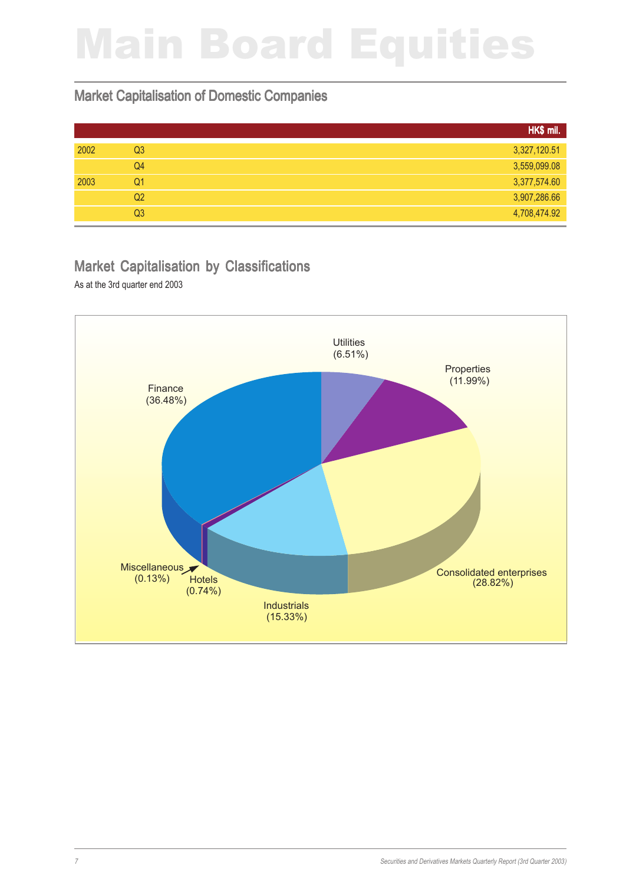# Main Board Equities

## Market Capitalisation of Domestic Companies

| | | HK$ mil. |
|---|---|---|
| 2002 | Q3 | 3,327,120.51 |
| | Q4 | 3,559,099.08 |
| 2003 | Q1 | 3,377,574.60 |
| | Q2 | 3,907,286.66 |
| | Q3 | 4,708,474.92 |

## Market Capitalisation by Classifications

As at the 3rd quarter end 2003

Utilities (6.51%)

Properties (11.99%)

Consolidated enterprises (28.82%)

Industrials (15.33%)

Hotels (0.74%)

Miscellaneous (0.13%)

Finance (36.48%)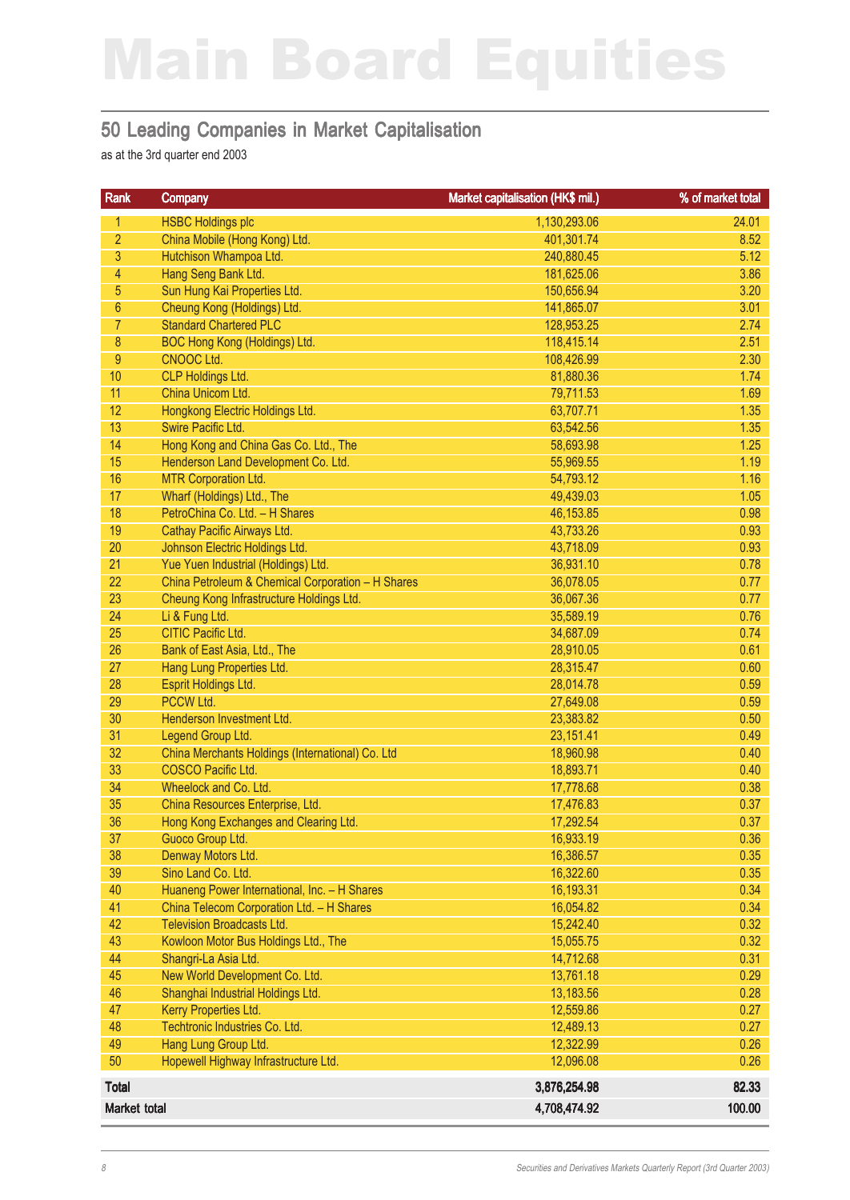# Main Board Equities

## 50 Leading Companies in Market Capitalisation

as at the 3rd quarter end 2003

| Rank | Company | Market capitalisation (HK$ mil.) | % of market total |
|---|---|---|---|
| 1 | HSBC Holdings plc | 1,130,293.06 | 24.01 |
| 2 | China Mobile (Hong Kong) Ltd. | 401,301.74 | 8.52 |
| 3 | Hutchison Whampoa Ltd. | 240,880.45 | 5.12 |
| 4 | Hang Seng Bank Ltd. | 181,625.06 | 3.86 |
| 5 | Sun Hung Kai Properties Ltd. | 150,656.94 | 3.20 |
| 6 | Cheung Kong (Holdings) Ltd. | 141,865.07 | 3.01 |
| 7 | Standard Chartered PLC | 128,953.25 | 2.74 |
| 8 | BOC Hong Kong (Holdings) Ltd. | 118,415.14 | 2.51 |
| 9 | CNOOC Ltd. | 108,426.99 | 2.30 |
| 10 | CLP Holdings Ltd. | 81,880.36 | 1.74 |
| 11 | China Unicom Ltd. | 79,711.53 | 1.69 |
| 12 | Hongkong Electric Holdings Ltd. | 63,707.71 | 1.35 |
| 13 | Swire Pacific Ltd. | 63,542.56 | 1.35 |
| 14 | Hong Kong and China Gas Co. Ltd., The | 58,693.98 | 1.25 |
| 15 | Henderson Land Development Co. Ltd. | 55,969.55 | 1.19 |
| 16 | MTR Corporation Ltd. | 54,793.12 | 1.16 |
| 17 | Wharf (Holdings) Ltd., The | 49,439.03 | 1.05 |
| 18 | PetroChina Co. Ltd. – H Shares | 46,153.85 | 0.98 |
| 19 | Cathay Pacific Airways Ltd. | 43,733.26 | 0.93 |
| 20 | Johnson Electric Holdings Ltd. | 43,718.09 | 0.93 |
| 21 | Yue Yuen Industrial (Holdings) Ltd. | 36,931.10 | 0.78 |
| 22 | China Petroleum & Chemical Corporation – H Shares | 36,078.05 | 0.77 |
| 23 | Cheung Kong Infrastructure Holdings Ltd. | 36,067.36 | 0.77 |
| 24 | Li & Fung Ltd. | 35,589.19 | 0.76 |
| 25 | CITIC Pacific Ltd. | 34,687.09 | 0.74 |
| 26 | Bank of East Asia, Ltd., The | 28,910.05 | 0.61 |
| 27 | Hang Lung Properties Ltd. | 28,315.47 | 0.60 |
| 28 | Esprit Holdings Ltd. | 28,014.78 | 0.59 |
| 29 | PCCW Ltd. | 27,649.08 | 0.59 |
| 30 | Henderson Investment Ltd. | 23,383.82 | 0.50 |
| 31 | Legend Group Ltd. | 23,151.41 | 0.49 |
| 32 | China Merchants Holdings (International) Co. Ltd | 18,960.98 | 0.40 |
| 33 | COSCO Pacific Ltd. | 18,893.71 | 0.40 |
| 34 | Wheelock and Co. Ltd. | 17,778.68 | 0.38 |
| 35 | China Resources Enterprise, Ltd. | 17,476.83 | 0.37 |
| 36 | Hong Kong Exchanges and Clearing Ltd. | 17,292.54 | 0.37 |
| 37 | Guoco Group Ltd. | 16,933.19 | 0.36 |
| 38 | Denway Motors Ltd. | 16,386.57 | 0.35 |
| 39 | Sino Land Co. Ltd. | 16,322.60 | 0.35 |
| 40 | Huaneng Power International, Inc. – H Shares | 16,193.31 | 0.34 |
| 41 | China Telecom Corporation Ltd. – H Shares | 16,054.82 | 0.34 |
| 42 | Television Broadcasts Ltd. | 15,242.40 | 0.32 |
| 43 | Kowloon Motor Bus Holdings Ltd., The | 15,055.75 | 0.32 |
| 44 | Shangri-La Asia Ltd. | 14,712.68 | 0.31 |
| 45 | New World Development Co. Ltd. | 13,761.18 | 0.29 |
| 46 | Shanghai Industrial Holdings Ltd. | 13,183.56 | 0.28 |
| 47 | Kerry Properties Ltd. | 12,559.86 | 0.27 |
| 48 | Techtronic Industries Co. Ltd. | 12,489.13 | 0.27 |
| 49 | Hang Lung Group Ltd. | 12,322.99 | 0.26 |
| 50 | Hopewell Highway Infrastructure Ltd. | 12,096.08 | 0.26 |
| **Total** | | **3,876,254.98** | **82.33** |
| **Market total** | | **4,708,474.92** | **100.00** |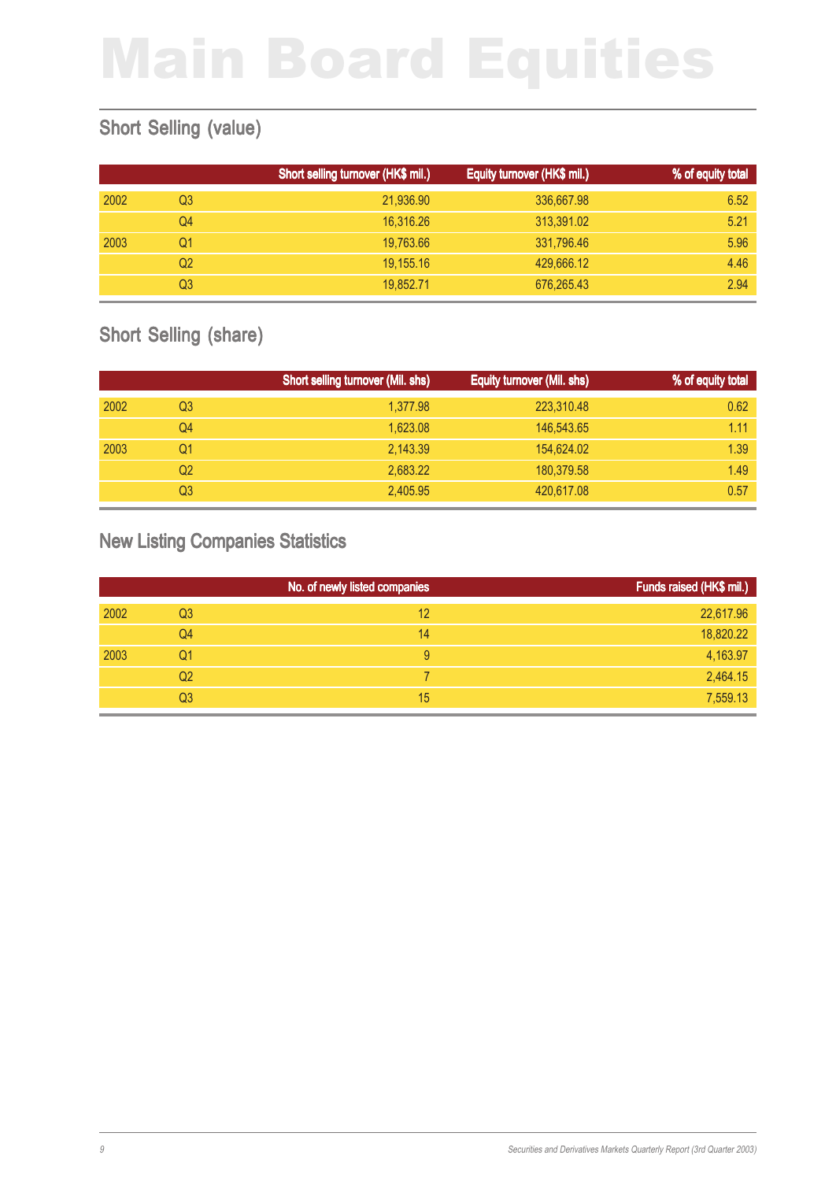# Main Board Equities

## Short Selling (value)

| | | Short selling turnover (HK$ mil.) | Equity turnover (HK$ mil.) | % of equity total |
|---|---|---|---|---|
| 2002 | Q3 | 21,936.90 | 336,667.98 | 6.52 |
| | Q4 | 16,316.26 | 313,391.02 | 5.21 |
| 2003 | Q1 | 19,763.66 | 331,796.46 | 5.96 |
| | Q2 | 19,155.16 | 429,666.12 | 4.46 |
| | Q3 | 19,852.71 | 676,265.43 | 2.94 |

## Short Selling (share)

| | | Short selling turnover (Mil. shs) | Equity turnover (Mil. shs) | % of equity total |
|---|---|---|---|---|
| 2002 | Q3 | 1,377.98 | 223,310.48 | 0.62 |
| | Q4 | 1,623.08 | 146,543.65 | 1.11 |
| 2003 | Q1 | 2,143.39 | 154,624.02 | 1.39 |
| | Q2 | 2,683.22 | 180,379.58 | 1.49 |
| | Q3 | 2,405.95 | 420,617.08 | 0.57 |

## New Listing Companies Statistics

| | | No. of newly listed companies | Funds raised (HK$ mil.) |
|---|---|---|---|
| 2002 | Q3 | 12 | 22,617.96 |
| | Q4 | 14 | 18,820.22 |
| 2003 | Q1 | 9 | 4,163.97 |
| | Q2 | 7 | 2,464.15 |
| | Q3 | 15 | 7,559.13 |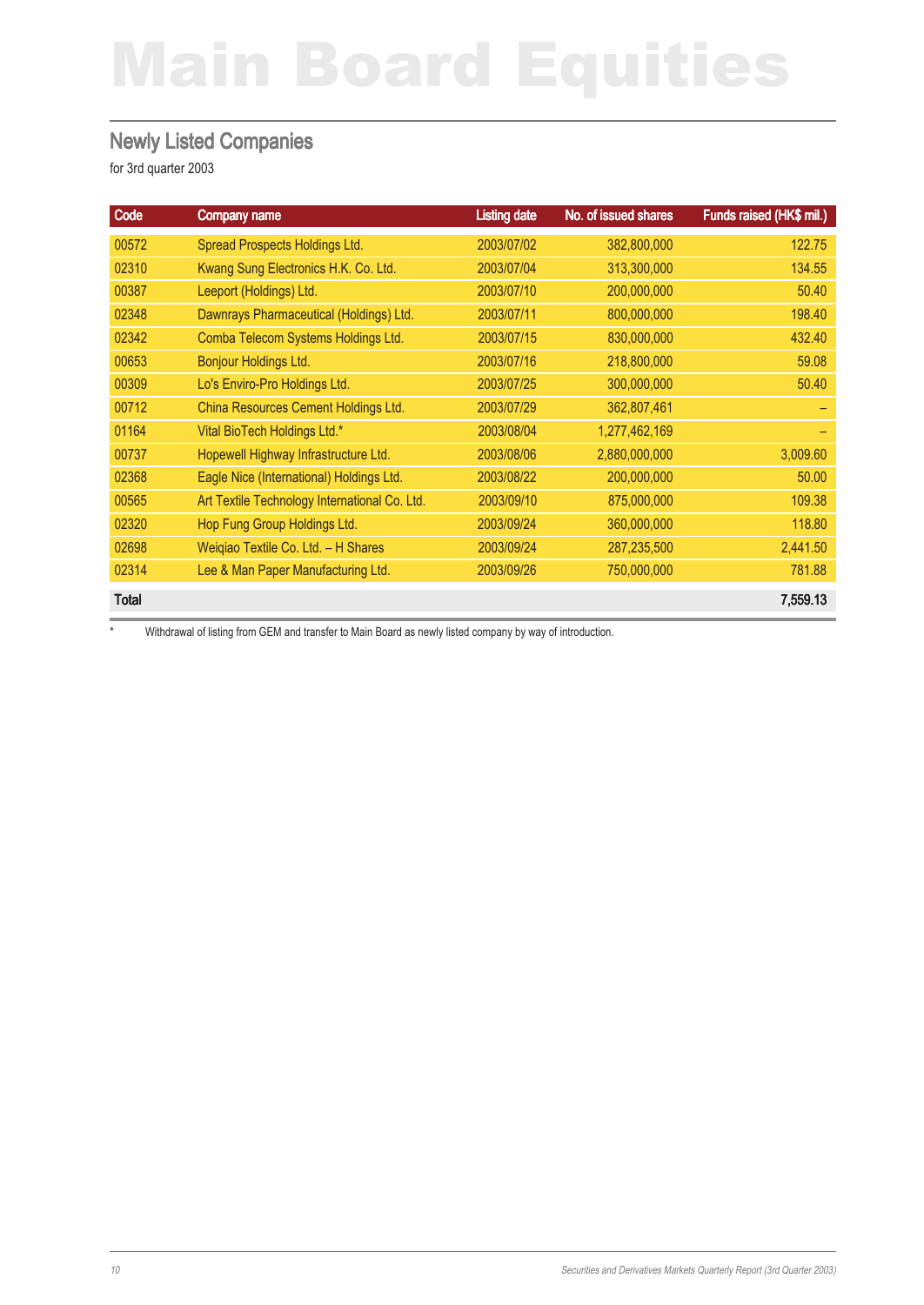# Main Board Equities

## Newly Listed Companies

for 3rd quarter 2003

| Code | Company name | Listing date | No. of issued shares | Funds raised (HK$ mil.) |
|---|---|---|---|---|
| 00572 | Spread Prospects Holdings Ltd. | 2003/07/02 | 382,800,000 | 122.75 |
| 02310 | Kwang Sung Electronics H.K. Co. Ltd. | 2003/07/04 | 313,300,000 | 134.55 |
| 00387 | Leeport (Holdings) Ltd. | 2003/07/10 | 200,000,000 | 50.40 |
| 02348 | Dawnrays Pharmaceutical (Holdings) Ltd. | 2003/07/11 | 800,000,000 | 198.40 |
| 02342 | Comba Telecom Systems Holdings Ltd. | 2003/07/15 | 830,000,000 | 432.40 |
| 00653 | Bonjour Holdings Ltd. | 2003/07/16 | 218,800,000 | 59.08 |
| 00309 | Lo's Enviro-Pro Holdings Ltd. | 2003/07/25 | 300,000,000 | 50.40 |
| 00712 | China Resources Cement Holdings Ltd. | 2003/07/29 | 362,807,461 | – |
| 01164 | Vital BioTech Holdings Ltd.* | 2003/08/04 | 1,277,462,169 | – |
| 00737 | Hopewell Highway Infrastructure Ltd. | 2003/08/06 | 2,880,000,000 | 3,009.60 |
| 02368 | Eagle Nice (International) Holdings Ltd. | 2003/08/22 | 200,000,000 | 50.00 |
| 00565 | Art Textile Technology International Co. Ltd. | 2003/09/10 | 875,000,000 | 109.38 |
| 02320 | Hop Fung Group Holdings Ltd. | 2003/09/24 | 360,000,000 | 118.80 |
| 02698 | Weiqiao Textile Co. Ltd. – H Shares | 2003/09/24 | 287,235,500 | 2,441.50 |
| 02314 | Lee & Man Paper Manufacturing Ltd. | 2003/09/26 | 750,000,000 | 781.88 |
| **Total** | | | | **7,559.13** |

* Withdrawal of listing from GEM and transfer to Main Board as newly listed company by way of introduction.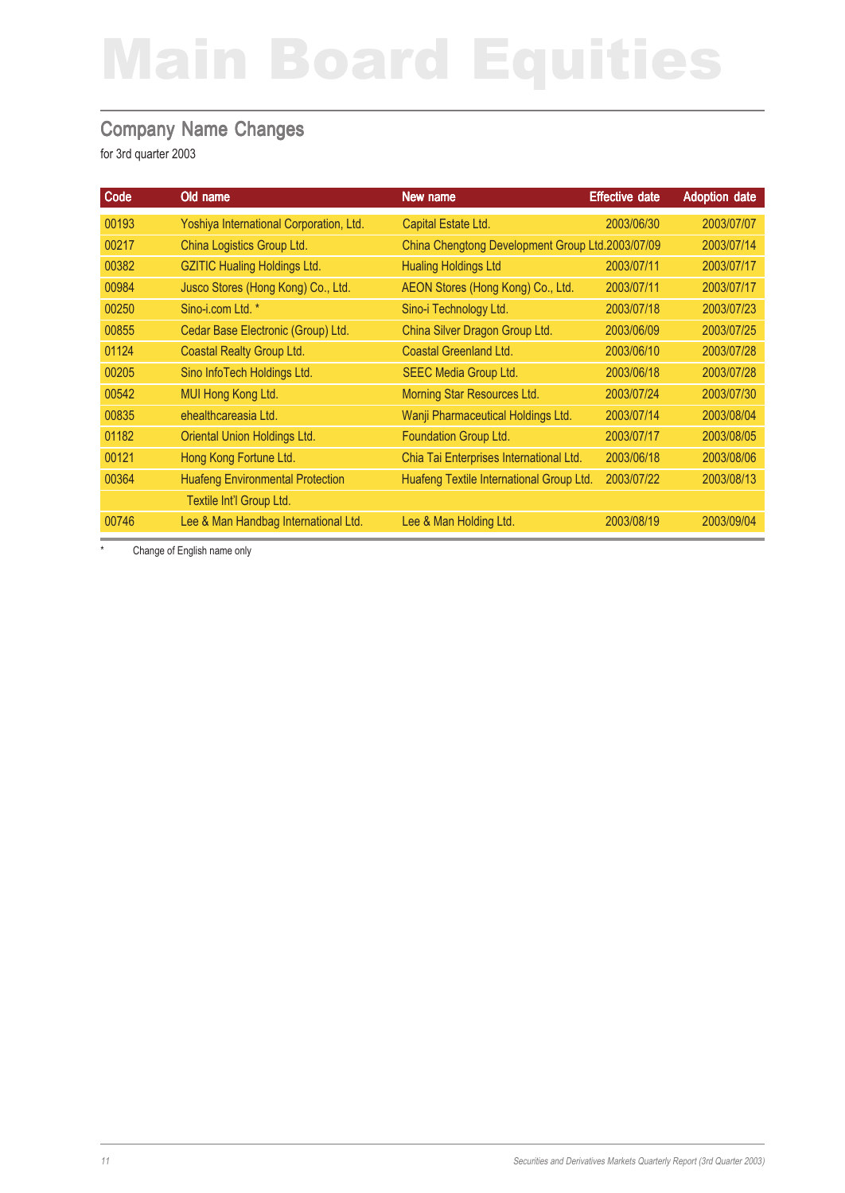# Main Board Equities

## Company Name Changes

for 3rd quarter 2003

| Code | Old name | New name | Effective date | Adoption date |
|---|---|---|---|---|
| 00193 | Yoshiya International Corporation, Ltd. | Capital Estate Ltd. | 2003/06/30 | 2003/07/07 |
| 00217 | China Logistics Group Ltd. | China Chengtong Development Group Ltd. | 2003/07/09 | 2003/07/14 |
| 00382 | GZITIC Hualing Holdings Ltd. | Hualing Holdings Ltd | 2003/07/11 | 2003/07/17 |
| 00984 | Jusco Stores (Hong Kong) Co., Ltd. | AEON Stores (Hong Kong) Co., Ltd. | 2003/07/11 | 2003/07/17 |
| 00250 | Sino-i.com Ltd. * | Sino-i Technology Ltd. | 2003/07/18 | 2003/07/23 |
| 00855 | Cedar Base Electronic (Group) Ltd. | China Silver Dragon Group Ltd. | 2003/06/09 | 2003/07/25 |
| 01124 | Coastal Realty Group Ltd. | Coastal Greenland Ltd. | 2003/06/10 | 2003/07/28 |
| 00205 | Sino InfoTech Holdings Ltd. | SEEC Media Group Ltd. | 2003/06/18 | 2003/07/28 |
| 00542 | MUI Hong Kong Ltd. | Morning Star Resources Ltd. | 2003/07/24 | 2003/07/30 |
| 00835 | ehealthcareasia Ltd. | Wanji Pharmaceutical Holdings Ltd. | 2003/07/14 | 2003/08/04 |
| 01182 | Oriental Union Holdings Ltd. | Foundation Group Ltd. | 2003/07/17 | 2003/08/05 |
| 00121 | Hong Kong Fortune Ltd. | Chia Tai Enterprises International Ltd. | 2003/06/18 | 2003/08/06 |
| 00364 | Huafeng Environmental Protection Textile Int'l Group Ltd. | Huafeng Textile International Group Ltd. | 2003/07/22 | 2003/08/13 |
| 00746 | Lee & Man Handbag International Ltd. | Lee & Man Holding Ltd. | 2003/08/19 | 2003/09/04 |

* Change of English name only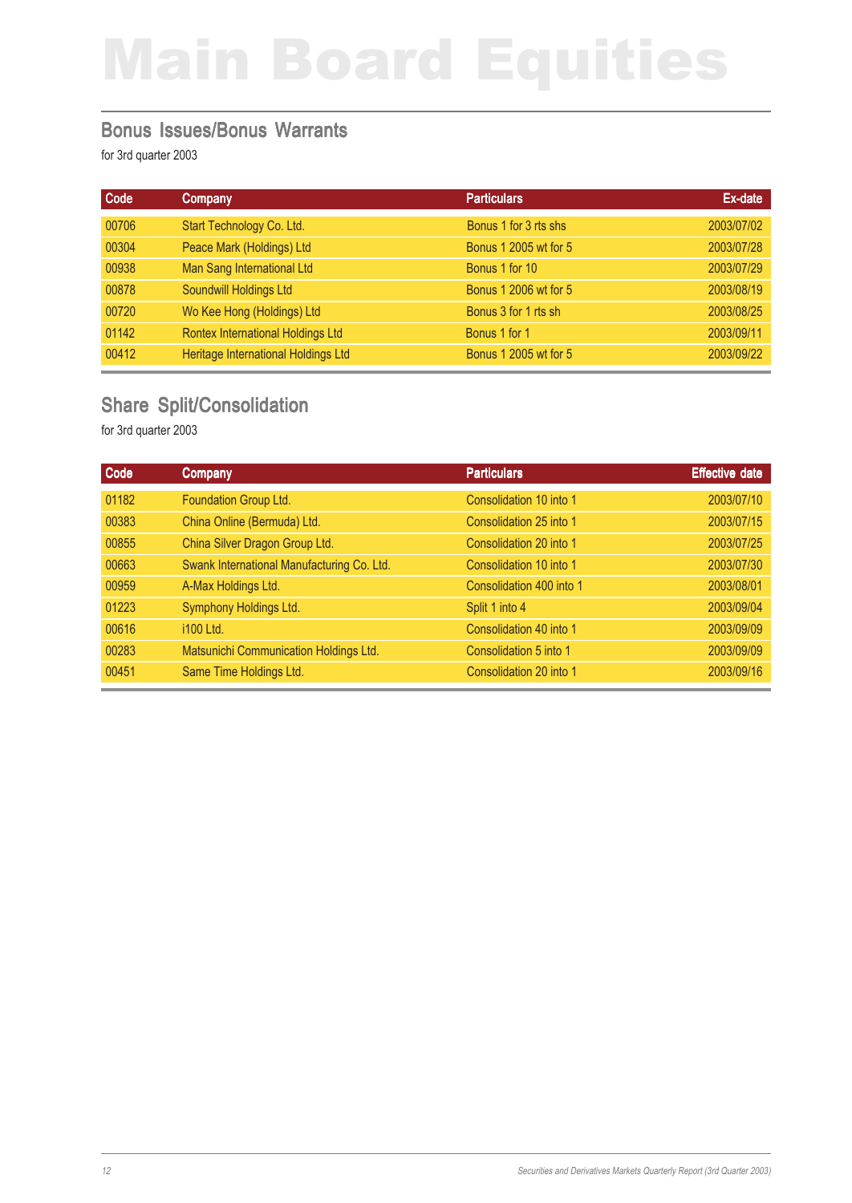# Main Board Equities

## Bonus Issues/Bonus Warrants

for 3rd quarter 2003

| Code | Company | Particulars | Ex-date |
|---|---|---|---|
| 00706 | Start Technology Co. Ltd. | Bonus 1 for 3 rts shs | 2003/07/02 |
| 00304 | Peace Mark (Holdings) Ltd | Bonus 1 2005 wt for 5 | 2003/07/28 |
| 00938 | Man Sang International Ltd | Bonus 1 for 10 | 2003/07/29 |
| 00878 | Soundwill Holdings Ltd | Bonus 1 2006 wt for 5 | 2003/08/19 |
| 00720 | Wo Kee Hong (Holdings) Ltd | Bonus 3 for 1 rts sh | 2003/08/25 |
| 01142 | Rontex International Holdings Ltd | Bonus 1 for 1 | 2003/09/11 |
| 00412 | Heritage International Holdings Ltd | Bonus 1 2005 wt for 5 | 2003/09/22 |

## Share Split/Consolidation

for 3rd quarter 2003

| Code | Company | Particulars | Effective date |
|---|---|---|---|
| 01182 | Foundation Group Ltd. | Consolidation 10 into 1 | 2003/07/10 |
| 00383 | China Online (Bermuda) Ltd. | Consolidation 25 into 1 | 2003/07/15 |
| 00855 | China Silver Dragon Group Ltd. | Consolidation 20 into 1 | 2003/07/25 |
| 00663 | Swank International Manufacturing Co. Ltd. | Consolidation 10 into 1 | 2003/07/30 |
| 00959 | A-Max Holdings Ltd. | Consolidation 400 into 1 | 2003/08/01 |
| 01223 | Symphony Holdings Ltd. | Split 1 into 4 | 2003/09/04 |
| 00616 | i100 Ltd. | Consolidation 40 into 1 | 2003/09/09 |
| 00283 | Matsunichi Communication Holdings Ltd. | Consolidation 5 into 1 | 2003/09/09 |
| 00451 | Same Time Holdings Ltd. | Consolidation 20 into 1 | 2003/09/16 |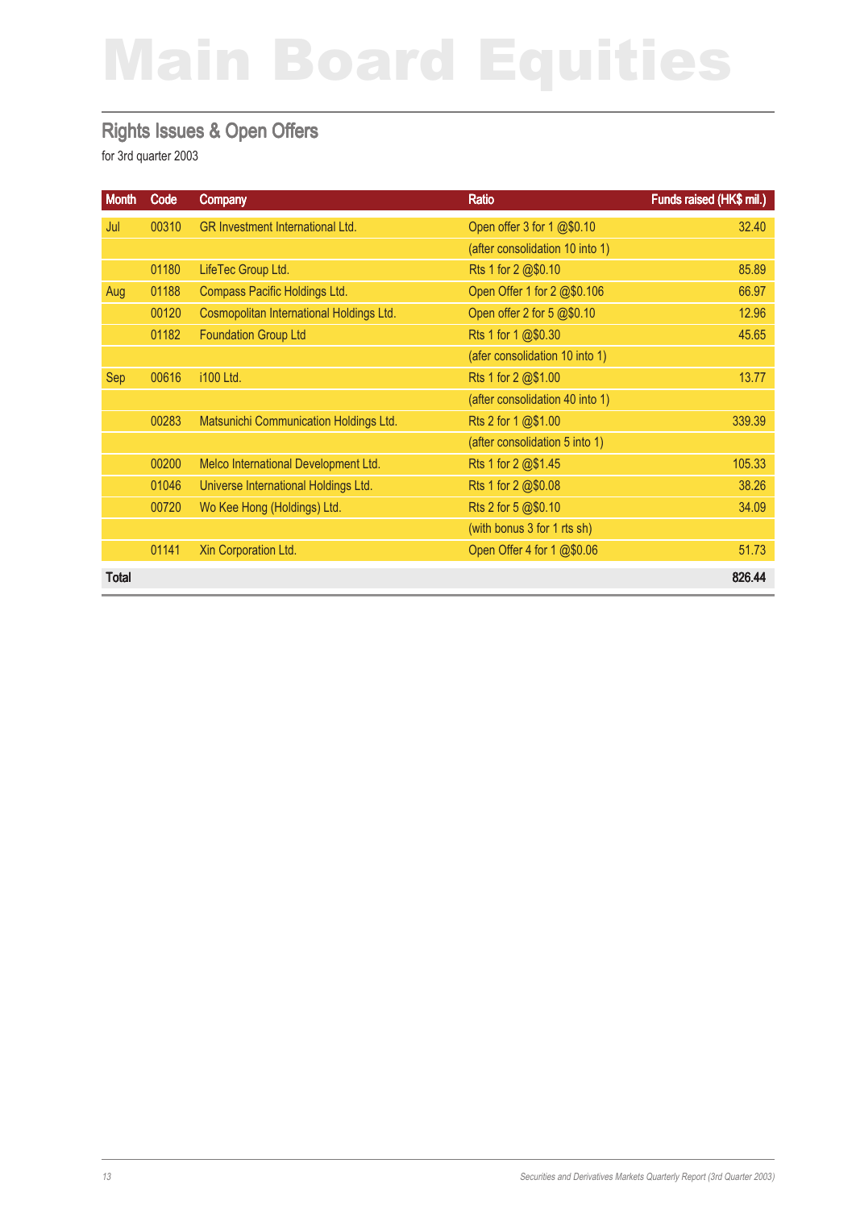# Main Board Equities

## Rights Issues & Open Offers

for 3rd quarter 2003

| Month | Code | Company | Ratio | Funds raised (HK$ mil.) |
|---|---|---|---|---|
| Jul | 00310 | GR Investment International Ltd. | Open offer 3 for 1 @$0.10 | 32.40 |
| | | | (after consolidation 10 into 1) | |
| | 01180 | LifeTec Group Ltd. | Rts 1 for 2 @$0.10 | 85.89 |
| Aug | 01188 | Compass Pacific Holdings Ltd. | Open Offer 1 for 2 @$0.106 | 66.97 |
| | 00120 | Cosmopolitan International Holdings Ltd. | Open offer 2 for 5 @$0.10 | 12.96 |
| | 01182 | Foundation Group Ltd | Rts 1 for 1 @$0.30 | 45.65 |
| | | | (afer consolidation 10 into 1) | |
| Sep | 00616 | i100 Ltd. | Rts 1 for 2 @$1.00 | 13.77 |
| | | | (after consolidation 40 into 1) | |
| | 00283 | Matsunichi Communication Holdings Ltd. | Rts 2 for 1 @$1.00 | 339.39 |
| | | | (after consolidation 5 into 1) | |
| | 00200 | Melco International Development Ltd. | Rts 1 for 2 @$1.45 | 105.33 |
| | 01046 | Universe International Holdings Ltd. | Rts 1 for 2 @$0.08 | 38.26 |
| | 00720 | Wo Kee Hong (Holdings) Ltd. | Rts 2 for 5 @$0.10 | 34.09 |
| | | | (with bonus 3 for 1 rts sh) | |
| | 01141 | Xin Corporation Ltd. | Open Offer 4 for 1 @$0.06 | 51.73 |
| **Total** | | | | **826.44** |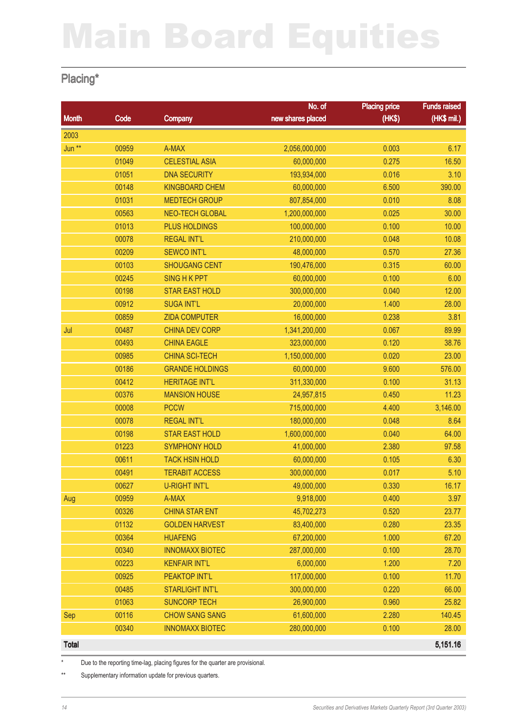# Main Board Equities

## Placing*

| Month | Code | Company | No. of new shares placed | Placing price (HK$) | Funds raised (HK$ mil.) |
|---|---|---|---|---|---|
| 2003 | | | | | |
| Jun ** | 00959 | A-MAX | 2,056,000,000 | 0.003 | 6.17 |
| | 01049 | CELESTIAL ASIA | 60,000,000 | 0.275 | 16.50 |
| | 01051 | DNA SECURITY | 193,934,000 | 0.016 | 3.10 |
| | 00148 | KINGBOARD CHEM | 60,000,000 | 6.500 | 390.00 |
| | 01031 | MEDTECH GROUP | 807,854,000 | 0.010 | 8.08 |
| | 00563 | NEO-TECH GLOBAL | 1,200,000,000 | 0.025 | 30.00 |
| | 01013 | PLUS HOLDINGS | 100,000,000 | 0.100 | 10.00 |
| | 00078 | REGAL INT'L | 210,000,000 | 0.048 | 10.08 |
| | 00209 | SEWCO INT'L | 48,000,000 | 0.570 | 27.36 |
| | 00103 | SHOUGANG CENT | 190,476,000 | 0.315 | 60.00 |
| | 00245 | SING H K PPT | 60,000,000 | 0.100 | 6.00 |
| | 00198 | STAR EAST HOLD | 300,000,000 | 0.040 | 12.00 |
| | 00912 | SUGA INT'L | 20,000,000 | 1.400 | 28.00 |
| | 00859 | ZIDA COMPUTER | 16,000,000 | 0.238 | 3.81 |
| Jul | 00487 | CHINA DEV CORP | 1,341,200,000 | 0.067 | 89.99 |
| | 00493 | CHINA EAGLE | 323,000,000 | 0.120 | 38.76 |
| | 00985 | CHINA SCI-TECH | 1,150,000,000 | 0.020 | 23.00 |
| | 00186 | GRANDE HOLDINGS | 60,000,000 | 9.600 | 576.00 |
| | 00412 | HERITAGE INT'L | 311,330,000 | 0.100 | 31.13 |
| | 00376 | MANSION HOUSE | 24,957,815 | 0.450 | 11.23 |
| | 00008 | PCCW | 715,000,000 | 4.400 | 3,146.00 |
| | 00078 | REGAL INT'L | 180,000,000 | 0.048 | 8.64 |
| | 00198 | STAR EAST HOLD | 1,600,000,000 | 0.040 | 64.00 |
| | 01223 | SYMPHONY HOLD | 41,000,000 | 2.380 | 97.58 |
| | 00611 | TACK HSIN HOLD | 60,000,000 | 0.105 | 6.30 |
| | 00491 | TERABIT ACCESS | 300,000,000 | 0.017 | 5.10 |
| | 00627 | U-RIGHT INT'L | 49,000,000 | 0.330 | 16.17 |
| Aug | 00959 | A-MAX | 9,918,000 | 0.400 | 3.97 |
| | 00326 | CHINA STAR ENT | 45,702,273 | 0.520 | 23.77 |
| | 01132 | GOLDEN HARVEST | 83,400,000 | 0.280 | 23.35 |
| | 00364 | HUAFENG | 67,200,000 | 1.000 | 67.20 |
| | 00340 | INNOMAXX BIOTEC | 287,000,000 | 0.100 | 28.70 |
| | 00223 | KENFAIR INT'L | 6,000,000 | 1.200 | 7.20 |
| | 00925 | PEAKTOP INT'L | 117,000,000 | 0.100 | 11.70 |
| | 00485 | STARLIGHT INT'L | 300,000,000 | 0.220 | 66.00 |
| | 01063 | SUNCORP TECH | 26,900,000 | 0.960 | 25.82 |
| Sep | 00116 | CHOW SANG SANG | 61,600,000 | 2.280 | 140.45 |
| | 00340 | INNOMAXX BIOTEC | 280,000,000 | 0.100 | 28.00 |
| **Total** | | | | | **5,151.16** |

\* Due to the reporting time-lag, placing figures for the quarter are provisional.

** Supplementary information update for previous quarters.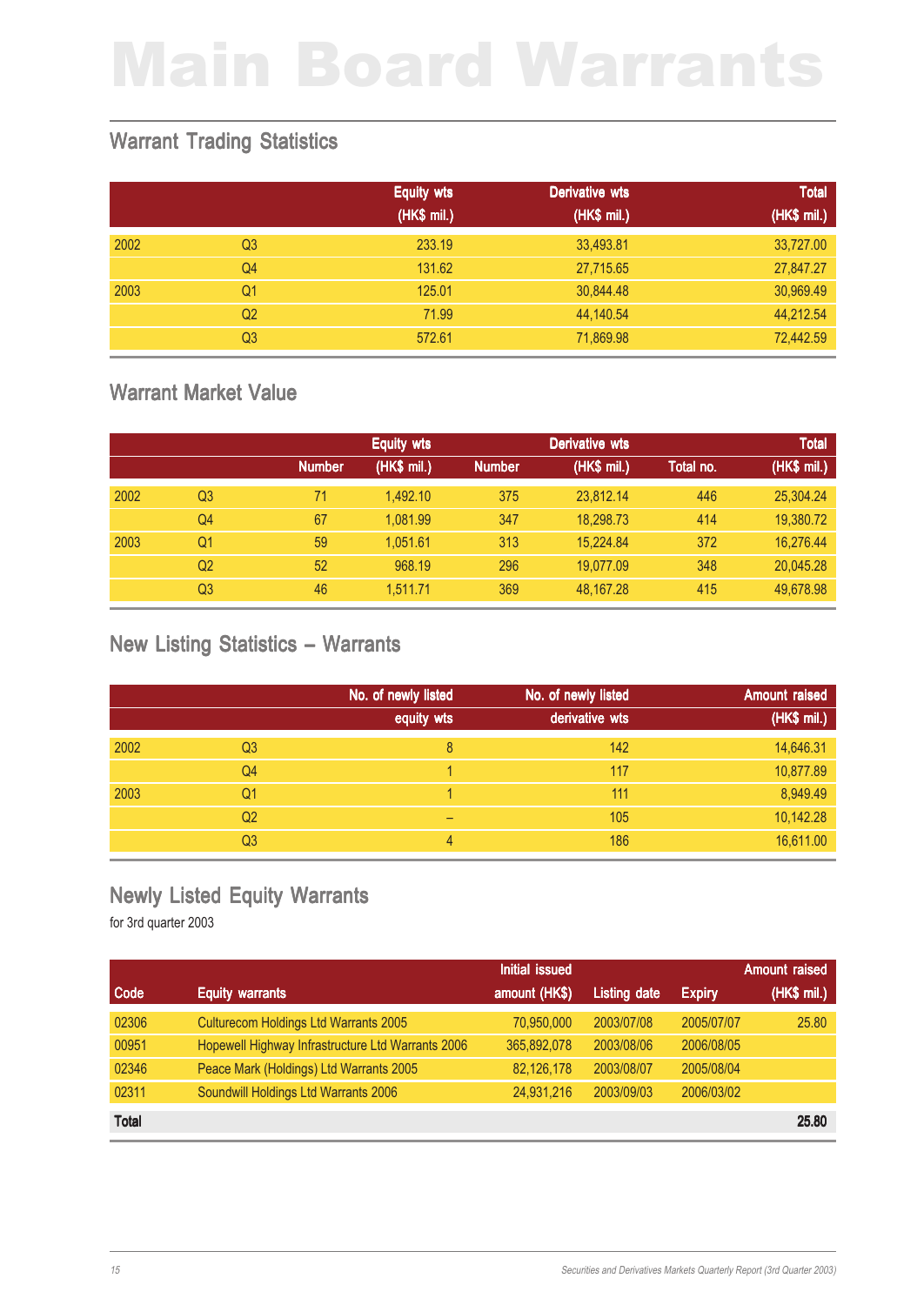# Main Board Warrants

## Warrant Trading Statistics

| | | Equity wts (HK$ mil.) | Derivative wts (HK$ mil.) | Total (HK$ mil.) |
|---|---|---|---|---|
| 2002 | Q3 | 233.19 | 33,493.81 | 33,727.00 |
| | Q4 | 131.62 | 27,715.65 | 27,847.27 |
| 2003 | Q1 | 125.01 | 30,844.48 | 30,969.49 |
| | Q2 | 71.99 | 44,140.54 | 44,212.54 |
| | Q3 | 572.61 | 71,869.98 | 72,442.59 |

## Warrant Market Value

| | | Equity wts | | Derivative wts | | Total | |
|---|---|---|---|---|---|---|---|
| | | Number | (HK$ mil.) | Number | (HK$ mil.) | Total no. | (HK$ mil.) |
| 2002 | Q3 | 71 | 1,492.10 | 375 | 23,812.14 | 446 | 25,304.24 |
| | Q4 | 67 | 1,081.99 | 347 | 18,298.73 | 414 | 19,380.72 |
| 2003 | Q1 | 59 | 1,051.61 | 313 | 15,224.84 | 372 | 16,276.44 |
| | Q2 | 52 | 968.19 | 296 | 19,077.09 | 348 | 20,045.28 |
| | Q3 | 46 | 1,511.71 | 369 | 48,167.28 | 415 | 49,678.98 |

## New Listing Statistics – Warrants

| | | No. of newly listed equity wts | No. of newly listed derivative wts | Amount raised (HK$ mil.) |
|---|---|---|---|---|
| 2002 | Q3 | 8 | 142 | 14,646.31 |
| | Q4 | 1 | 117 | 10,877.89 |
| 2003 | Q1 | 1 | 111 | 8,949.49 |
| | Q2 | – | 105 | 10,142.28 |
| | Q3 | 4 | 186 | 16,611.00 |

## Newly Listed Equity Warrants

for 3rd quarter 2003

| Code | Equity warrants | Initial issued amount (HK$) | Listing date | Expiry | Amount raised (HK$ mil.) |
|---|---|---|---|---|---|
| 02306 | Culturecom Holdings Ltd Warrants 2005 | 70,950,000 | 2003/07/08 | 2005/07/07 | 25.80 |
| 00951 | Hopewell Highway Infrastructure Ltd Warrants 2006 | 365,892,078 | 2003/08/06 | 2006/08/05 | |
| 02346 | Peace Mark (Holdings) Ltd Warrants 2005 | 82,126,178 | 2003/08/07 | 2005/08/04 | |
| 02311 | Soundwill Holdings Ltd Warrants 2006 | 24,931,216 | 2003/09/03 | 2006/03/02 | |
| **Total** | | | | | **25.80** |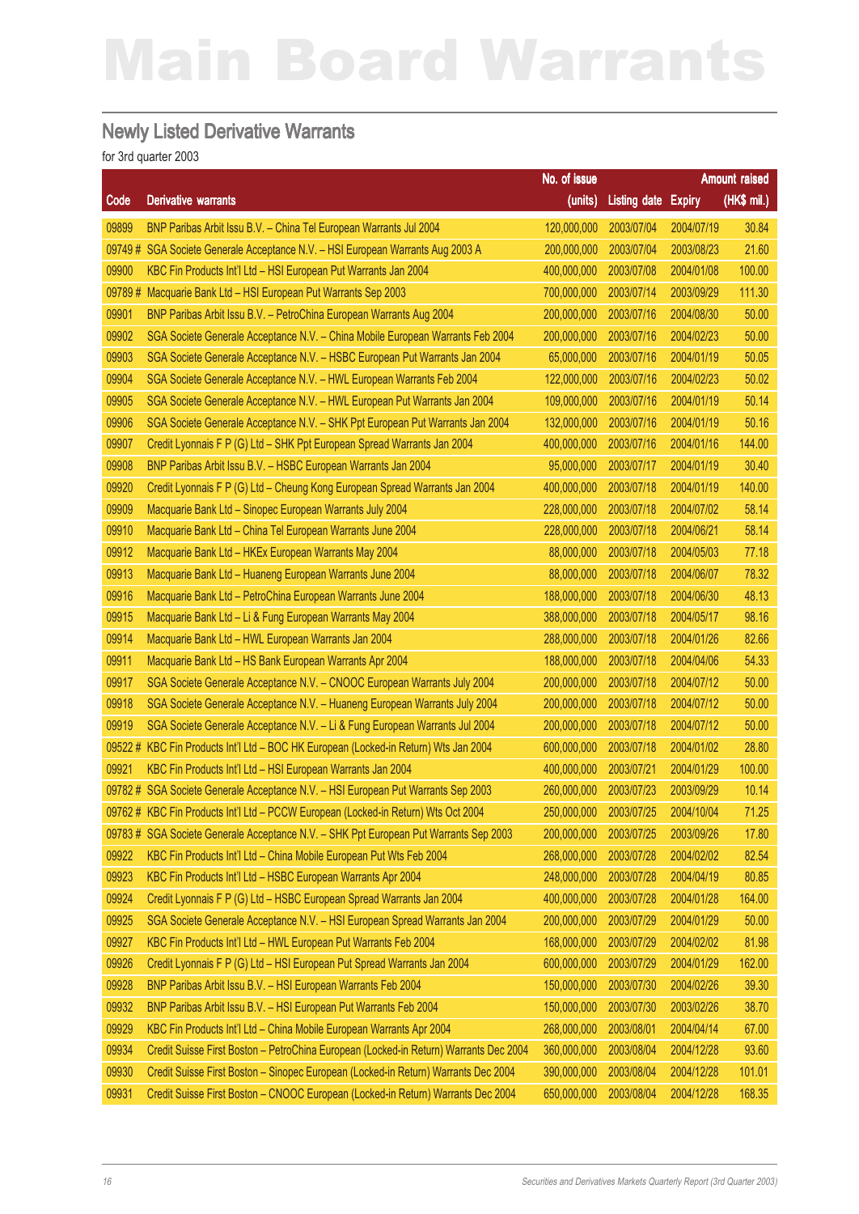# Main Board Warrants

## Newly Listed Derivative Warrants

for 3rd quarter 2003

| Code | Derivative warrants | No. of issue (units) | Listing date | Expiry | Amount raised (HK$ mil.) |
|---|---|---|---|---|---|
| 09899 | BNP Paribas Arbit Issu B.V. – China Tel European Warrants Jul 2004 | 120,000,000 | 2003/07/04 | 2004/07/19 | 30.84 |
| 09749 # | SGA Societe Generale Acceptance N.V. – HSI European Warrants Aug 2003 A | 200,000,000 | 2003/07/04 | 2003/08/23 | 21.60 |
| 09900 | KBC Fin Products Int'l Ltd – HSI European Put Warrants Jan 2004 | 400,000,000 | 2003/07/08 | 2004/01/08 | 100.00 |
| 09789 # | Macquarie Bank Ltd – HSI European Put Warrants Sep 2003 | 700,000,000 | 2003/07/14 | 2003/09/29 | 111.30 |
| 09901 | BNP Paribas Arbit Issu B.V. – PetroChina European Warrants Aug 2004 | 200,000,000 | 2003/07/16 | 2004/08/30 | 50.00 |
| 09902 | SGA Societe Generale Acceptance N.V. – China Mobile European Warrants Feb 2004 | 200,000,000 | 2003/07/16 | 2004/02/23 | 50.00 |
| 09903 | SGA Societe Generale Acceptance N.V. – HSBC European Put Warrants Jan 2004 | 65,000,000 | 2003/07/16 | 2004/01/19 | 50.05 |
| 09904 | SGA Societe Generale Acceptance N.V. – HWL European Warrants Feb 2004 | 122,000,000 | 2003/07/16 | 2004/02/23 | 50.02 |
| 09905 | SGA Societe Generale Acceptance N.V. – HWL European Put Warrants Jan 2004 | 109,000,000 | 2003/07/16 | 2004/01/19 | 50.14 |
| 09906 | SGA Societe Generale Acceptance N.V. – SHK Ppt European Put Warrants Jan 2004 | 132,000,000 | 2003/07/16 | 2004/01/19 | 50.16 |
| 09907 | Credit Lyonnais F P (G) Ltd – SHK Ppt European Spread Warrants Jan 2004 | 400,000,000 | 2003/07/16 | 2004/01/16 | 144.00 |
| 09908 | BNP Paribas Arbit Issu B.V. – HSBC European Warrants Jan 2004 | 95,000,000 | 2003/07/17 | 2004/01/19 | 30.40 |
| 09920 | Credit Lyonnais F P (G) Ltd – Cheung Kong European Spread Warrants Jan 2004 | 400,000,000 | 2003/07/18 | 2004/01/19 | 140.00 |
| 09909 | Macquarie Bank Ltd – Sinopec European Warrants July 2004 | 228,000,000 | 2003/07/18 | 2004/07/02 | 58.14 |
| 09910 | Macquarie Bank Ltd – China Tel European Warrants June 2004 | 228,000,000 | 2003/07/18 | 2004/06/21 | 58.14 |
| 09912 | Macquarie Bank Ltd – HKEx European Warrants May 2004 | 88,000,000 | 2003/07/18 | 2004/05/03 | 77.18 |
| 09913 | Macquarie Bank Ltd – Huaneng European Warrants June 2004 | 88,000,000 | 2003/07/18 | 2004/06/07 | 78.32 |
| 09916 | Macquarie Bank Ltd – PetroChina European Warrants June 2004 | 188,000,000 | 2003/07/18 | 2004/06/30 | 48.13 |
| 09915 | Macquarie Bank Ltd – Li & Fung European Warrants May 2004 | 388,000,000 | 2003/07/18 | 2004/05/17 | 98.16 |
| 09914 | Macquarie Bank Ltd – HWL European Warrants Jan 2004 | 288,000,000 | 2003/07/18 | 2004/01/26 | 82.66 |
| 09911 | Macquarie Bank Ltd – HS Bank European Warrants Apr 2004 | 188,000,000 | 2003/07/18 | 2004/04/06 | 54.33 |
| 09917 | SGA Societe Generale Acceptance N.V. – CNOOC European Warrants July 2004 | 200,000,000 | 2003/07/18 | 2004/07/12 | 50.00 |
| 09918 | SGA Societe Generale Acceptance N.V. – Huaneng European Warrants July 2004 | 200,000,000 | 2003/07/18 | 2004/07/12 | 50.00 |
| 09919 | SGA Societe Generale Acceptance N.V. – Li & Fung European Warrants Jul 2004 | 200,000,000 | 2003/07/18 | 2004/07/12 | 50.00 |
| 09522 # | KBC Fin Products Int'l Ltd – BOC HK European (Locked-in Return) Wts Jan 2004 | 600,000,000 | 2003/07/18 | 2004/01/02 | 28.80 |
| 09921 | KBC Fin Products Int'l Ltd – HSI European Warrants Jan 2004 | 400,000,000 | 2003/07/21 | 2004/01/29 | 100.00 |
| 09782 # | SGA Societe Generale Acceptance N.V. – HSI European Put Warrants Sep 2003 | 260,000,000 | 2003/07/23 | 2003/09/29 | 10.14 |
| 09762 # | KBC Fin Products Int'l Ltd – PCCW European (Locked-in Return) Wts Oct 2004 | 250,000,000 | 2003/07/25 | 2004/10/04 | 71.25 |
| 09783 # | SGA Societe Generale Acceptance N.V. – SHK Ppt European Put Warrants Sep 2003 | 200,000,000 | 2003/07/25 | 2003/09/26 | 17.80 |
| 09922 | KBC Fin Products Int'l Ltd – China Mobile European Put Wts Feb 2004 | 268,000,000 | 2003/07/28 | 2004/02/02 | 82.54 |
| 09923 | KBC Fin Products Int'l Ltd – HSBC European Warrants Apr 2004 | 248,000,000 | 2003/07/28 | 2004/04/19 | 80.85 |
| 09924 | Credit Lyonnais F P (G) Ltd – HSBC European Spread Warrants Jan 2004 | 400,000,000 | 2003/07/28 | 2004/01/28 | 164.00 |
| 09925 | SGA Societe Generale Acceptance N.V. – HSI European Spread Warrants Jan 2004 | 200,000,000 | 2003/07/29 | 2004/01/29 | 50.00 |
| 09927 | KBC Fin Products Int'l Ltd – HWL European Put Warrants Feb 2004 | 168,000,000 | 2003/07/29 | 2004/02/02 | 81.98 |
| 09926 | Credit Lyonnais F P (G) Ltd – HSI European Put Spread Warrants Jan 2004 | 600,000,000 | 2003/07/29 | 2004/01/29 | 162.00 |
| 09928 | BNP Paribas Arbit Issu B.V. – HSI European Warrants Feb 2004 | 150,000,000 | 2003/07/30 | 2004/02/26 | 39.30 |
| 09932 | BNP Paribas Arbit Issu B.V. – HSI European Put Warrants Feb 2004 | 150,000,000 | 2003/07/30 | 2003/02/26 | 38.70 |
| 09929 | KBC Fin Products Int'l Ltd – China Mobile European Warrants Apr 2004 | 268,000,000 | 2003/08/01 | 2004/04/14 | 67.00 |
| 09934 | Credit Suisse First Boston – PetroChina European (Locked-in Return) Warrants Dec 2004 | 360,000,000 | 2003/08/04 | 2004/12/28 | 93.60 |
| 09930 | Credit Suisse First Boston – Sinopec European (Locked-in Return) Warrants Dec 2004 | 390,000,000 | 2003/08/04 | 2004/12/28 | 101.01 |
| 09931 | Credit Suisse First Boston – CNOOC European (Locked-in Return) Warrants Dec 2004 | 650,000,000 | 2003/08/04 | 2004/12/28 | 168.35 |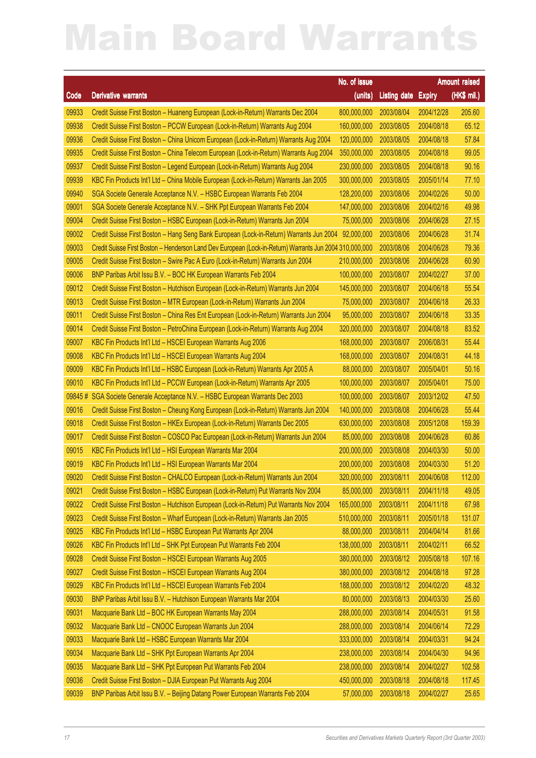# Main Board Warrants

| Code | Derivative warrants | No. of issue (units) | Listing date | Expiry | Amount raised (HK$ mil.) |
|---|---|---|---|---|---|
| 09933 | Credit Suisse First Boston – Huaneng European (Lock-in-Return) Warrants Dec 2004 | 800,000,000 | 2003/08/04 | 2004/12/28 | 205.60 |
| 09938 | Credit Suisse First Boston – PCCW European (Lock-in-Return) Warrants Aug 2004 | 160,000,000 | 2003/08/05 | 2004/08/18 | 65.12 |
| 09936 | Credit Suisse First Boston – China Unicom European (Lock-in-Return) Warrants Aug 2004 | 120,000,000 | 2003/08/05 | 2004/08/18 | 57.84 |
| 09935 | Credit Suisse First Boston – China Telecom European (Lock-in-Return) Warrants Aug 2004 | 350,000,000 | 2003/08/05 | 2004/08/18 | 99.05 |
| 09937 | Credit Suisse First Boston – Legend European (Lock-in-Return) Warrants Aug 2004 | 230,000,000 | 2003/08/05 | 2004/08/18 | 90.16 |
| 09939 | KBC Fin Products Int'l Ltd – China Mobile European (Lock-in-Return) Warrants Jan 2005 | 300,000,000 | 2003/08/05 | 2005/01/14 | 77.10 |
| 09940 | SGA Societe Generale Acceptance N.V. – HSBC European Warrants Feb 2004 | 128,200,000 | 2003/08/06 | 2004/02/26 | 50.00 |
| 09001 | SGA Societe Generale Acceptance N.V. – SHK Ppt European Warrants Feb 2004 | 147,000,000 | 2003/08/06 | 2004/02/16 | 49.98 |
| 09004 | Credit Suisse First Boston – HSBC European (Lock-in-Return) Warrants Jun 2004 | 75,000,000 | 2003/08/06 | 2004/06/28 | 27.15 |
| 09002 | Credit Suisse First Boston – Hang Seng Bank European (Lock-in-Return) Warrants Jun 2004 | 92,000,000 | 2003/08/06 | 2004/06/28 | 31.74 |
| 09003 | Credit Suisse First Boston – Henderson Land Dev European (Lock-in-Return) Warrants Jun 2004 | 310,000,000 | 2003/08/06 | 2004/06/28 | 79.36 |
| 09005 | Credit Suisse First Boston – Swire Pac A Euro (Lock-in-Return) Warrants Jun 2004 | 210,000,000 | 2003/08/06 | 2004/06/28 | 60.90 |
| 09006 | BNP Paribas Arbit Issu B.V. – BOC HK European Warrants Feb 2004 | 100,000,000 | 2003/08/07 | 2004/02/27 | 37.00 |
| 09012 | Credit Suisse First Boston – Hutchison European (Lock-in-Return) Warrants Jun 2004 | 145,000,000 | 2003/08/07 | 2004/06/18 | 55.54 |
| 09013 | Credit Suisse First Boston – MTR European (Lock-in-Return) Warrants Jun 2004 | 75,000,000 | 2003/08/07 | 2004/06/18 | 26.33 |
| 09011 | Credit Suisse First Boston – China Res Ent European (Lock-in-Return) Warrants Jun 2004 | 95,000,000 | 2003/08/07 | 2004/06/18 | 33.35 |
| 09014 | Credit Suisse First Boston – PetroChina European (Lock-in-Return) Warrants Aug 2004 | 320,000,000 | 2003/08/07 | 2004/08/18 | 83.52 |
| 09007 | KBC Fin Products Int'l Ltd – HSCEI European Warrants Aug 2006 | 168,000,000 | 2003/08/07 | 2006/08/31 | 55.44 |
| 09008 | KBC Fin Products Int'l Ltd – HSCEI European Warrants Aug 2004 | 168,000,000 | 2003/08/07 | 2004/08/31 | 44.18 |
| 09009 | KBC Fin Products Int'l Ltd – HSBC European (Lock-in-Return) Warrants Apr 2005 A | 88,000,000 | 2003/08/07 | 2005/04/01 | 50.16 |
| 09010 | KBC Fin Products Int'l Ltd – PCCW European (Lock-in-Return) Warrants Apr 2005 | 100,000,000 | 2003/08/07 | 2005/04/01 | 75.00 |
| 09845 # | SGA Societe Generale Acceptance N.V. – HSBC European Warrants Dec 2003 | 100,000,000 | 2003/08/07 | 2003/12/02 | 47.50 |
| 09016 | Credit Suisse First Boston – Cheung Kong European (Lock-in-Return) Warrants Jun 2004 | 140,000,000 | 2003/08/08 | 2004/06/28 | 55.44 |
| 09018 | Credit Suisse First Boston – HKEx European (Lock-in-Return) Warrants Dec 2005 | 630,000,000 | 2003/08/08 | 2005/12/08 | 159.39 |
| 09017 | Credit Suisse First Boston – COSCO Pac European (Lock-in-Return) Warrants Jun 2004 | 85,000,000 | 2003/08/08 | 2004/06/28 | 60.86 |
| 09015 | KBC Fin Products Int'l Ltd – HSI European Warrants Mar 2004 | 200,000,000 | 2003/08/08 | 2004/03/30 | 50.00 |
| 09019 | KBC Fin Products Int'l Ltd – HSI European Warrants Mar 2004 | 200,000,000 | 2003/08/08 | 2004/03/30 | 51.20 |
| 09020 | Credit Suisse First Boston – CHALCO European (Lock-in-Return) Warrants Jun 2004 | 320,000,000 | 2003/08/11 | 2004/06/08 | 112.00 |
| 09021 | Credit Suisse First Boston – HSBC European (Lock-in-Return) Put Warrants Nov 2004 | 85,000,000 | 2003/08/11 | 2004/11/18 | 49.05 |
| 09022 | Credit Suisse First Boston – Hutchison European (Lock-in-Return) Put Warrants Nov 2004 | 165,000,000 | 2003/08/11 | 2004/11/18 | 67.98 |
| 09023 | Credit Suisse First Boston – Wharf European (Lock-in-Return) Warrants Jan 2005 | 510,000,000 | 2003/08/11 | 2005/01/18 | 131.07 |
| 09025 | KBC Fin Products Int'l Ltd – HSBC European Put Warrants Apr 2004 | 88,000,000 | 2003/08/11 | 2004/04/14 | 81.66 |
| 09026 | KBC Fin Products Int'l Ltd – SHK Ppt European Put Warrants Feb 2004 | 138,000,000 | 2003/08/11 | 2004/02/11 | 66.52 |
| 09028 | Credit Suisse First Boston – HSCEI European Warrants Aug 2005 | 380,000,000 | 2003/08/12 | 2005/08/18 | 107.16 |
| 09027 | Credit Suisse First Boston – HSCEI European Warrants Aug 2004 | 380,000,000 | 2003/08/12 | 2004/08/18 | 97.28 |
| 09029 | KBC Fin Products Int'l Ltd – HSCEI European Warrants Feb 2004 | 188,000,000 | 2003/08/12 | 2004/02/20 | 48.32 |
| 09030 | BNP Paribas Arbit Issu B.V. – Hutchison European Warrants Mar 2004 | 80,000,000 | 2003/08/13 | 2004/03/30 | 25.60 |
| 09031 | Macquarie Bank Ltd – BOC HK European Warrants May 2004 | 288,000,000 | 2003/08/14 | 2004/05/31 | 91.58 |
| 09032 | Macquarie Bank Ltd – CNOOC European Warrants Jun 2004 | 288,000,000 | 2003/08/14 | 2004/06/14 | 72.29 |
| 09033 | Macquarie Bank Ltd – HSBC European Warrants Mar 2004 | 333,000,000 | 2003/08/14 | 2004/03/31 | 94.24 |
| 09034 | Macquarie Bank Ltd – SHK Ppt European Warrants Apr 2004 | 238,000,000 | 2003/08/14 | 2004/04/30 | 94.96 |
| 09035 | Macquarie Bank Ltd – SHK Ppt European Put Warrants Feb 2004 | 238,000,000 | 2003/08/14 | 2004/02/27 | 102.58 |
| 09036 | Credit Suisse First Boston – DJIA European Put Warrants Aug 2004 | 450,000,000 | 2003/08/18 | 2004/08/18 | 117.45 |
| 09039 | BNP Paribas Arbit Issu B.V. – Beijing Datang Power European Warrants Feb 2004 | 57,000,000 | 2003/08/18 | 2004/02/27 | 25.65 |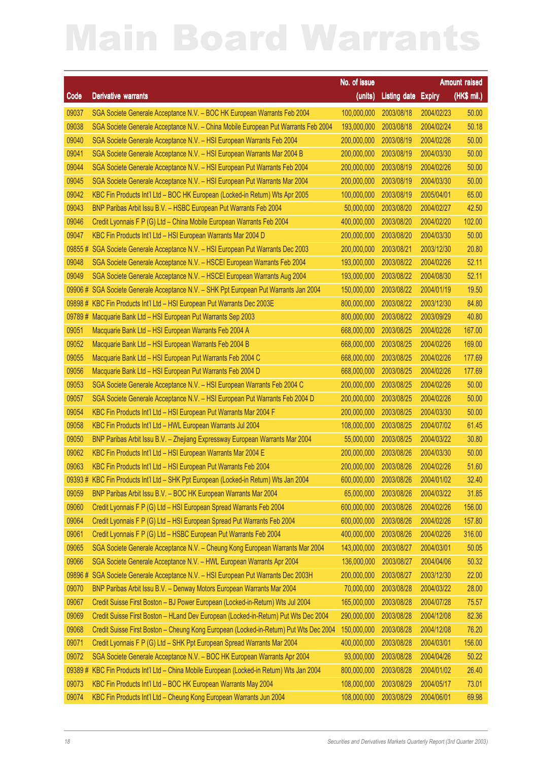# Main Board Warrants

| Code | Derivative warrants | No. of issue (units) | Listing date | Expiry | Amount raised (HK$ mil.) |
|---|---|---|---|---|---|
| 09037 | SGA Societe Generale Acceptance N.V. – BOC HK European Warrants Feb 2004 | 100,000,000 | 2003/08/18 | 2004/02/23 | 50.00 |
| 09038 | SGA Societe Generale Acceptance N.V. – China Mobile European Put Warrants Feb 2004 | 193,000,000 | 2003/08/18 | 2004/02/24 | 50.18 |
| 09040 | SGA Societe Generale Acceptance N.V. – HSI European Warrants Feb 2004 | 200,000,000 | 2003/08/19 | 2004/02/26 | 50.00 |
| 09041 | SGA Societe Generale Acceptance N.V. – HSI European Warrants Mar 2004 B | 200,000,000 | 2003/08/19 | 2004/03/30 | 50.00 |
| 09044 | SGA Societe Generale Acceptance N.V. – HSI European Put Warrants Feb 2004 | 200,000,000 | 2003/08/19 | 2004/02/26 | 50.00 |
| 09045 | SGA Societe Generale Acceptance N.V. – HSI European Put Warrants Mar 2004 | 200,000,000 | 2003/08/19 | 2004/03/30 | 50.00 |
| 09042 | KBC Fin Products Int'l Ltd – BOC HK European (Locked-in Return) Wts Apr 2005 | 100,000,000 | 2003/08/19 | 2005/04/01 | 65.00 |
| 09043 | BNP Paribas Arbit Issu B.V. – HSBC European Put Warrants Feb 2004 | 50,000,000 | 2003/08/20 | 2004/02/27 | 42.50 |
| 09046 | Credit Lyonnais F P (G) Ltd – China Mobile European Warrants Feb 2004 | 400,000,000 | 2003/08/20 | 2004/02/20 | 102.00 |
| 09047 | KBC Fin Products Int'l Ltd – HSI European Warrants Mar 2004 D | 200,000,000 | 2003/08/20 | 2004/03/30 | 50.00 |
| 09855 # | SGA Societe Generale Acceptance N.V. – HSI European Put Warrants Dec 2003 | 200,000,000 | 2003/08/21 | 2003/12/30 | 20.80 |
| 09048 | SGA Societe Generale Acceptance N.V. – HSCEI European Warrants Feb 2004 | 193,000,000 | 2003/08/22 | 2004/02/26 | 52.11 |
| 09049 | SGA Societe Generale Acceptance N.V. – HSCEI European Warrants Aug 2004 | 193,000,000 | 2003/08/22 | 2004/08/30 | 52.11 |
| 09906 # | SGA Societe Generale Acceptance N.V. – SHK Ppt European Put Warrants Jan 2004 | 150,000,000 | 2003/08/22 | 2004/01/19 | 19.50 |
| 09898 # | KBC Fin Products Int'l Ltd – HSI European Put Warrants Dec 2003E | 800,000,000 | 2003/08/22 | 2003/12/30 | 84.80 |
| 09789 # | Macquarie Bank Ltd – HSI European Put Warrants Sep 2003 | 800,000,000 | 2003/08/22 | 2003/09/29 | 40.80 |
| 09051 | Macquarie Bank Ltd – HSI European Warrants Feb 2004 A | 668,000,000 | 2003/08/25 | 2004/02/26 | 167.00 |
| 09052 | Macquarie Bank Ltd – HSI European Warrants Feb 2004 B | 668,000,000 | 2003/08/25 | 2004/02/26 | 169.00 |
| 09055 | Macquarie Bank Ltd – HSI European Put Warrants Feb 2004 C | 668,000,000 | 2003/08/25 | 2004/02/26 | 177.69 |
| 09056 | Macquarie Bank Ltd – HSI European Put Warrants Feb 2004 D | 668,000,000 | 2003/08/25 | 2004/02/26 | 177.69 |
| 09053 | SGA Societe Generale Acceptance N.V. – HSI European Warrants Feb 2004 C | 200,000,000 | 2003/08/25 | 2004/02/26 | 50.00 |
| 09057 | SGA Societe Generale Acceptance N.V. – HSI European Put Warrants Feb 2004 D | 200,000,000 | 2003/08/25 | 2004/02/26 | 50.00 |
| 09054 | KBC Fin Products Int'l Ltd – HSI European Put Warrants Mar 2004 F | 200,000,000 | 2003/08/25 | 2004/03/30 | 50.00 |
| 09058 | KBC Fin Products Int'l Ltd – HWL European Warrants Jul 2004 | 108,000,000 | 2003/08/25 | 2004/07/02 | 61.45 |
| 09050 | BNP Paribas Arbit Issu B.V. – Zhejiang Expressway European Warrants Mar 2004 | 55,000,000 | 2003/08/25 | 2004/03/22 | 30.80 |
| 09062 | KBC Fin Products Int'l Ltd – HSI European Warrants Mar 2004 E | 200,000,000 | 2003/08/26 | 2004/03/30 | 50.00 |
| 09063 | KBC Fin Products Int'l Ltd – HSI European Put Warrants Feb 2004 | 200,000,000 | 2003/08/26 | 2004/02/26 | 51.60 |
| 09393 # | KBC Fin Products Int'l Ltd – SHK Ppt European (Locked-in Return) Wts Jan 2004 | 600,000,000 | 2003/08/26 | 2004/01/02 | 32.40 |
| 09059 | BNP Paribas Arbit Issu B.V. – BOC HK European Warrants Mar 2004 | 65,000,000 | 2003/08/26 | 2004/03/22 | 31.85 |
| 09060 | Credit Lyonnais F P (G) Ltd – HSI European Spread Warrants Feb 2004 | 600,000,000 | 2003/08/26 | 2004/02/26 | 156.00 |
| 09064 | Credit Lyonnais F P (G) Ltd – HSI European Spread Put Warrants Feb 2004 | 600,000,000 | 2003/08/26 | 2004/02/26 | 157.80 |
| 09061 | Credit Lyonnais F P (G) Ltd – HSBC European Put Warrants Feb 2004 | 400,000,000 | 2003/08/26 | 2004/02/26 | 316.00 |
| 09065 | SGA Societe Generale Acceptance N.V. – Cheung Kong European Warrants Mar 2004 | 143,000,000 | 2003/08/27 | 2004/03/01 | 50.05 |
| 09066 | SGA Societe Generale Acceptance N.V. – HWL European Warrants Apr 2004 | 136,000,000 | 2003/08/27 | 2004/04/06 | 50.32 |
| 09896 # | SGA Societe Generale Acceptance N.V. – HSI European Put Warrants Dec 2003H | 200,000,000 | 2003/08/27 | 2003/12/30 | 22.00 |
| 09070 | BNP Paribas Arbit Issu B.V. – Denway Motors European Warrants Mar 2004 | 70,000,000 | 2003/08/28 | 2004/03/22 | 28.00 |
| 09067 | Credit Suisse First Boston – BJ Power European (Locked-in-Return) Wts Jul 2004 | 165,000,000 | 2003/08/28 | 2004/07/28 | 75.57 |
| 09069 | Credit Suisse First Boston – HLand Dev European (Locked-in-Return) Put Wts Dec 2004 | 290,000,000 | 2003/08/28 | 2004/12/08 | 82.36 |
| 09068 | Credit Suisse First Boston – Cheung Kong European (Locked-in-Return) Put Wts Dec 2004 | 150,000,000 | 2003/08/28 | 2004/12/08 | 76.20 |
| 09071 | Credit Lyonnais F P (G) Ltd – SHK Ppt European Spread Warrants Mar 2004 | 400,000,000 | 2003/08/28 | 2004/03/01 | 156.00 |
| 09072 | SGA Societe Generale Acceptance N.V. – BOC HK European Warrants Apr 2004 | 93,000,000 | 2003/08/28 | 2004/04/26 | 50.22 |
| 09389 # | KBC Fin Products Int'l Ltd – China Mobile European (Locked-in Return) Wts Jan 2004 | 800,000,000 | 2003/08/28 | 2004/01/02 | 26.40 |
| 09073 | KBC Fin Products Int'l Ltd – BOC HK European Warrants May 2004 | 108,000,000 | 2003/08/29 | 2004/05/17 | 73.01 |
| 09074 | KBC Fin Products Int'l Ltd – Cheung Kong European Warrants Jun 2004 | 108,000,000 | 2003/08/29 | 2004/06/01 | 69.98 |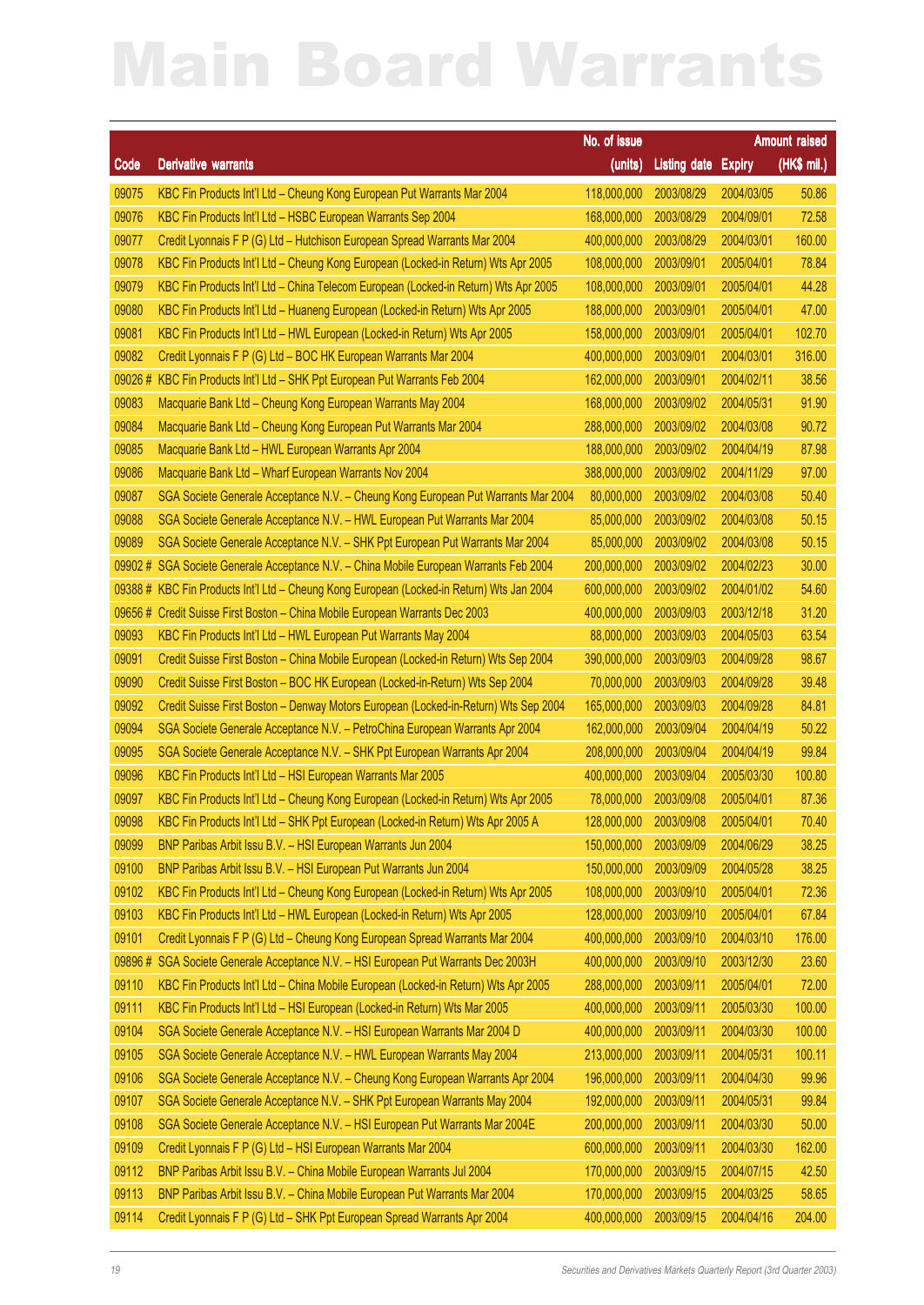# Main Board Warrants

| Code | Derivative warrants | No. of issue (units) | Listing date | Expiry | Amount raised (HK$ mil.) |
|---|---|---|---|---|---|
| 09075 | KBC Fin Products Int'l Ltd – Cheung Kong European Put Warrants Mar 2004 | 118,000,000 | 2003/08/29 | 2004/03/05 | 50.86 |
| 09076 | KBC Fin Products Int'l Ltd – HSBC European Warrants Sep 2004 | 168,000,000 | 2003/08/29 | 2004/09/01 | 72.58 |
| 09077 | Credit Lyonnais F P (G) Ltd – Hutchison European Spread Warrants Mar 2004 | 400,000,000 | 2003/08/29 | 2004/03/01 | 160.00 |
| 09078 | KBC Fin Products Int'l Ltd – Cheung Kong European (Locked-in Return) Wts Apr 2005 | 108,000,000 | 2003/09/01 | 2005/04/01 | 78.84 |
| 09079 | KBC Fin Products Int'l Ltd – China Telecom European (Locked-in Return) Wts Apr 2005 | 108,000,000 | 2003/09/01 | 2005/04/01 | 44.28 |
| 09080 | KBC Fin Products Int'l Ltd – Huaneng European (Locked-in Return) Wts Apr 2005 | 188,000,000 | 2003/09/01 | 2005/04/01 | 47.00 |
| 09081 | KBC Fin Products Int'l Ltd – HWL European (Locked-in Return) Wts Apr 2005 | 158,000,000 | 2003/09/01 | 2005/04/01 | 102.70 |
| 09082 | Credit Lyonnais F P (G) Ltd – BOC HK European Warrants Mar 2004 | 400,000,000 | 2003/09/01 | 2004/03/01 | 316.00 |
| 09026 # | KBC Fin Products Int'l Ltd – SHK Ppt European Put Warrants Feb 2004 | 162,000,000 | 2003/09/01 | 2004/02/11 | 38.56 |
| 09083 | Macquarie Bank Ltd – Cheung Kong European Warrants May 2004 | 168,000,000 | 2003/09/02 | 2004/05/31 | 91.90 |
| 09084 | Macquarie Bank Ltd – Cheung Kong European Put Warrants Mar 2004 | 288,000,000 | 2003/09/02 | 2004/03/08 | 90.72 |
| 09085 | Macquarie Bank Ltd – HWL European Warrants Apr 2004 | 188,000,000 | 2003/09/02 | 2004/04/19 | 87.98 |
| 09086 | Macquarie Bank Ltd – Wharf European Warrants Nov 2004 | 388,000,000 | 2003/09/02 | 2004/11/29 | 97.00 |
| 09087 | SGA Societe Generale Acceptance N.V. – Cheung Kong European Put Warrants Mar 2004 | 80,000,000 | 2003/09/02 | 2004/03/08 | 50.40 |
| 09088 | SGA Societe Generale Acceptance N.V. – HWL European Put Warrants Mar 2004 | 85,000,000 | 2003/09/02 | 2004/03/08 | 50.15 |
| 09089 | SGA Societe Generale Acceptance N.V. – SHK Ppt European Put Warrants Mar 2004 | 85,000,000 | 2003/09/02 | 2004/03/08 | 50.15 |
| 09902 # | SGA Societe Generale Acceptance N.V. – China Mobile European Warrants Feb 2004 | 200,000,000 | 2003/09/02 | 2004/02/23 | 30.00 |
| 09388 # | KBC Fin Products Int'l Ltd – Cheung Kong European (Locked-in Return) Wts Jan 2004 | 600,000,000 | 2003/09/02 | 2004/01/02 | 54.60 |
| 09656 # | Credit Suisse First Boston – China Mobile European Warrants Dec 2003 | 400,000,000 | 2003/09/03 | 2003/12/18 | 31.20 |
| 09093 | KBC Fin Products Int'l Ltd – HWL European Put Warrants May 2004 | 88,000,000 | 2003/09/03 | 2004/05/03 | 63.54 |
| 09091 | Credit Suisse First Boston – China Mobile European (Locked-in Return) Wts Sep 2004 | 390,000,000 | 2003/09/03 | 2004/09/28 | 98.67 |
| 09090 | Credit Suisse First Boston – BOC HK European (Locked-in-Return) Wts Sep 2004 | 70,000,000 | 2003/09/03 | 2004/09/28 | 39.48 |
| 09092 | Credit Suisse First Boston – Denway Motors European (Locked-in-Return) Wts Sep 2004 | 165,000,000 | 2003/09/03 | 2004/09/28 | 84.81 |
| 09094 | SGA Societe Generale Acceptance N.V. – PetroChina European Warrants Apr 2004 | 162,000,000 | 2003/09/04 | 2004/04/19 | 50.22 |
| 09095 | SGA Societe Generale Acceptance N.V. – SHK Ppt European Warrants Apr 2004 | 208,000,000 | 2003/09/04 | 2004/04/19 | 99.84 |
| 09096 | KBC Fin Products Int'l Ltd – HSI European Warrants Mar 2005 | 400,000,000 | 2003/09/04 | 2005/03/30 | 100.80 |
| 09097 | KBC Fin Products Int'l Ltd – Cheung Kong European (Locked-in Return) Wts Apr 2005 | 78,000,000 | 2003/09/08 | 2005/04/01 | 87.36 |
| 09098 | KBC Fin Products Int'l Ltd – SHK Ppt European (Locked-in Return) Wts Apr 2005 A | 128,000,000 | 2003/09/08 | 2005/04/01 | 70.40 |
| 09099 | BNP Paribas Arbit Issu B.V. – HSI European Warrants Jun 2004 | 150,000,000 | 2003/09/09 | 2004/06/29 | 38.25 |
| 09100 | BNP Paribas Arbit Issu B.V. – HSI European Put Warrants Jun 2004 | 150,000,000 | 2003/09/09 | 2004/05/28 | 38.25 |
| 09102 | KBC Fin Products Int'l Ltd – Cheung Kong European (Locked-in Return) Wts Apr 2005 | 108,000,000 | 2003/09/10 | 2005/04/01 | 72.36 |
| 09103 | KBC Fin Products Int'l Ltd – HWL European (Locked-in Return) Wts Apr 2005 | 128,000,000 | 2003/09/10 | 2005/04/01 | 67.84 |
| 09101 | Credit Lyonnais F P (G) Ltd – Cheung Kong European Spread Warrants Mar 2004 | 400,000,000 | 2003/09/10 | 2004/03/10 | 176.00 |
| 09896 # | SGA Societe Generale Acceptance N.V. – HSI European Put Warrants Dec 2003H | 400,000,000 | 2003/09/10 | 2003/12/30 | 23.60 |
| 09110 | KBC Fin Products Int'l Ltd – China Mobile European (Locked-in Return) Wts Apr 2005 | 288,000,000 | 2003/09/11 | 2005/04/01 | 72.00 |
| 09111 | KBC Fin Products Int'l Ltd – HSI European (Locked-in Return) Wts Mar 2005 | 400,000,000 | 2003/09/11 | 2005/03/30 | 100.00 |
| 09104 | SGA Societe Generale Acceptance N.V. – HSI European Warrants Mar 2004 D | 400,000,000 | 2003/09/11 | 2004/03/30 | 100.00 |
| 09105 | SGA Societe Generale Acceptance N.V. – HWL European Warrants May 2004 | 213,000,000 | 2003/09/11 | 2004/05/31 | 100.11 |
| 09106 | SGA Societe Generale Acceptance N.V. – Cheung Kong European Warrants Apr 2004 | 196,000,000 | 2003/09/11 | 2004/04/30 | 99.96 |
| 09107 | SGA Societe Generale Acceptance N.V. – SHK Ppt European Warrants May 2004 | 192,000,000 | 2003/09/11 | 2004/05/31 | 99.84 |
| 09108 | SGA Societe Generale Acceptance N.V. – HSI European Put Warrants Mar 2004E | 200,000,000 | 2003/09/11 | 2004/03/30 | 50.00 |
| 09109 | Credit Lyonnais F P (G) Ltd – HSI European Warrants Mar 2004 | 600,000,000 | 2003/09/11 | 2004/03/30 | 162.00 |
| 09112 | BNP Paribas Arbit Issu B.V. – China Mobile European Warrants Jul 2004 | 170,000,000 | 2003/09/15 | 2004/07/15 | 42.50 |
| 09113 | BNP Paribas Arbit Issu B.V. – China Mobile European Put Warrants Mar 2004 | 170,000,000 | 2003/09/15 | 2004/03/25 | 58.65 |
| 09114 | Credit Lyonnais F P (G) Ltd – SHK Ppt European Spread Warrants Apr 2004 | 400,000,000 | 2003/09/15 | 2004/04/16 | 204.00 |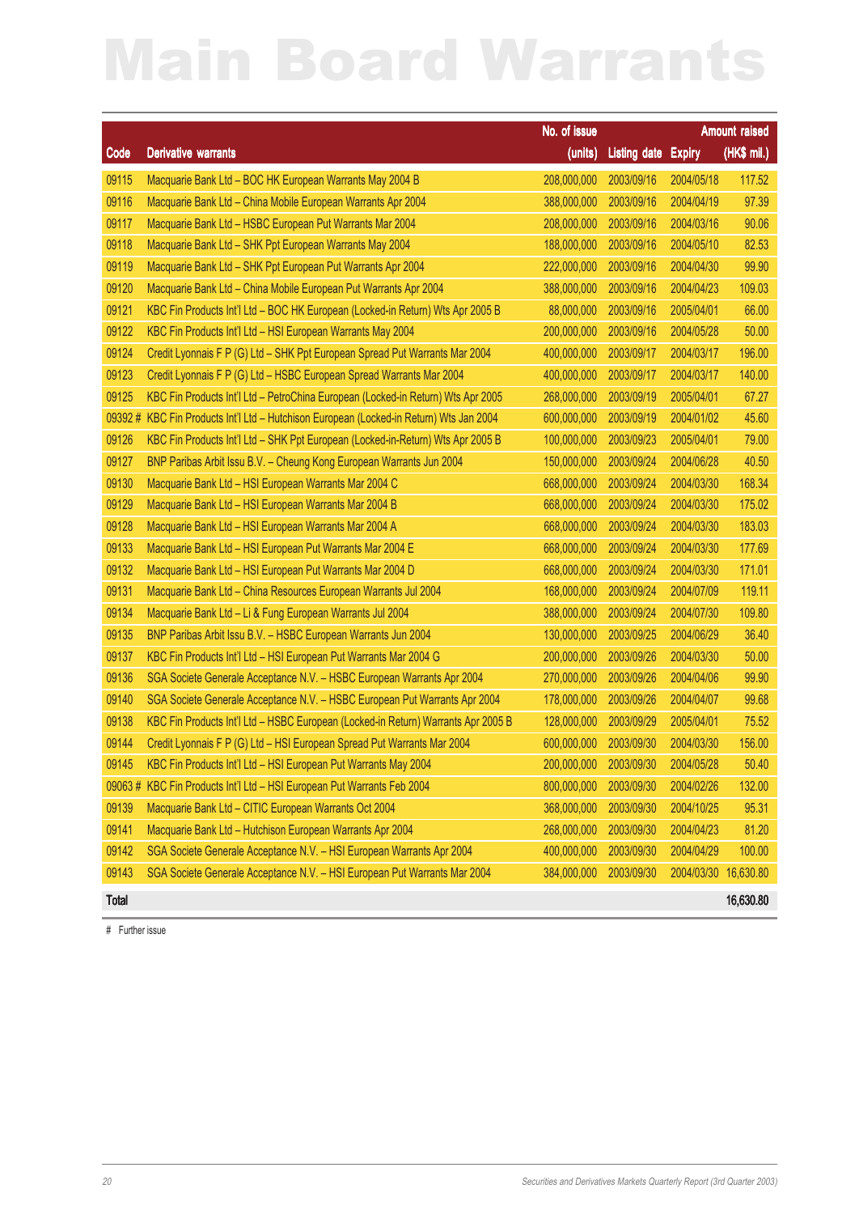# Main Board Warrants

| Code | Derivative warrants | No. of issue (units) | Listing date | Expiry | Amount raised (HK$ mil.) |
|---|---|---|---|---|---|
| 09115 | Macquarie Bank Ltd – BOC HK European Warrants May 2004 B | 208,000,000 | 2003/09/16 | 2004/05/18 | 117.52 |
| 09116 | Macquarie Bank Ltd – China Mobile European Warrants Apr 2004 | 388,000,000 | 2003/09/16 | 2004/04/19 | 97.39 |
| 09117 | Macquarie Bank Ltd – HSBC European Put Warrants Mar 2004 | 208,000,000 | 2003/09/16 | 2004/03/16 | 90.06 |
| 09118 | Macquarie Bank Ltd – SHK Ppt European Warrants May 2004 | 188,000,000 | 2003/09/16 | 2004/05/10 | 82.53 |
| 09119 | Macquarie Bank Ltd – SHK Ppt European Put Warrants Apr 2004 | 222,000,000 | 2003/09/16 | 2004/04/30 | 99.90 |
| 09120 | Macquarie Bank Ltd – China Mobile European Put Warrants Apr 2004 | 388,000,000 | 2003/09/16 | 2004/04/23 | 109.03 |
| 09121 | KBC Fin Products Int'l Ltd – BOC HK European (Locked-in Return) Wts Apr 2005 B | 88,000,000 | 2003/09/16 | 2005/04/01 | 66.00 |
| 09122 | KBC Fin Products Int'l Ltd – HSI European Warrants May 2004 | 200,000,000 | 2003/09/16 | 2004/05/28 | 50.00 |
| 09124 | Credit Lyonnais F P (G) Ltd – SHK Ppt European Spread Put Warrants Mar 2004 | 400,000,000 | 2003/09/17 | 2004/03/17 | 196.00 |
| 09123 | Credit Lyonnais F P (G) Ltd – HSBC European Spread Warrants Mar 2004 | 400,000,000 | 2003/09/17 | 2004/03/17 | 140.00 |
| 09125 | KBC Fin Products Int'l Ltd – PetroChina European (Locked-in Return) Wts Apr 2005 | 268,000,000 | 2003/09/19 | 2005/04/01 | 67.27 |
| 09392 # | KBC Fin Products Int'l Ltd – Hutchison European (Locked-in Return) Wts Jan 2004 | 600,000,000 | 2003/09/19 | 2004/01/02 | 45.60 |
| 09126 | KBC Fin Products Int'l Ltd – SHK Ppt European (Locked-in-Return) Wts Apr 2005 B | 100,000,000 | 2003/09/23 | 2005/04/01 | 79.00 |
| 09127 | BNP Paribas Arbit Issu B.V. – Cheung Kong European Warrants Jun 2004 | 150,000,000 | 2003/09/24 | 2004/06/28 | 40.50 |
| 09130 | Macquarie Bank Ltd – HSI European Warrants Mar 2004 C | 668,000,000 | 2003/09/24 | 2004/03/30 | 168.34 |
| 09129 | Macquarie Bank Ltd – HSI European Warrants Mar 2004 B | 668,000,000 | 2003/09/24 | 2004/03/30 | 175.02 |
| 09128 | Macquarie Bank Ltd – HSI European Warrants Mar 2004 A | 668,000,000 | 2003/09/24 | 2004/03/30 | 183.03 |
| 09133 | Macquarie Bank Ltd – HSI European Put Warrants Mar 2004 E | 668,000,000 | 2003/09/24 | 2004/03/30 | 177.69 |
| 09132 | Macquarie Bank Ltd – HSI European Put Warrants Mar 2004 D | 668,000,000 | 2003/09/24 | 2004/03/30 | 171.01 |
| 09131 | Macquarie Bank Ltd – China Resources European Warrants Jul 2004 | 168,000,000 | 2003/09/24 | 2004/07/09 | 119.11 |
| 09134 | Macquarie Bank Ltd – Li & Fung European Warrants Jul 2004 | 388,000,000 | 2003/09/24 | 2004/07/30 | 109.80 |
| 09135 | BNP Paribas Arbit Issu B.V. – HSBC European Warrants Jun 2004 | 130,000,000 | 2003/09/25 | 2004/06/29 | 36.40 |
| 09137 | KBC Fin Products Int'l Ltd – HSI European Put Warrants Mar 2004 G | 200,000,000 | 2003/09/26 | 2004/03/30 | 50.00 |
| 09136 | SGA Societe Generale Acceptance N.V. – HSBC European Warrants Apr 2004 | 270,000,000 | 2003/09/26 | 2004/04/06 | 99.90 |
| 09140 | SGA Societe Generale Acceptance N.V. – HSBC European Put Warrants Apr 2004 | 178,000,000 | 2003/09/26 | 2004/04/07 | 99.68 |
| 09138 | KBC Fin Products Int'l Ltd – HSBC European (Locked-in Return) Warrants Apr 2005 B | 128,000,000 | 2003/09/29 | 2005/04/01 | 75.52 |
| 09144 | Credit Lyonnais F P (G) Ltd – HSI European Spread Put Warrants Mar 2004 | 600,000,000 | 2003/09/30 | 2004/03/30 | 156.00 |
| 09145 | KBC Fin Products Int'l Ltd – HSI European Put Warrants May 2004 | 200,000,000 | 2003/09/30 | 2004/05/28 | 50.40 |
| 09063 # | KBC Fin Products Int'l Ltd – HSI European Put Warrants Feb 2004 | 800,000,000 | 2003/09/30 | 2004/02/26 | 132.00 |
| 09139 | Macquarie Bank Ltd – CITIC European Warrants Oct 2004 | 368,000,000 | 2003/09/30 | 2004/10/25 | 95.31 |
| 09141 | Macquarie Bank Ltd – Hutchison European Warrants Apr 2004 | 268,000,000 | 2003/09/30 | 2004/04/23 | 81.20 |
| 09142 | SGA Societe Generale Acceptance N.V. – HSI European Warrants Apr 2004 | 400,000,000 | 2003/09/30 | 2004/04/29 | 100.00 |
| 09143 | SGA Societe Generale Acceptance N.V. – HSI European Put Warrants Mar 2004 | 384,000,000 | 2003/09/30 | 2004/03/30 | 16,630.80 |
| **Total** | | | | | **16,630.80** |

# Further issue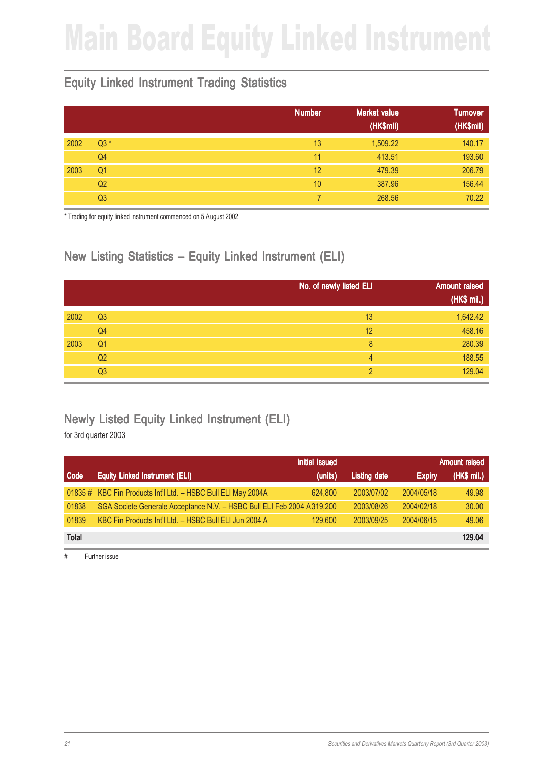# Main Board Equity Linked Instrument

## Equity Linked Instrument Trading Statistics

| | | Number | Market value (HK$mil) | Turnover (HK$mil) |
|---|---|---|---|---|
| 2002 | Q3 * | 13 | 1,509.22 | 140.17 |
| | Q4 | 11 | 413.51 | 193.60 |
| 2003 | Q1 | 12 | 479.39 | 206.79 |
| | Q2 | 10 | 387.96 | 156.44 |
| | Q3 | 7 | 268.56 | 70.22 |

* Trading for equity linked instrument commenced on 5 August 2002

## New Listing Statistics – Equity Linked Instrument (ELI)

| | | No. of newly listed ELI | Amount raised (HK$ mil.) |
|---|---|---|---|
| 2002 | Q3 | 13 | 1,642.42 |
| | Q4 | 12 | 458.16 |
| 2003 | Q1 | 8 | 280.39 |
| | Q2 | 4 | 188.55 |
| | Q3 | 2 | 129.04 |

## Newly Listed Equity Linked Instrument (ELI)

for 3rd quarter 2003

| Code | Equity Linked Instrument (ELI) | Initial issued (units) | Listing date | Expiry | Amount raised (HK$ mil.) |
|---|---|---|---|---|---|
| 01835 # | KBC Fin Products Int'l Ltd. – HSBC Bull ELI May 2004A | 624,800 | 2003/07/02 | 2004/05/18 | 49.98 |
| 01838 | SGA Societe Generale Acceptance N.V. – HSBC Bull ELI Feb 2004 A | 319,200 | 2003/08/26 | 2004/02/18 | 30.00 |
| 01839 | KBC Fin Products Int'l Ltd. – HSBC Bull ELI Jun 2004 A | 129,600 | 2003/09/25 | 2004/06/15 | 49.06 |
| **Total** | | | | | **129.04** |

# Further issue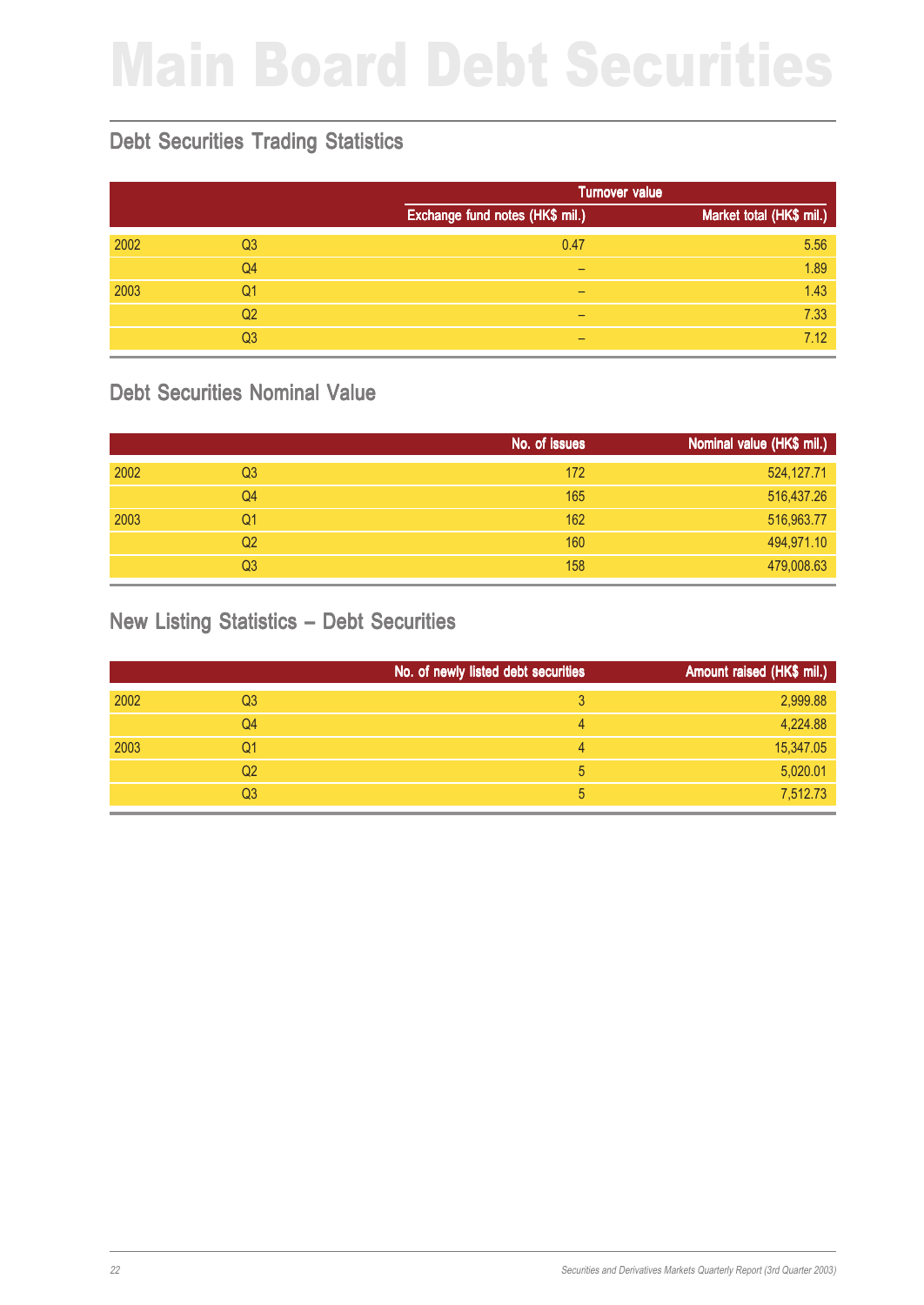# Main Board Debt Securities

## Debt Securities Trading Statistics

| | | Turnover value | |
|---|---|---|---|
| | | Exchange fund notes (HK$ mil.) | Market total (HK$ mil.) |
| 2002 | Q3 | 0.47 | 5.56 |
| | Q4 | – | 1.89 |
| 2003 | Q1 | – | 1.43 |
| | Q2 | – | 7.33 |
| | Q3 | – | 7.12 |

## Debt Securities Nominal Value

| | | No. of issues | Nominal value (HK$ mil.) |
|---|---|---|---|
| 2002 | Q3 | 172 | 524,127.71 |
| | Q4 | 165 | 516,437.26 |
| 2003 | Q1 | 162 | 516,963.77 |
| | Q2 | 160 | 494,971.10 |
| | Q3 | 158 | 479,008.63 |

## New Listing Statistics – Debt Securities

| | | No. of newly listed debt securities | Amount raised (HK$ mil.) |
|---|---|---|---|
| 2002 | Q3 | 3 | 2,999.88 |
| | Q4 | 4 | 4,224.88 |
| 2003 | Q1 | 4 | 15,347.05 |
| | Q2 | 5 | 5,020.01 |
| | Q3 | 5 | 7,512.73 |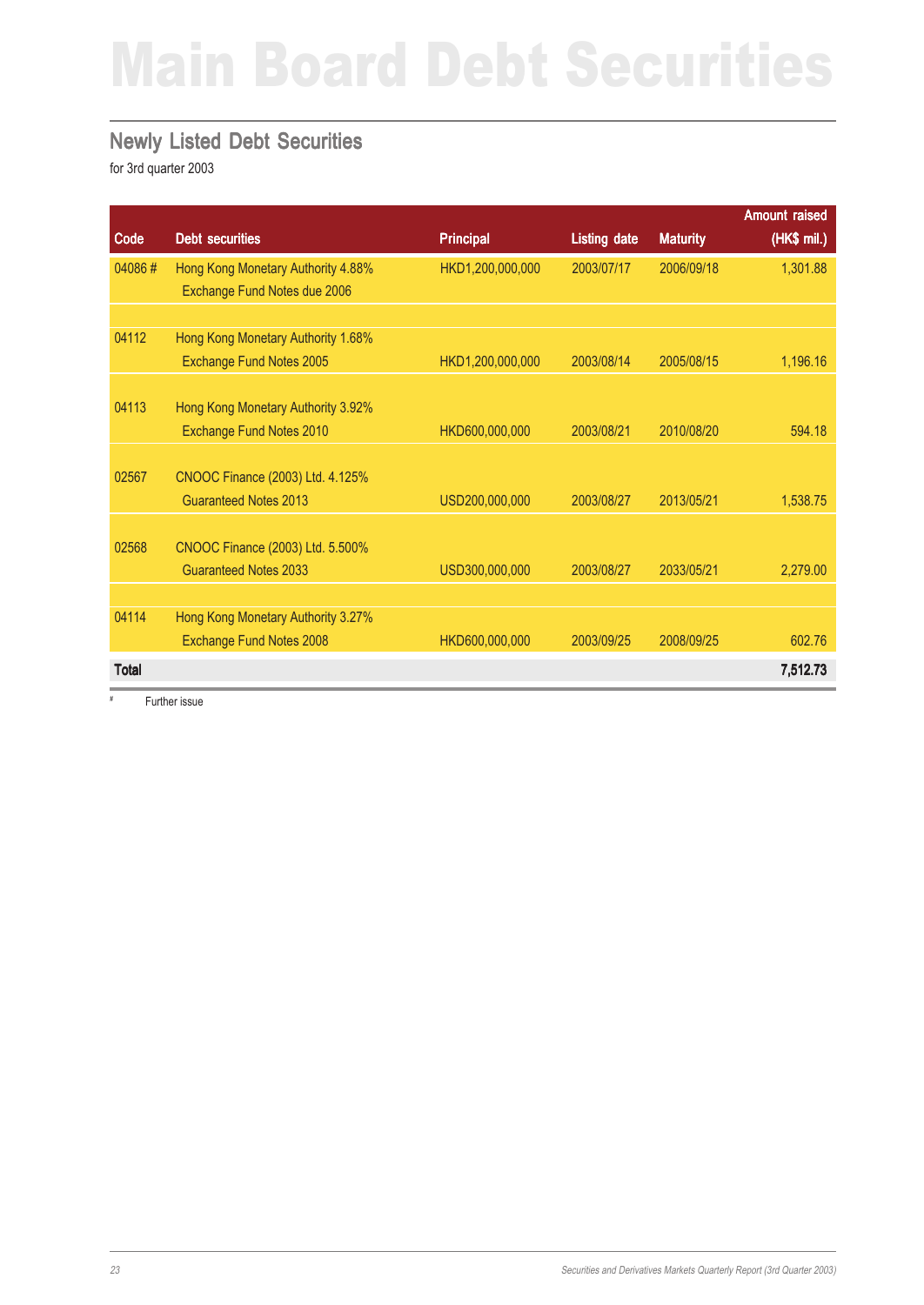# Main Board Debt Securities

## Newly Listed Debt Securities

for 3rd quarter 2003

| Code | Debt securities | Principal | Listing date | Maturity | Amount raised (HK$ mil.) |
|---|---|---|---|---|---|
| 04086 # | Hong Kong Monetary Authority 4.88% Exchange Fund Notes due 2006 | HKD1,200,000,000 | 2003/07/17 | 2006/09/18 | 1,301.88 |
| 04112 | Hong Kong Monetary Authority 1.68% Exchange Fund Notes 2005 | HKD1,200,000,000 | 2003/08/14 | 2005/08/15 | 1,196.16 |
| 04113 | Hong Kong Monetary Authority 3.92% Exchange Fund Notes 2010 | HKD600,000,000 | 2003/08/21 | 2010/08/20 | 594.18 |
| 02567 | CNOOC Finance (2003) Ltd. 4.125% Guaranteed Notes 2013 | USD200,000,000 | 2003/08/27 | 2013/05/21 | 1,538.75 |
| 02568 | CNOOC Finance (2003) Ltd. 5.500% Guaranteed Notes 2033 | USD300,000,000 | 2003/08/27 | 2033/05/21 | 2,279.00 |
| 04114 | Hong Kong Monetary Authority 3.27% Exchange Fund Notes 2008 | HKD600,000,000 | 2003/09/25 | 2008/09/25 | 602.76 |
| **Total** | | | | | **7,512.73** |

# Further issue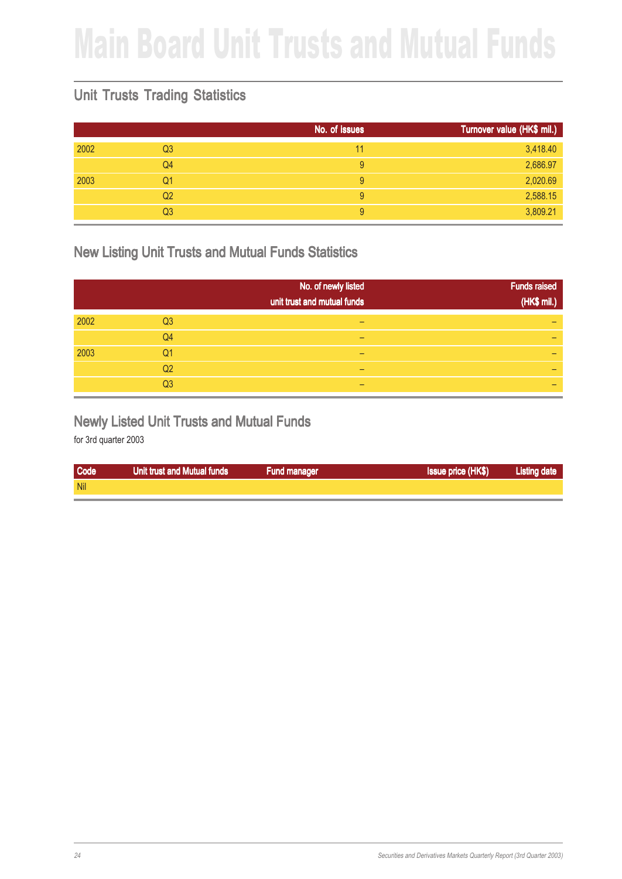# Main Board Unit Trusts and Mutual Funds

## Unit Trusts Trading Statistics

| | | No. of issues | Turnover value (HK$ mil.) |
|---|---|---|---|
| 2002 | Q3 | 11 | 3,418.40 |
| | Q4 | 9 | 2,686.97 |
| 2003 | Q1 | 9 | 2,020.69 |
| | Q2 | 9 | 2,588.15 |
| | Q3 | 9 | 3,809.21 |

## New Listing Unit Trusts and Mutual Funds Statistics

| | | No. of newly listed unit trust and mutual funds | Funds raised (HK$ mil.) |
|---|---|---|---|
| 2002 | Q3 | – | – |
| | Q4 | – | – |
| 2003 | Q1 | – | – |
| | Q2 | – | – |
| | Q3 | – | – |

## Newly Listed Unit Trusts and Mutual Funds

for 3rd quarter 2003

| Code | Unit trust and Mutual funds | Fund manager | Issue price (HK$) | Listing date |
|---|---|---|---|---|
| Nil | | | | |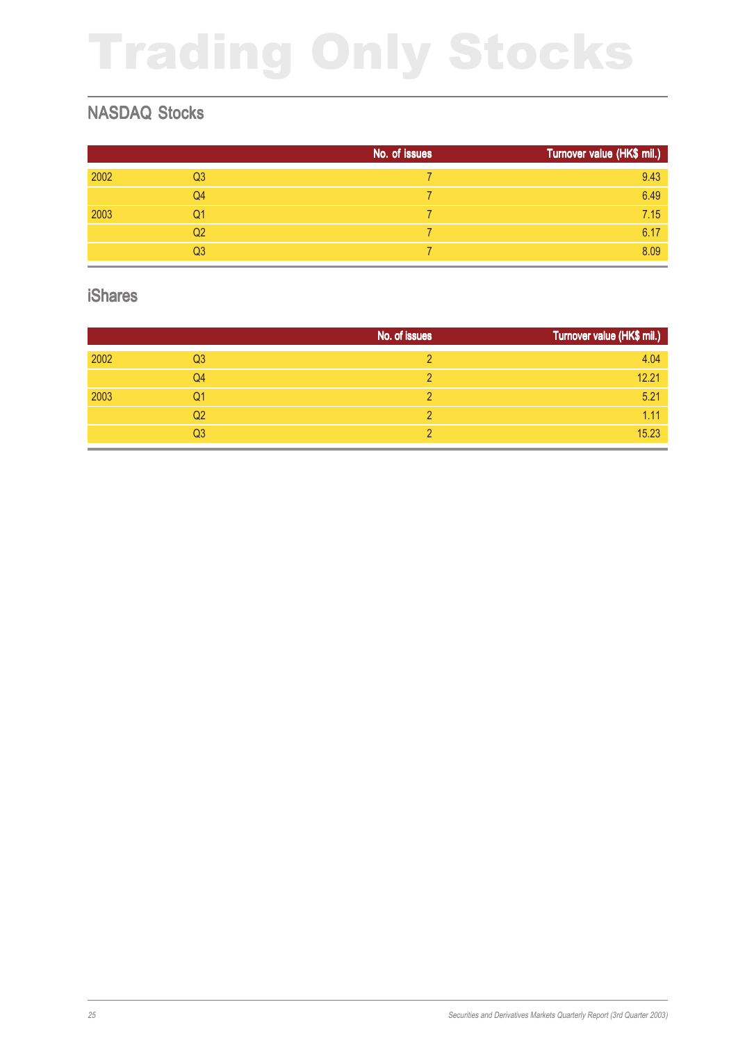# Trading Only Stocks

## NASDAQ Stocks

| | | No. of issues | Turnover value (HK$ mil.) |
|---|---|---|---|
| 2002 | Q3 | 7 | 9.43 |
| | Q4 | 7 | 6.49 |
| 2003 | Q1 | 7 | 7.15 |
| | Q2 | 7 | 6.17 |
| | Q3 | 7 | 8.09 |

## iShares

| | | No. of issues | Turnover value (HK$ mil.) |
|---|---|---|---|
| 2002 | Q3 | 2 | 4.04 |
| | Q4 | 2 | 12.21 |
| 2003 | Q1 | 2 | 5.21 |
| | Q2 | 2 | 1.11 |
| | Q3 | 2 | 15.23 |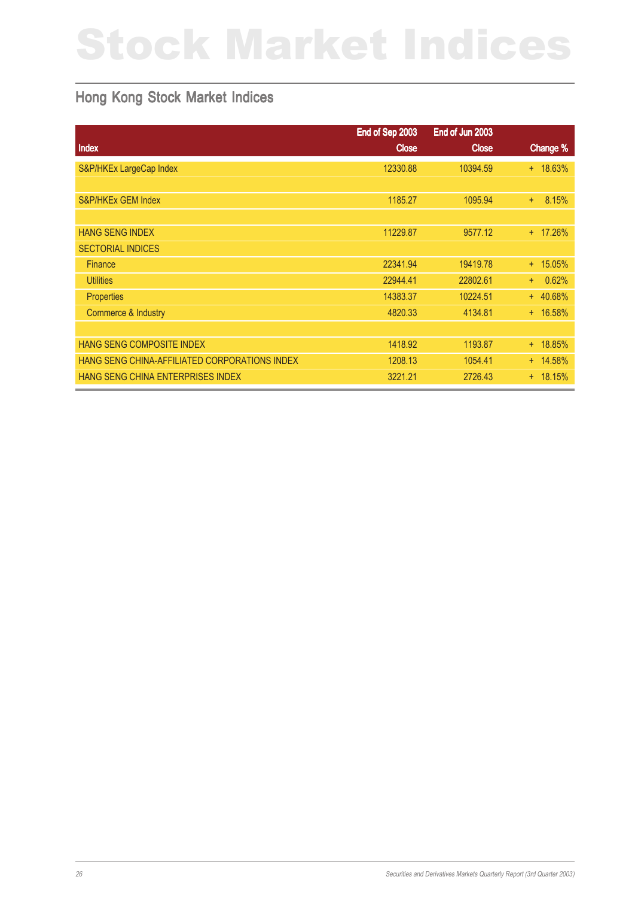# Stock Market Indices

## Hong Kong Stock Market Indices

| Index | End of Sep 2003 Close | End of Jun 2003 Close | Change % |
|---|---|---|---|
| S&P/HKEx LargeCap Index | 12330.88 | 10394.59 | + 18.63% |
| | | | |
| S&P/HKEx GEM Index | 1185.27 | 1095.94 | + 8.15% |
| | | | |
| HANG SENG INDEX | 11229.87 | 9577.12 | + 17.26% |
| SECTORIAL INDICES | | | |
| Finance | 22341.94 | 19419.78 | + 15.05% |
| Utilities | 22944.41 | 22802.61 | + 0.62% |
| Properties | 14383.37 | 10224.51 | + 40.68% |
| Commerce & Industry | 4820.33 | 4134.81 | + 16.58% |
| | | | |
| HANG SENG COMPOSITE INDEX | 1418.92 | 1193.87 | + 18.85% |
| HANG SENG CHINA-AFFILIATED CORPORATIONS INDEX | 1208.13 | 1054.41 | + 14.58% |
| HANG SENG CHINA ENTERPRISES INDEX | 3221.21 | 2726.43 | + 18.15% |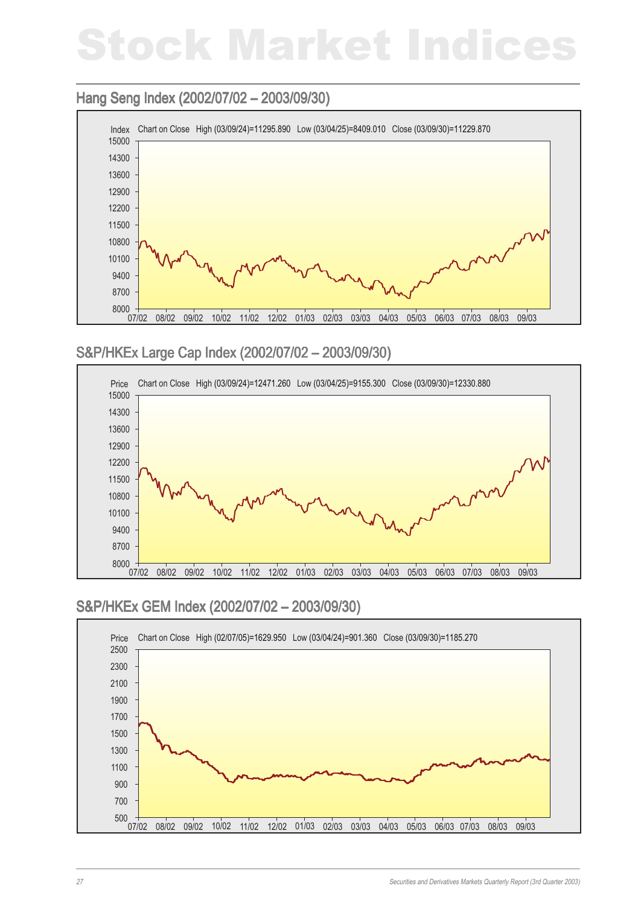# Stock Market Indices

## Hang Seng Index (2002/07/02 – 2003/09/30)

Index Chart on Close High (03/09/24)=11295.890 Low (03/04/25)=8409.010 Close (03/09/30)=11229.870

## S&P/HKEx Large Cap Index (2002/07/02 – 2003/09/30)

Price Chart on Close High (03/09/24)=12471.260 Low (03/04/25)=9155.300 Close (03/09/30)=12330.880

## S&P/HKEx GEM Index (2002/07/02 – 2003/09/30)

Price Chart on Close High (02/07/05)=1629.950 Low (03/04/24)=901.360 Close (03/09/30)=1185.270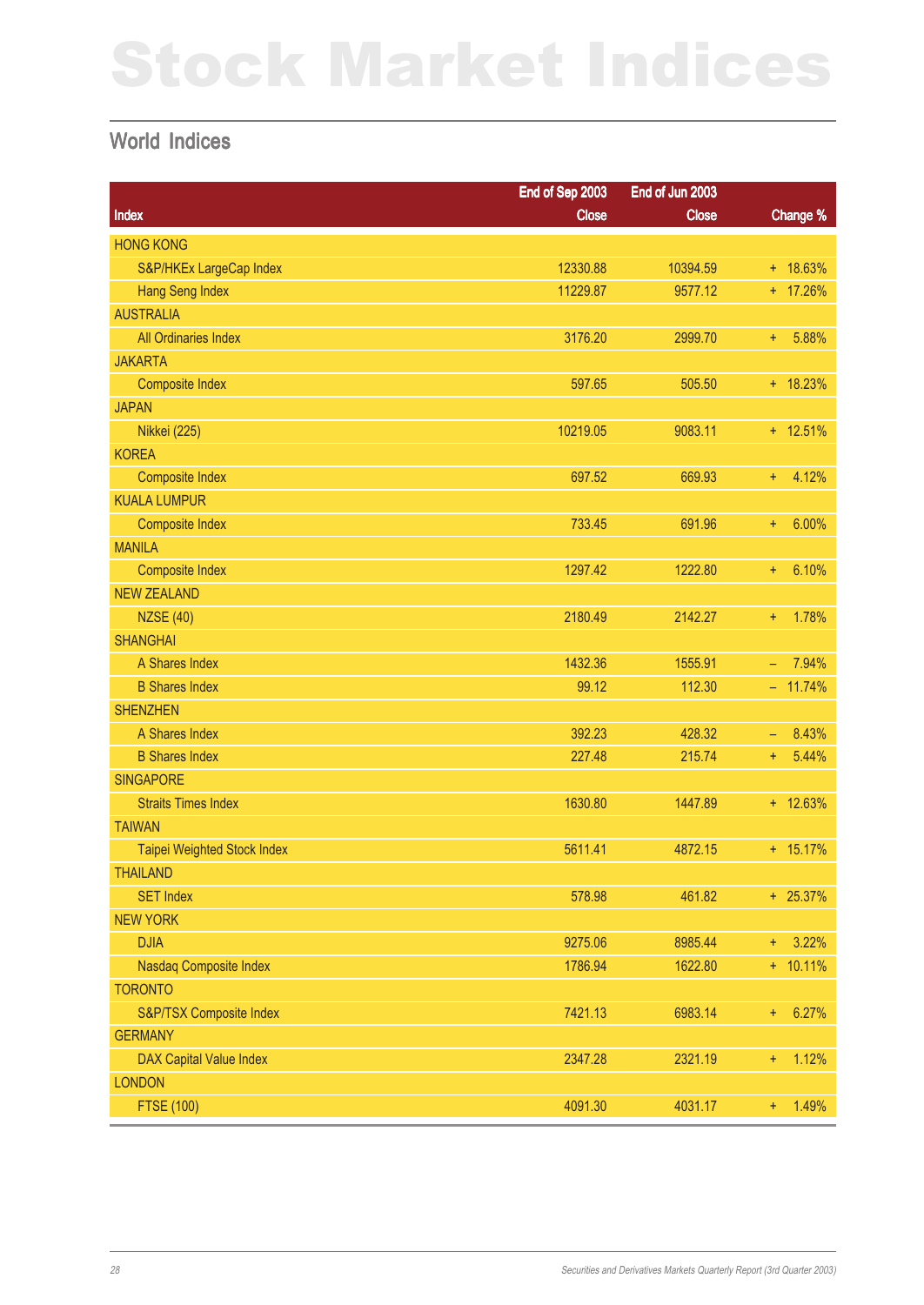# Stock Market Indices

## World Indices

| Index | End of Sep 2003 Close | End of Jun 2003 Close | Change % |
|---|---|---|---|
| HONG KONG | | | |
| S&P/HKEx LargeCap Index | 12330.88 | 10394.59 | + 18.63% |
| Hang Seng Index | 11229.87 | 9577.12 | + 17.26% |
| AUSTRALIA | | | |
| All Ordinaries Index | 3176.20 | 2999.70 | + 5.88% |
| JAKARTA | | | |
| Composite Index | 597.65 | 505.50 | + 18.23% |
| JAPAN | | | |
| Nikkei (225) | 10219.05 | 9083.11 | + 12.51% |
| KOREA | | | |
| Composite Index | 697.52 | 669.93 | + 4.12% |
| KUALA LUMPUR | | | |
| Composite Index | 733.45 | 691.96 | + 6.00% |
| MANILA | | | |
| Composite Index | 1297.42 | 1222.80 | + 6.10% |
| NEW ZEALAND | | | |
| NZSE (40) | 2180.49 | 2142.27 | + 1.78% |
| SHANGHAI | | | |
| A Shares Index | 1432.36 | 1555.91 | – 7.94% |
| B Shares Index | 99.12 | 112.30 | – 11.74% |
| SHENZHEN | | | |
| A Shares Index | 392.23 | 428.32 | – 8.43% |
| B Shares Index | 227.48 | 215.74 | + 5.44% |
| SINGAPORE | | | |
| Straits Times Index | 1630.80 | 1447.89 | + 12.63% |
| TAIWAN | | | |
| Taipei Weighted Stock Index | 5611.41 | 4872.15 | + 15.17% |
| THAILAND | | | |
| SET Index | 578.98 | 461.82 | + 25.37% |
| NEW YORK | | | |
| DJIA | 9275.06 | 8985.44 | + 3.22% |
| Nasdaq Composite Index | 1786.94 | 1622.80 | + 10.11% |
| TORONTO | | | |
| S&P/TSX Composite Index | 7421.13 | 6983.14 | + 6.27% |
| GERMANY | | | |
| DAX Capital Value Index | 2347.28 | 2321.19 | + 1.12% |
| LONDON | | | |
| FTSE (100) | 4091.30 | 4031.17 | + 1.49% |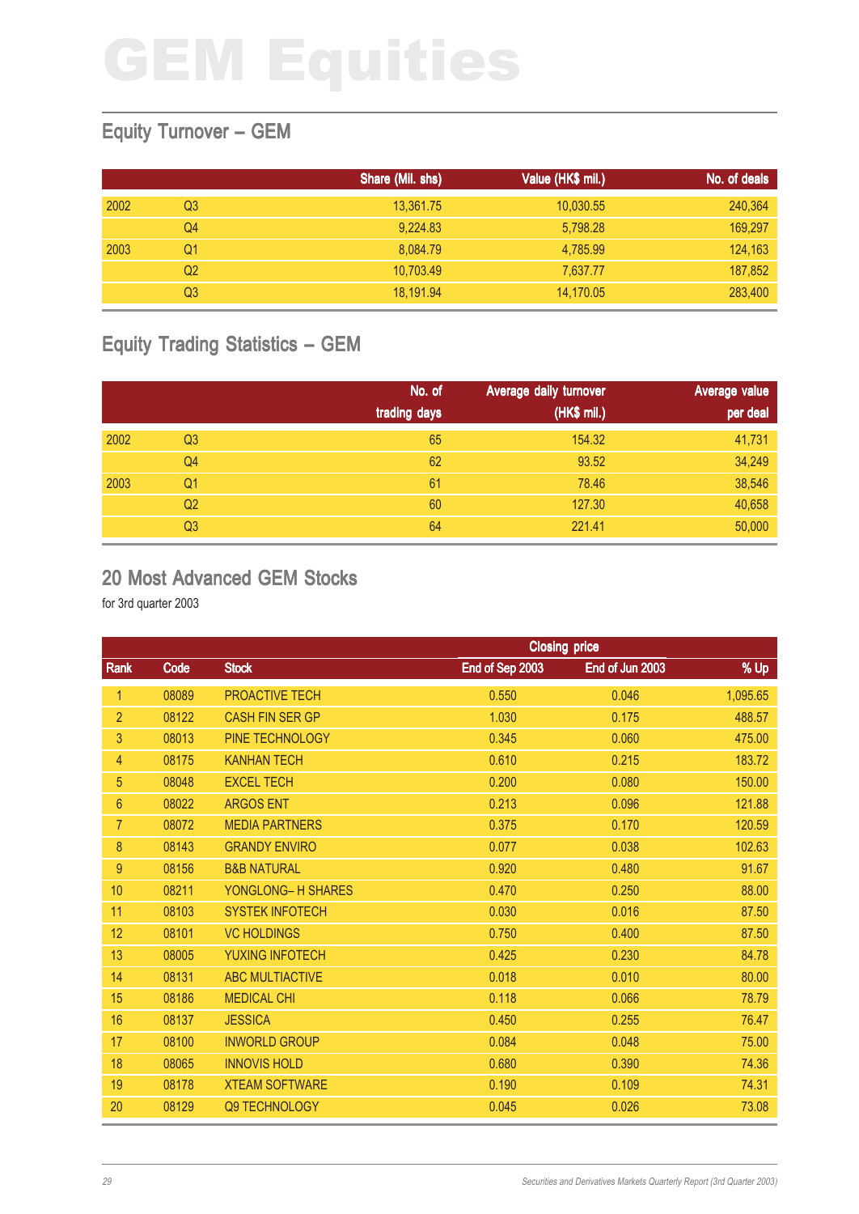# GEM Equities

## Equity Turnover – GEM

| | | Share (Mil. shs) | Value (HK$ mil.) | No. of deals |
|---|---|---|---|---|
| 2002 | Q3 | 13,361.75 | 10,030.55 | 240,364 |
| | Q4 | 9,224.83 | 5,798.28 | 169,297 |
| 2003 | Q1 | 8,084.79 | 4,785.99 | 124,163 |
| | Q2 | 10,703.49 | 7,637.77 | 187,852 |
| | Q3 | 18,191.94 | 14,170.05 | 283,400 |

## Equity Trading Statistics – GEM

| | | No. of trading days | Average daily turnover (HK$ mil.) | Average value per deal |
|---|---|---|---|---|
| 2002 | Q3 | 65 | 154.32 | 41,731 |
| | Q4 | 62 | 93.52 | 34,249 |
| 2003 | Q1 | 61 | 78.46 | 38,546 |
| | Q2 | 60 | 127.30 | 40,658 |
| | Q3 | 64 | 221.41 | 50,000 |

## 20 Most Advanced GEM Stocks

for 3rd quarter 2003

| | | | Closing price | | |
|---|---|---|---|---|---|
| Rank | Code | Stock | End of Sep 2003 | End of Jun 2003 | % Up |
| 1 | 08089 | PROACTIVE TECH | 0.550 | 0.046 | 1,095.65 |
| 2 | 08122 | CASH FIN SER GP | 1.030 | 0.175 | 488.57 |
| 3 | 08013 | PINE TECHNOLOGY | 0.345 | 0.060 | 475.00 |
| 4 | 08175 | KANHAN TECH | 0.610 | 0.215 | 183.72 |
| 5 | 08048 | EXCEL TECH | 0.200 | 0.080 | 150.00 |
| 6 | 08022 | ARGOS ENT | 0.213 | 0.096 | 121.88 |
| 7 | 08072 | MEDIA PARTNERS | 0.375 | 0.170 | 120.59 |
| 8 | 08143 | GRANDY ENVIRO | 0.077 | 0.038 | 102.63 |
| 9 | 08156 | B&B NATURAL | 0.920 | 0.480 | 91.67 |
| 10 | 08211 | YONGLONG– H SHARES | 0.470 | 0.250 | 88.00 |
| 11 | 08103 | SYSTEK INFOTECH | 0.030 | 0.016 | 87.50 |
| 12 | 08101 | VC HOLDINGS | 0.750 | 0.400 | 87.50 |
| 13 | 08005 | YUXING INFOTECH | 0.425 | 0.230 | 84.78 |
| 14 | 08131 | ABC MULTIACTIVE | 0.018 | 0.010 | 80.00 |
| 15 | 08186 | MEDICAL CHI | 0.118 | 0.066 | 78.79 |
| 16 | 08137 | JESSICA | 0.450 | 0.255 | 76.47 |
| 17 | 08100 | INWORLD GROUP | 0.084 | 0.048 | 75.00 |
| 18 | 08065 | INNOVIS HOLD | 0.680 | 0.390 | 74.36 |
| 19 | 08178 | XTEAM SOFTWARE | 0.190 | 0.109 | 74.31 |
| 20 | 08129 | Q9 TECHNOLOGY | 0.045 | 0.026 | 73.08 |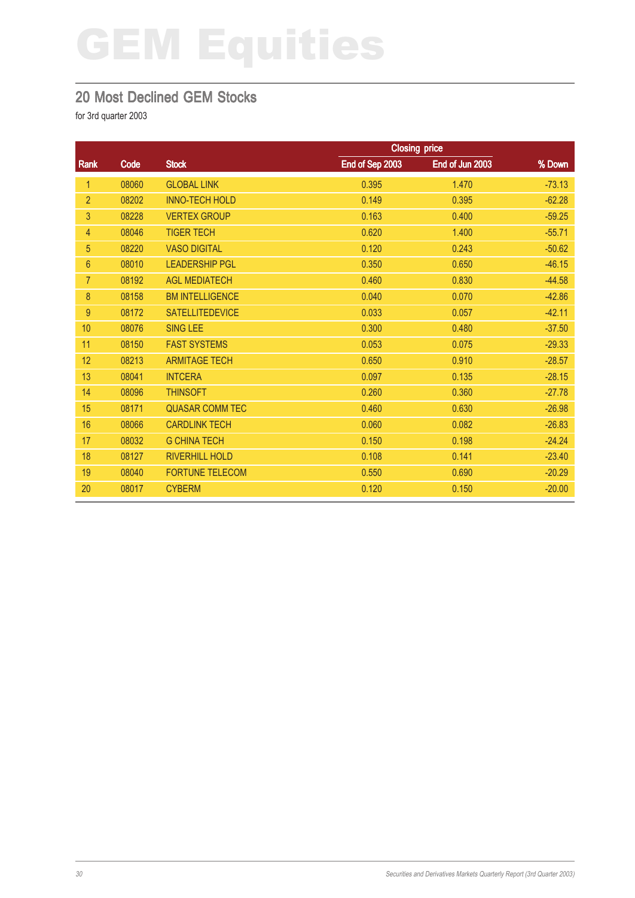# GEM Equities

## 20 Most Declined GEM Stocks

for 3rd quarter 2003

| | | | Closing price | | |
|---|---|---|---|---|---|
| Rank | Code | Stock | End of Sep 2003 | End of Jun 2003 | % Down |
| 1 | 08060 | GLOBAL LINK | 0.395 | 1.470 | -73.13 |
| 2 | 08202 | INNO-TECH HOLD | 0.149 | 0.395 | -62.28 |
| 3 | 08228 | VERTEX GROUP | 0.163 | 0.400 | -59.25 |
| 4 | 08046 | TIGER TECH | 0.620 | 1.400 | -55.71 |
| 5 | 08220 | VASO DIGITAL | 0.120 | 0.243 | -50.62 |
| 6 | 08010 | LEADERSHIP PGL | 0.350 | 0.650 | -46.15 |
| 7 | 08192 | AGL MEDIATECH | 0.460 | 0.830 | -44.58 |
| 8 | 08158 | BM INTELLIGENCE | 0.040 | 0.070 | -42.86 |
| 9 | 08172 | SATELLITEDEVICE | 0.033 | 0.057 | -42.11 |
| 10 | 08076 | SING LEE | 0.300 | 0.480 | -37.50 |
| 11 | 08150 | FAST SYSTEMS | 0.053 | 0.075 | -29.33 |
| 12 | 08213 | ARMITAGE TECH | 0.650 | 0.910 | -28.57 |
| 13 | 08041 | INTCERA | 0.097 | 0.135 | -28.15 |
| 14 | 08096 | THINSOFT | 0.260 | 0.360 | -27.78 |
| 15 | 08171 | QUASAR COMM TEC | 0.460 | 0.630 | -26.98 |
| 16 | 08066 | CARDLINK TECH | 0.060 | 0.082 | -26.83 |
| 17 | 08032 | G CHINA TECH | 0.150 | 0.198 | -24.24 |
| 18 | 08127 | RIVERHILL HOLD | 0.108 | 0.141 | -23.40 |
| 19 | 08040 | FORTUNE TELECOM | 0.550 | 0.690 | -20.29 |
| 20 | 08017 | CYBERM | 0.120 | 0.150 | -20.00 |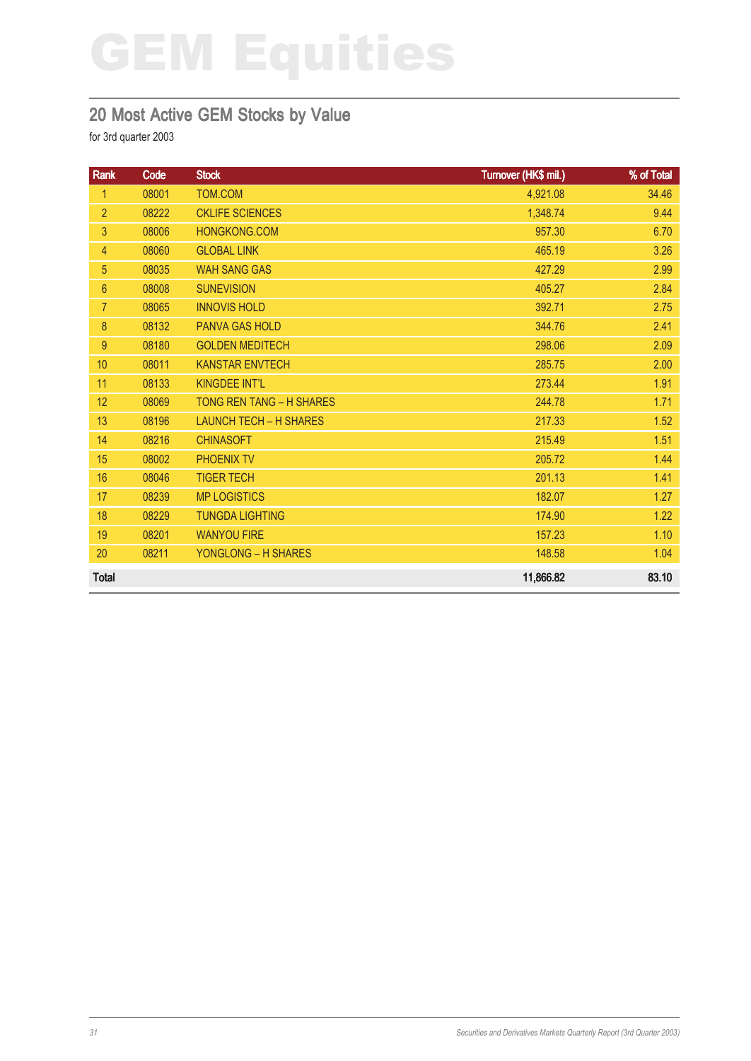# GEM Equities

## 20 Most Active GEM Stocks by Value

for 3rd quarter 2003

| Rank | Code | Stock | Turnover (HK$ mil.) | % of Total |
|---|---|---|---|---|
| 1 | 08001 | TOM.COM | 4,921.08 | 34.46 |
| 2 | 08222 | CKLIFE SCIENCES | 1,348.74 | 9.44 |
| 3 | 08006 | HONGKONG.COM | 957.30 | 6.70 |
| 4 | 08060 | GLOBAL LINK | 465.19 | 3.26 |
| 5 | 08035 | WAH SANG GAS | 427.29 | 2.99 |
| 6 | 08008 | SUNEVISION | 405.27 | 2.84 |
| 7 | 08065 | INNOVIS HOLD | 392.71 | 2.75 |
| 8 | 08132 | PANVA GAS HOLD | 344.76 | 2.41 |
| 9 | 08180 | GOLDEN MEDITECH | 298.06 | 2.09 |
| 10 | 08011 | KANSTAR ENVTECH | 285.75 | 2.00 |
| 11 | 08133 | KINGDEE INT'L | 273.44 | 1.91 |
| 12 | 08069 | TONG REN TANG – H SHARES | 244.78 | 1.71 |
| 13 | 08196 | LAUNCH TECH – H SHARES | 217.33 | 1.52 |
| 14 | 08216 | CHINASOFT | 215.49 | 1.51 |
| 15 | 08002 | PHOENIX TV | 205.72 | 1.44 |
| 16 | 08046 | TIGER TECH | 201.13 | 1.41 |
| 17 | 08239 | MP LOGISTICS | 182.07 | 1.27 |
| 18 | 08229 | TUNGDA LIGHTING | 174.90 | 1.22 |
| 19 | 08201 | WANYOU FIRE | 157.23 | 1.10 |
| 20 | 08211 | YONGLONG – H SHARES | 148.58 | 1.04 |
| **Total** | | | **11,866.82** | **83.10** |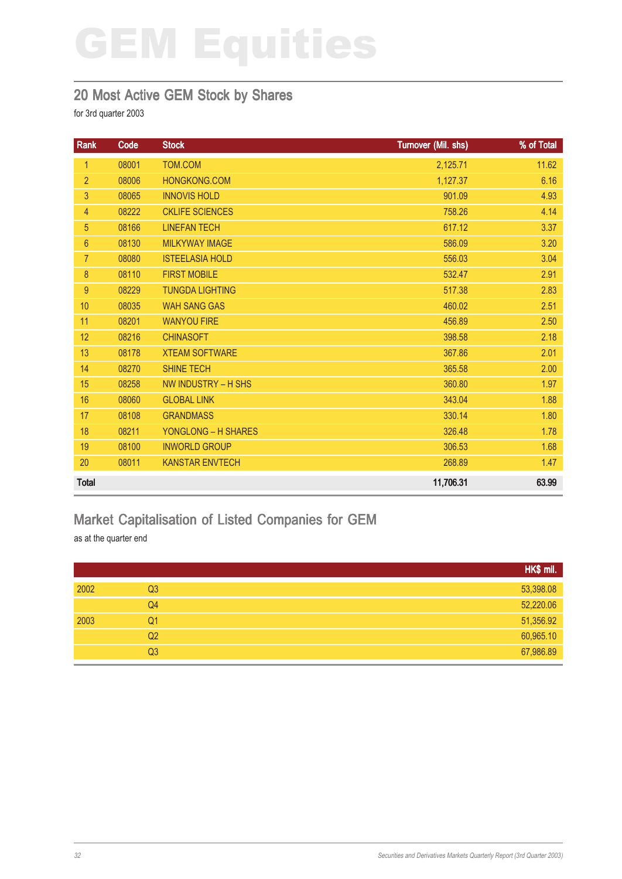# GEM Equities

## 20 Most Active GEM Stock by Shares

for 3rd quarter 2003

| Rank | Code | Stock | Turnover (Mil. shs) | % of Total |
|---|---|---|---|---|
| 1 | 08001 | TOM.COM | 2,125.71 | 11.62 |
| 2 | 08006 | HONGKONG.COM | 1,127.37 | 6.16 |
| 3 | 08065 | INNOVIS HOLD | 901.09 | 4.93 |
| 4 | 08222 | CKLIFE SCIENCES | 758.26 | 4.14 |
| 5 | 08166 | LINEFAN TECH | 617.12 | 3.37 |
| 6 | 08130 | MILKYWAY IMAGE | 586.09 | 3.20 |
| 7 | 08080 | ISTEELASIA HOLD | 556.03 | 3.04 |
| 8 | 08110 | FIRST MOBILE | 532.47 | 2.91 |
| 9 | 08229 | TUNGDA LIGHTING | 517.38 | 2.83 |
| 10 | 08035 | WAH SANG GAS | 460.02 | 2.51 |
| 11 | 08201 | WANYOU FIRE | 456.89 | 2.50 |
| 12 | 08216 | CHINASOFT | 398.58 | 2.18 |
| 13 | 08178 | XTEAM SOFTWARE | 367.86 | 2.01 |
| 14 | 08270 | SHINE TECH | 365.58 | 2.00 |
| 15 | 08258 | NW INDUSTRY – H SHS | 360.80 | 1.97 |
| 16 | 08060 | GLOBAL LINK | 343.04 | 1.88 |
| 17 | 08108 | GRANDMASS | 330.14 | 1.80 |
| 18 | 08211 | YONGLONG – H SHARES | 326.48 | 1.78 |
| 19 | 08100 | INWORLD GROUP | 306.53 | 1.68 |
| 20 | 08011 | KANSTAR ENVTECH | 268.89 | 1.47 |
| **Total** | | | **11,706.31** | **63.99** |

## Market Capitalisation of Listed Companies for GEM

as at the quarter end

| | | HK$ mil. |
|---|---|---|
| 2002 | Q3 | 53,398.08 |
| | Q4 | 52,220.06 |
| 2003 | Q1 | 51,356.92 |
| | Q2 | 60,965.10 |
| | Q3 | 67,986.89 |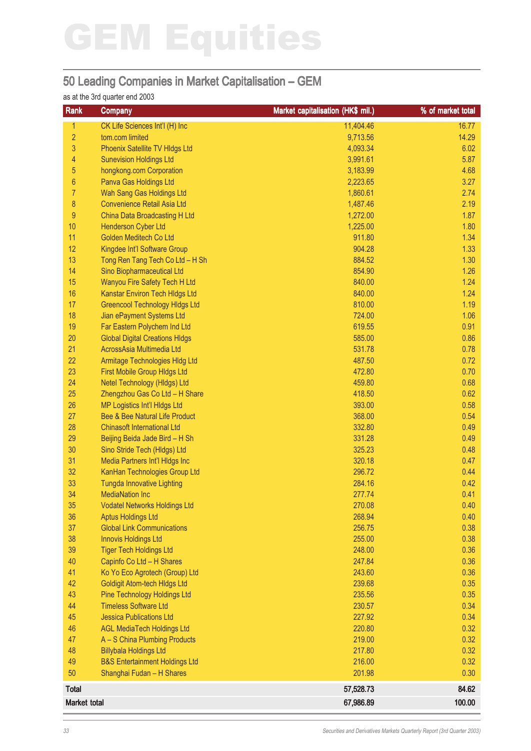# GEM Equities

## 50 Leading Companies in Market Capitalisation – GEM

as at the 3rd quarter end 2003

| Rank | Company | Market capitalisation (HK$ mil.) | % of market total |
|---|---|---|---|
| 1 | CK Life Sciences Int'l (H) Inc | 11,404.46 | 16.77 |
| 2 | tom.com limited | 9,713.56 | 14.29 |
| 3 | Phoenix Satellite TV Hldgs Ltd | 4,093.34 | 6.02 |
| 4 | Sunevision Holdings Ltd | 3,991.61 | 5.87 |
| 5 | hongkong.com Corporation | 3,183.99 | 4.68 |
| 6 | Panva Gas Holdings Ltd | 2,223.65 | 3.27 |
| 7 | Wah Sang Gas Holdings Ltd | 1,860.61 | 2.74 |
| 8 | Convenience Retail Asia Ltd | 1,487.46 | 2.19 |
| 9 | China Data Broadcasting H Ltd | 1,272.00 | 1.87 |
| 10 | Henderson Cyber Ltd | 1,225.00 | 1.80 |
| 11 | Golden Meditech Co Ltd | 911.80 | 1.34 |
| 12 | Kingdee Int'l Software Group | 904.28 | 1.33 |
| 13 | Tong Ren Tang Tech Co Ltd – H Sh | 884.52 | 1.30 |
| 14 | Sino Biopharmaceutical Ltd | 854.90 | 1.26 |
| 15 | Wanyou Fire Safety Tech H Ltd | 840.00 | 1.24 |
| 16 | Kanstar Environ Tech Hldgs Ltd | 840.00 | 1.24 |
| 17 | Greencool Technology Hldgs Ltd | 810.00 | 1.19 |
| 18 | Jian ePayment Systems Ltd | 724.00 | 1.06 |
| 19 | Far Eastern Polychem Ind Ltd | 619.55 | 0.91 |
| 20 | Global Digital Creations Hldgs | 585.00 | 0.86 |
| 21 | AcrossAsia Multimedia Ltd | 531.78 | 0.78 |
| 22 | Armitage Technologies Hldg Ltd | 487.50 | 0.72 |
| 23 | First Mobile Group Hldgs Ltd | 472.80 | 0.70 |
| 24 | Netel Technology (Hldgs) Ltd | 459.80 | 0.68 |
| 25 | Zhengzhou Gas Co Ltd – H Share | 418.50 | 0.62 |
| 26 | MP Logistics Int'l Hldgs Ltd | 393.00 | 0.58 |
| 27 | Bee & Bee Natural Life Product | 368.00 | 0.54 |
| 28 | Chinasoft International Ltd | 332.80 | 0.49 |
| 29 | Beijing Beida Jade Bird – H Sh | 331.28 | 0.49 |
| 30 | Sino Stride Tech (Hldgs) Ltd | 325.23 | 0.48 |
| 31 | Media Partners Int'l Hldgs Inc | 320.18 | 0.47 |
| 32 | KanHan Technologies Group Ltd | 296.72 | 0.44 |
| 33 | Tungda Innovative Lighting | 284.16 | 0.42 |
| 34 | MediaNation Inc | 277.74 | 0.41 |
| 35 | Vodatel Networks Holdings Ltd | 270.08 | 0.40 |
| 36 | Aptus Holdings Ltd | 268.94 | 0.40 |
| 37 | Global Link Communications | 256.75 | 0.38 |
| 38 | Innovis Holdings Ltd | 255.00 | 0.38 |
| 39 | Tiger Tech Holdings Ltd | 248.00 | 0.36 |
| 40 | Capinfo Co Ltd – H Shares | 247.84 | 0.36 |
| 41 | Ko Yo Eco Agrotech (Group) Ltd | 243.60 | 0.36 |
| 42 | Goldigit Atom-tech Hldgs Ltd | 239.68 | 0.35 |
| 43 | Pine Technology Holdings Ltd | 235.56 | 0.35 |
| 44 | Timeless Software Ltd | 230.57 | 0.34 |
| 45 | Jessica Publications Ltd | 227.92 | 0.34 |
| 46 | AGL MediaTech Holdings Ltd | 220.80 | 0.32 |
| 47 | A – S China Plumbing Products | 219.00 | 0.32 |
| 48 | Billybala Holdings Ltd | 217.80 | 0.32 |
| 49 | B&S Entertainment Holdings Ltd | 216.00 | 0.32 |
| 50 | Shanghai Fudan – H Shares | 201.98 | 0.30 |
| **Total** | | **57,528.73** | **84.62** |
| **Market total** | | **67,986.89** | **100.00** |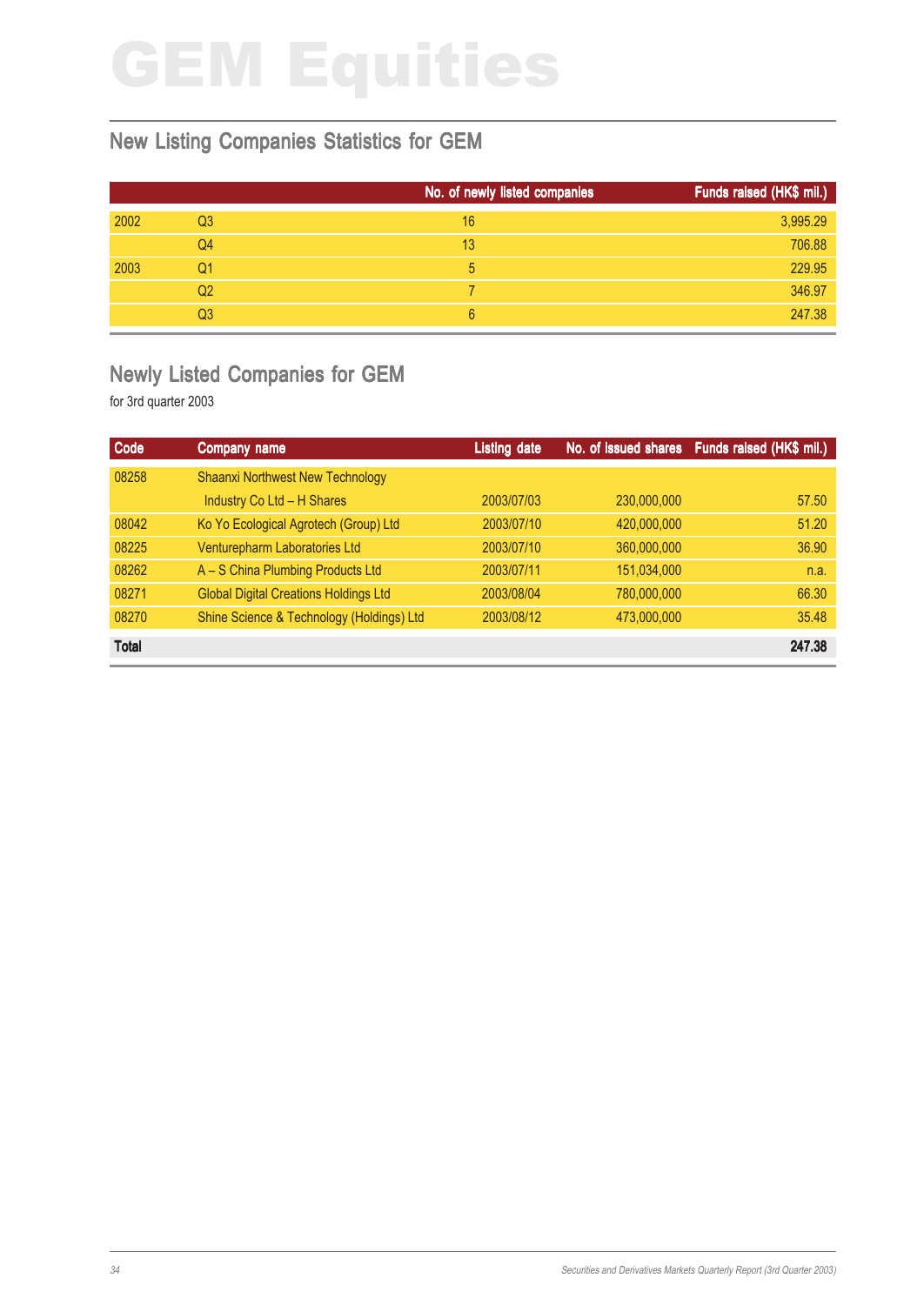# GEM Equities

## New Listing Companies Statistics for GEM

| | | No. of newly listed companies | Funds raised (HK$ mil.) |
|---|---|---|---|
| 2002 | Q3 | 16 | 3,995.29 |
| | Q4 | 13 | 706.88 |
| 2003 | Q1 | 5 | 229.95 |
| | Q2 | 7 | 346.97 |
| | Q3 | 6 | 247.38 |

## Newly Listed Companies for GEM

for 3rd quarter 2003

| Code | Company name | Listing date | No. of issued shares | Funds raised (HK$ mil.) |
|---|---|---|---|---|
| 08258 | Shaanxi Northwest New Technology Industry Co Ltd – H Shares | 2003/07/03 | 230,000,000 | 57.50 |
| 08042 | Ko Yo Ecological Agrotech (Group) Ltd | 2003/07/10 | 420,000,000 | 51.20 |
| 08225 | Venturepharm Laboratories Ltd | 2003/07/10 | 360,000,000 | 36.90 |
| 08262 | A – S China Plumbing Products Ltd | 2003/07/11 | 151,034,000 | n.a. |
| 08271 | Global Digital Creations Holdings Ltd | 2003/08/04 | 780,000,000 | 66.30 |
| 08270 | Shine Science & Technology (Holdings) Ltd | 2003/08/12 | 473,000,000 | 35.48 |
| **Total** | | | | **247.38** |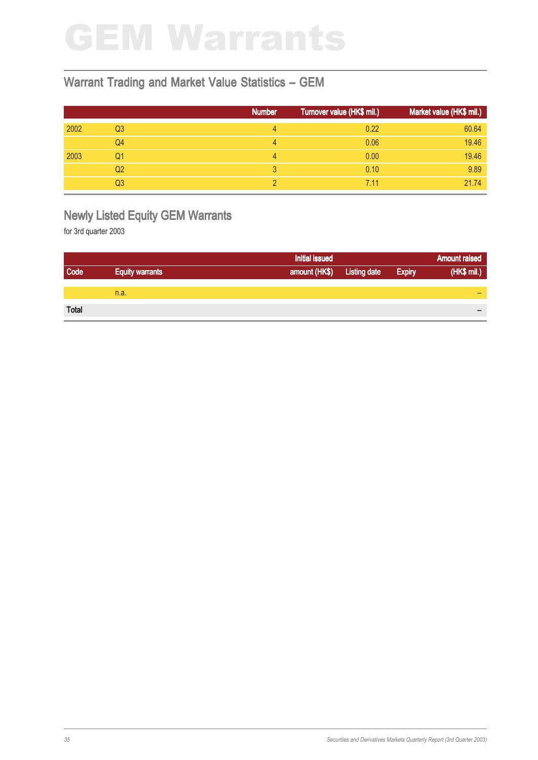# GEM Warrants

## Warrant Trading and Market Value Statistics – GEM

| | | Number | Turnover value (HK$ mil.) | Market value (HK$ mil.) |
|---|---|---|---|---|
| 2002 | Q3 | 4 | 0.22 | 60.64 |
| | Q4 | 4 | 0.06 | 19.46 |
| 2003 | Q1 | 4 | 0.00 | 19.46 |
| | Q2 | 3 | 0.10 | 9.89 |
| | Q3 | 2 | 7.11 | 21.74 |

## Newly Listed Equity GEM Warrants

for 3rd quarter 2003

| Code | Equity warrants | Initial issued amount (HK$) | Listing date | Expiry | Amount raised (HK$ mil.) |
|---|---|---|---|---|---|
| | n.a. | | | | – |
| **Total** | | | | | – |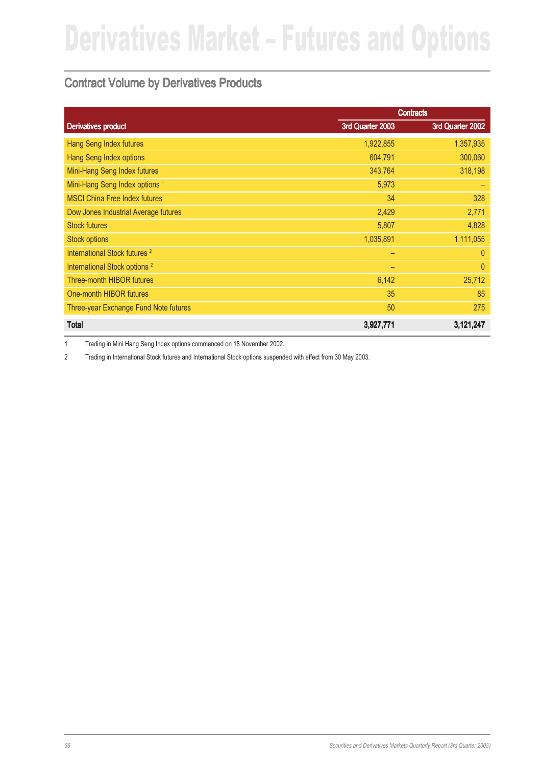# Derivatives Market – Futures and Options

## Contract Volume by Derivatives Products

| Derivatives product | Contracts | |
|---|---|---|
| | 3rd Quarter 2003 | 3rd Quarter 2002 |
| Hang Seng Index futures | 1,922,855 | 1,357,935 |
| Hang Seng Index options | 604,791 | 300,060 |
| Mini-Hang Seng Index futures | 343,764 | 318,198 |
| Mini-Hang Seng Index options [1] | 5,973 | – |
| MSCI China Free Index futures | 34 | 328 |
| Dow Jones Industrial Average futures | 2,429 | 2,771 |
| Stock futures | 5,807 | 4,828 |
| Stock options | 1,035,891 | 1,111,055 |
| International Stock futures [2] | – | 0 |
| International Stock options [2] | – | 0 |
| Three-month HIBOR futures | 6,142 | 25,712 |
| One-month HIBOR futures | 35 | 85 |
| Three-year Exchange Fund Note futures | 50 | 275 |
| **Total** | **3,927,771** | **3,121,247** |

1 Trading in Mini Hang Seng Index options commenced on 18 November 2002.

2 Trading in International Stock futures and International Stock options suspended with effect from 30 May 2003.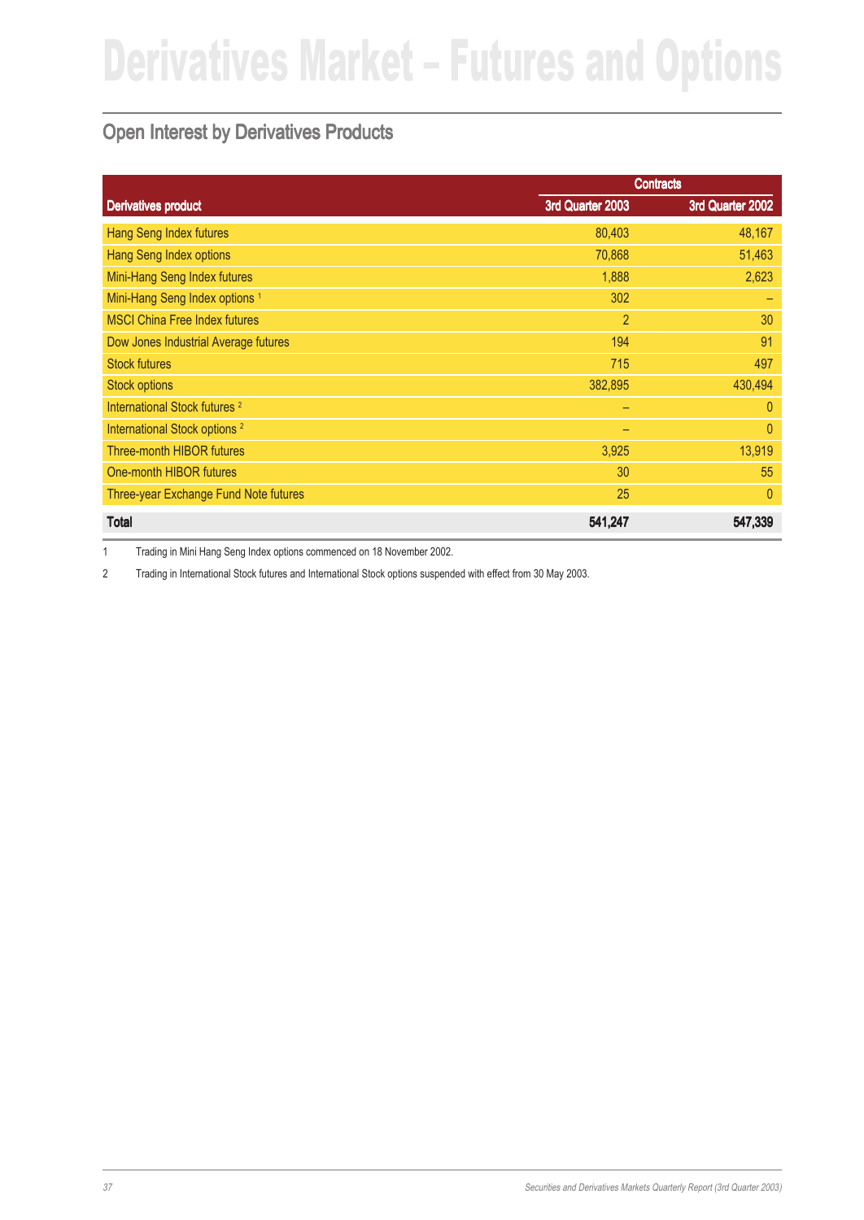# Derivatives Market – Futures and Options

## Open Interest by Derivatives Products

| Derivatives product | Contracts | |
|---|---|---|
| | 3rd Quarter 2003 | 3rd Quarter 2002 |
| Hang Seng Index futures | 80,403 | 48,167 |
| Hang Seng Index options | 70,868 | 51,463 |
| Mini-Hang Seng Index futures | 1,888 | 2,623 |
| Mini-Hang Seng Index options [1] | 302 | – |
| MSCI China Free Index futures | 2 | 30 |
| Dow Jones Industrial Average futures | 194 | 91 |
| Stock futures | 715 | 497 |
| Stock options | 382,895 | 430,494 |
| International Stock futures [2] | – | 0 |
| International Stock options [2] | – | 0 |
| Three-month HIBOR futures | 3,925 | 13,919 |
| One-month HIBOR futures | 30 | 55 |
| Three-year Exchange Fund Note futures | 25 | 0 |
| **Total** | **541,247** | **547,339** |

1 Trading in Mini Hang Seng Index options commenced on 18 November 2002.

2 Trading in International Stock futures and International Stock options suspended with effect from 30 May 2003.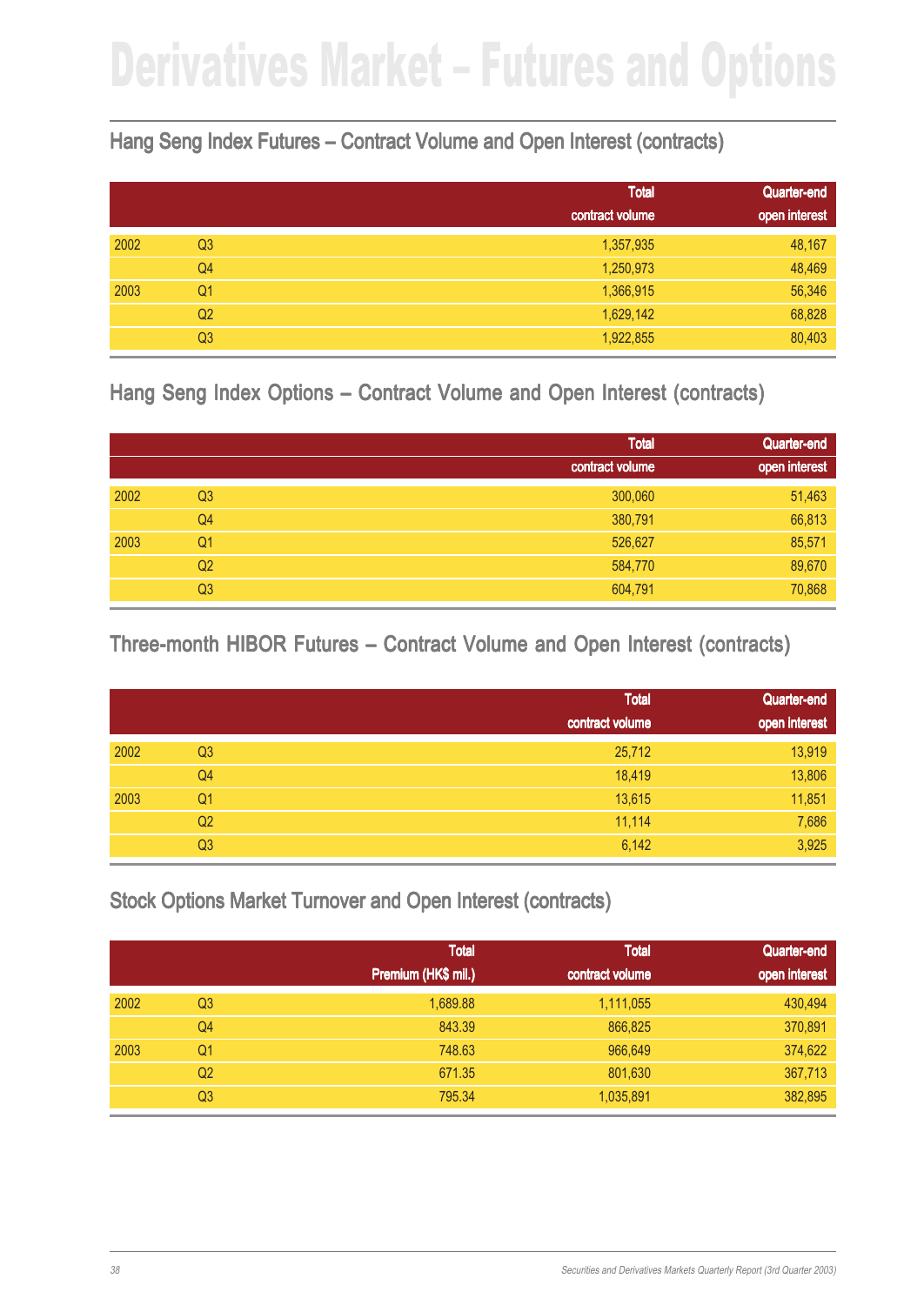# Derivatives Market – Futures and Options

## Hang Seng Index Futures – Contract Volume and Open Interest (contracts)

| | | Total contract volume | Quarter-end open interest |
|---|---|---|---|
| 2002 | Q3 | 1,357,935 | 48,167 |
| | Q4 | 1,250,973 | 48,469 |
| 2003 | Q1 | 1,366,915 | 56,346 |
| | Q2 | 1,629,142 | 68,828 |
| | Q3 | 1,922,855 | 80,403 |

## Hang Seng Index Options – Contract Volume and Open Interest (contracts)

| | | Total contract volume | Quarter-end open interest |
|---|---|---|---|
| 2002 | Q3 | 300,060 | 51,463 |
| | Q4 | 380,791 | 66,813 |
| 2003 | Q1 | 526,627 | 85,571 |
| | Q2 | 584,770 | 89,670 |
| | Q3 | 604,791 | 70,868 |

## Three-month HIBOR Futures – Contract Volume and Open Interest (contracts)

| | | Total contract volume | Quarter-end open interest |
|---|---|---|---|
| 2002 | Q3 | 25,712 | 13,919 |
| | Q4 | 18,419 | 13,806 |
| 2003 | Q1 | 13,615 | 11,851 |
| | Q2 | 11,114 | 7,686 |
| | Q3 | 6,142 | 3,925 |

## Stock Options Market Turnover and Open Interest (contracts)

| | | Total Premium (HK$ mil.) | Total contract volume | Quarter-end open interest |
|---|---|---|---|---|
| 2002 | Q3 | 1,689.88 | 1,111,055 | 430,494 |
| | Q4 | 843.39 | 866,825 | 370,891 |
| 2003 | Q1 | 748.63 | 966,649 | 374,622 |
| | Q2 | 671.35 | 801,630 | 367,713 |
| | Q3 | 795.34 | 1,035,891 | 382,895 |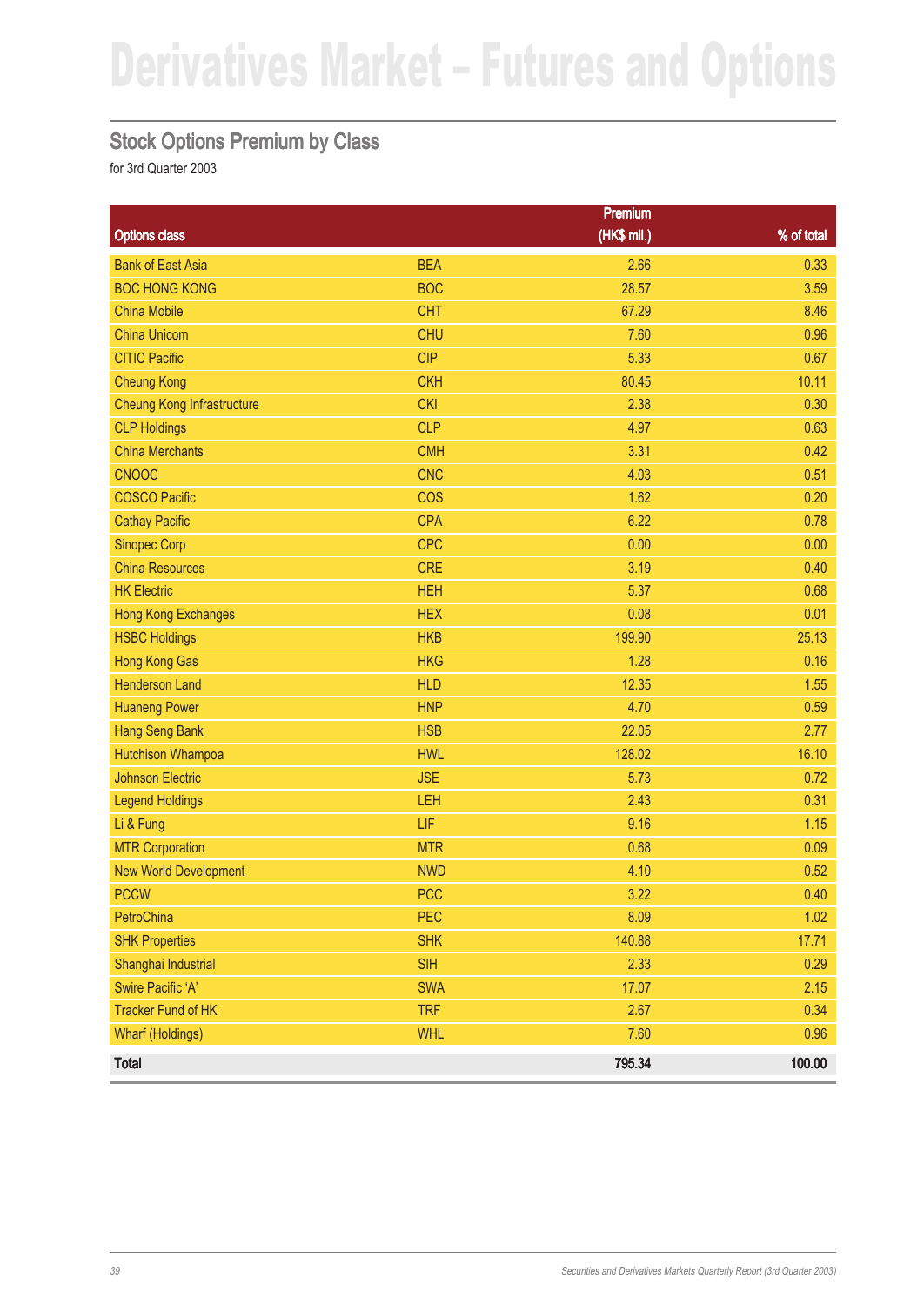# Derivatives Market – Futures and Options

## Stock Options Premium by Class

for 3rd Quarter 2003

| Options class | | Premium (HK$ mil.) | % of total |
|---|---|---|---|
| Bank of East Asia | BEA | 2.66 | 0.33 |
| BOC HONG KONG | BOC | 28.57 | 3.59 |
| China Mobile | CHT | 67.29 | 8.46 |
| China Unicom | CHU | 7.60 | 0.96 |
| CITIC Pacific | CIP | 5.33 | 0.67 |
| Cheung Kong | CKH | 80.45 | 10.11 |
| Cheung Kong Infrastructure | CKI | 2.38 | 0.30 |
| CLP Holdings | CLP | 4.97 | 0.63 |
| China Merchants | CMH | 3.31 | 0.42 |
| CNOOC | CNC | 4.03 | 0.51 |
| COSCO Pacific | COS | 1.62 | 0.20 |
| Cathay Pacific | CPA | 6.22 | 0.78 |
| Sinopec Corp | CPC | 0.00 | 0.00 |
| China Resources | CRE | 3.19 | 0.40 |
| HK Electric | HEH | 5.37 | 0.68 |
| Hong Kong Exchanges | HEX | 0.08 | 0.01 |
| HSBC Holdings | HKB | 199.90 | 25.13 |
| Hong Kong Gas | HKG | 1.28 | 0.16 |
| Henderson Land | HLD | 12.35 | 1.55 |
| Huaneng Power | HNP | 4.70 | 0.59 |
| Hang Seng Bank | HSB | 22.05 | 2.77 |
| Hutchison Whampoa | HWL | 128.02 | 16.10 |
| Johnson Electric | JSE | 5.73 | 0.72 |
| Legend Holdings | LEH | 2.43 | 0.31 |
| Li & Fung | LIF | 9.16 | 1.15 |
| MTR Corporation | MTR | 0.68 | 0.09 |
| New World Development | NWD | 4.10 | 0.52 |
| PCCW | PCC | 3.22 | 0.40 |
| PetroChina | PEC | 8.09 | 1.02 |
| SHK Properties | SHK | 140.88 | 17.71 |
| Shanghai Industrial | SIH | 2.33 | 0.29 |
| Swire Pacific 'A' | SWA | 17.07 | 2.15 |
| Tracker Fund of HK | TRF | 2.67 | 0.34 |
| Wharf (Holdings) | WHL | 7.60 | 0.96 |
| **Total** | | **795.34** | **100.00** |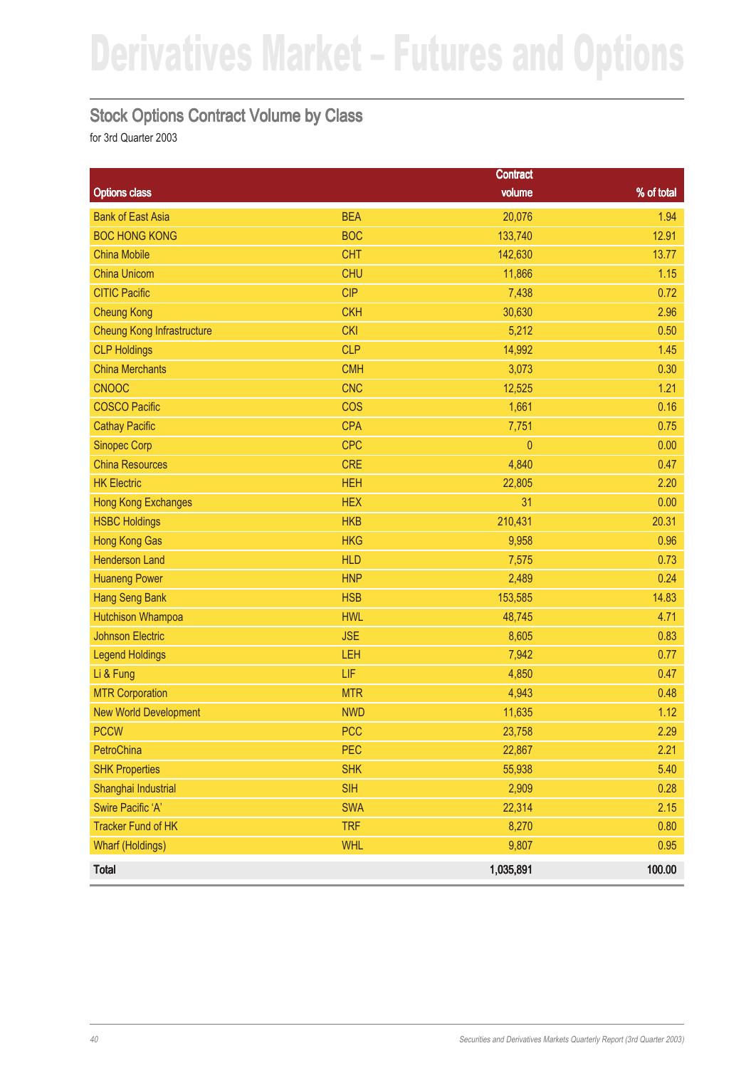# Derivatives Market – Futures and Options

## Stock Options Contract Volume by Class

for 3rd Quarter 2003

| Options class | | Contract volume | % of total |
|---|---|---|---|
| Bank of East Asia | BEA | 20,076 | 1.94 |
| BOC HONG KONG | BOC | 133,740 | 12.91 |
| China Mobile | CHT | 142,630 | 13.77 |
| China Unicom | CHU | 11,866 | 1.15 |
| CITIC Pacific | CIP | 7,438 | 0.72 |
| Cheung Kong | CKH | 30,630 | 2.96 |
| Cheung Kong Infrastructure | CKI | 5,212 | 0.50 |
| CLP Holdings | CLP | 14,992 | 1.45 |
| China Merchants | CMH | 3,073 | 0.30 |
| CNOOC | CNC | 12,525 | 1.21 |
| COSCO Pacific | COS | 1,661 | 0.16 |
| Cathay Pacific | CPA | 7,751 | 0.75 |
| Sinopec Corp | CPC | 0 | 0.00 |
| China Resources | CRE | 4,840 | 0.47 |
| HK Electric | HEH | 22,805 | 2.20 |
| Hong Kong Exchanges | HEX | 31 | 0.00 |
| HSBC Holdings | HKB | 210,431 | 20.31 |
| Hong Kong Gas | HKG | 9,958 | 0.96 |
| Henderson Land | HLD | 7,575 | 0.73 |
| Huaneng Power | HNP | 2,489 | 0.24 |
| Hang Seng Bank | HSB | 153,585 | 14.83 |
| Hutchison Whampoa | HWL | 48,745 | 4.71 |
| Johnson Electric | JSE | 8,605 | 0.83 |
| Legend Holdings | LEH | 7,942 | 0.77 |
| Li & Fung | LIF | 4,850 | 0.47 |
| MTR Corporation | MTR | 4,943 | 0.48 |
| New World Development | NWD | 11,635 | 1.12 |
| PCCW | PCC | 23,758 | 2.29 |
| PetroChina | PEC | 22,867 | 2.21 |
| SHK Properties | SHK | 55,938 | 5.40 |
| Shanghai Industrial | SIH | 2,909 | 0.28 |
| Swire Pacific 'A' | SWA | 22,314 | 2.15 |
| Tracker Fund of HK | TRF | 8,270 | 0.80 |
| Wharf (Holdings) | WHL | 9,807 | 0.95 |
| **Total** | | **1,035,891** | **100.00** |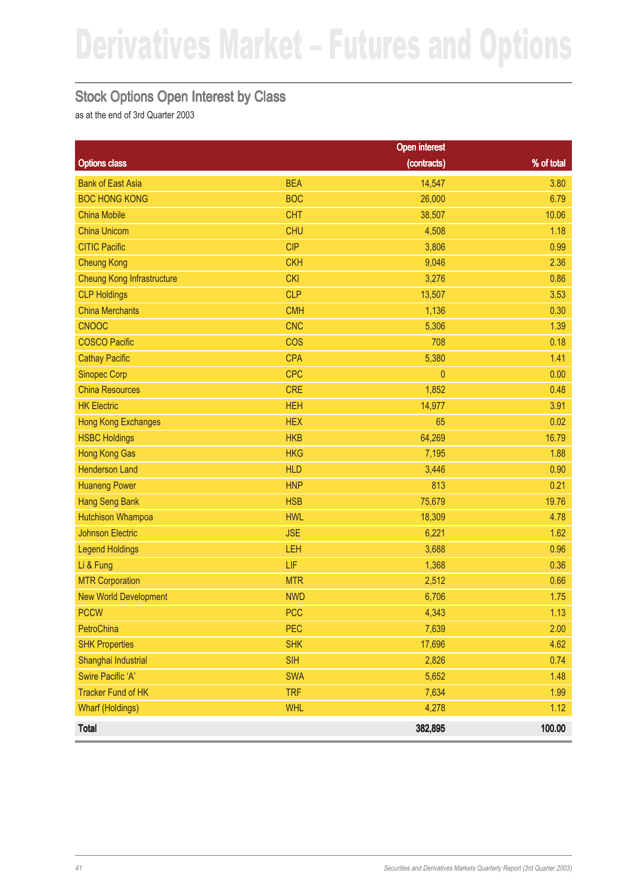# Derivatives Market – Futures and Options

## Stock Options Open Interest by Class

as at the end of 3rd Quarter 2003

| Options class | | Open interest (contracts) | % of total |
|---|---|---|---|
| Bank of East Asia | BEA | 14,547 | 3.80 |
| BOC HONG KONG | BOC | 26,000 | 6.79 |
| China Mobile | CHT | 38,507 | 10.06 |
| China Unicom | CHU | 4,508 | 1.18 |
| CITIC Pacific | CIP | 3,806 | 0.99 |
| Cheung Kong | CKH | 9,046 | 2.36 |
| Cheung Kong Infrastructure | CKI | 3,276 | 0.86 |
| CLP Holdings | CLP | 13,507 | 3.53 |
| China Merchants | CMH | 1,136 | 0.30 |
| CNOOC | CNC | 5,306 | 1.39 |
| COSCO Pacific | COS | 708 | 0.18 |
| Cathay Pacific | CPA | 5,380 | 1.41 |
| Sinopec Corp | CPC | 0 | 0.00 |
| China Resources | CRE | 1,852 | 0.48 |
| HK Electric | HEH | 14,977 | 3.91 |
| Hong Kong Exchanges | HEX | 65 | 0.02 |
| HSBC Holdings | HKB | 64,269 | 16.79 |
| Hong Kong Gas | HKG | 7,195 | 1.88 |
| Henderson Land | HLD | 3,446 | 0.90 |
| Huaneng Power | HNP | 813 | 0.21 |
| Hang Seng Bank | HSB | 75,679 | 19.76 |
| Hutchison Whampoa | HWL | 18,309 | 4.78 |
| Johnson Electric | JSE | 6,221 | 1.62 |
| Legend Holdings | LEH | 3,688 | 0.96 |
| Li & Fung | LIF | 1,368 | 0.36 |
| MTR Corporation | MTR | 2,512 | 0.66 |
| New World Development | NWD | 6,706 | 1.75 |
| PCCW | PCC | 4,343 | 1.13 |
| PetroChina | PEC | 7,639 | 2.00 |
| SHK Properties | SHK | 17,696 | 4.62 |
| Shanghai Industrial | SIH | 2,826 | 0.74 |
| Swire Pacific 'A' | SWA | 5,652 | 1.48 |
| Tracker Fund of HK | TRF | 7,634 | 1.99 |
| Wharf (Holdings) | WHL | 4,278 | 1.12 |
| **Total** | | **382,895** | **100.00** |